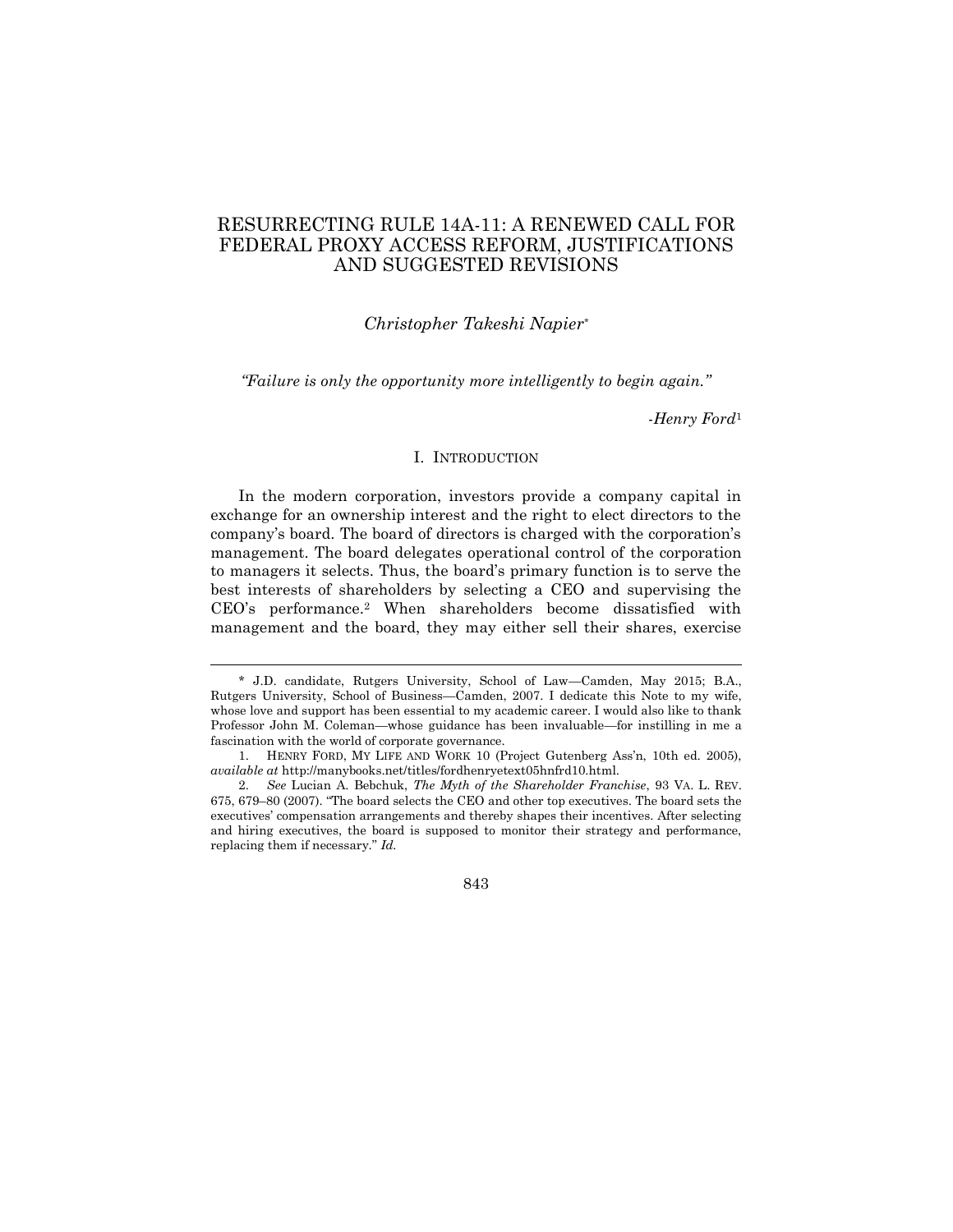# RESURRECTING RULE 14A-11: A RENEWED CALL FOR FEDERAL PROXY ACCESS REFORM, JUSTIFICATIONS AND SUGGESTED REVISIONS

*Christopher Takeshi Napier*[*]

*"Failure is only the opportunity more intelligently to begin again."*

*-Henry Ford*[1]

## I. INTRODUCTION

In the modern corporation, investors provide a company capital in exchange for an ownership interest and the right to elect directors to the company's board. The board of directors is charged with the corporation's management. The board delegates operational control of the corporation to managers it selects. Thus, the board's primary function is to serve the best interests of shareholders by selecting a CEO and supervising the CEO's performance.[2] When shareholders become dissatisfied with management and the board, they may either sell their shares, exercise

---

\* J.D. candidate, Rutgers University, School of Law—Camden, May 2015; B.A., Rutgers University, School of Business—Camden, 2007. I dedicate this Note to my wife, whose love and support has been essential to my academic career. I would also like to thank Professor John M. Coleman—whose guidance has been invaluable—for instilling in me a fascination with the world of corporate governance.

1. HENRY FORD, MY LIFE AND WORK 10 (Project Gutenberg Ass'n, 10th ed. 2005), *available at* http://manybooks.net/titles/fordhenryetext05hnfrd10.html.

2. *See* Lucian A. Bebchuk, *The Myth of the Shareholder Franchise*, 93 VA. L. REV. 675, 679–80 (2007). "The board selects the CEO and other top executives. The board sets the executives' compensation arrangements and thereby shapes their incentives. After selecting and hiring executives, the board is supposed to monitor their strategy and performance, replacing them if necessary." *Id.*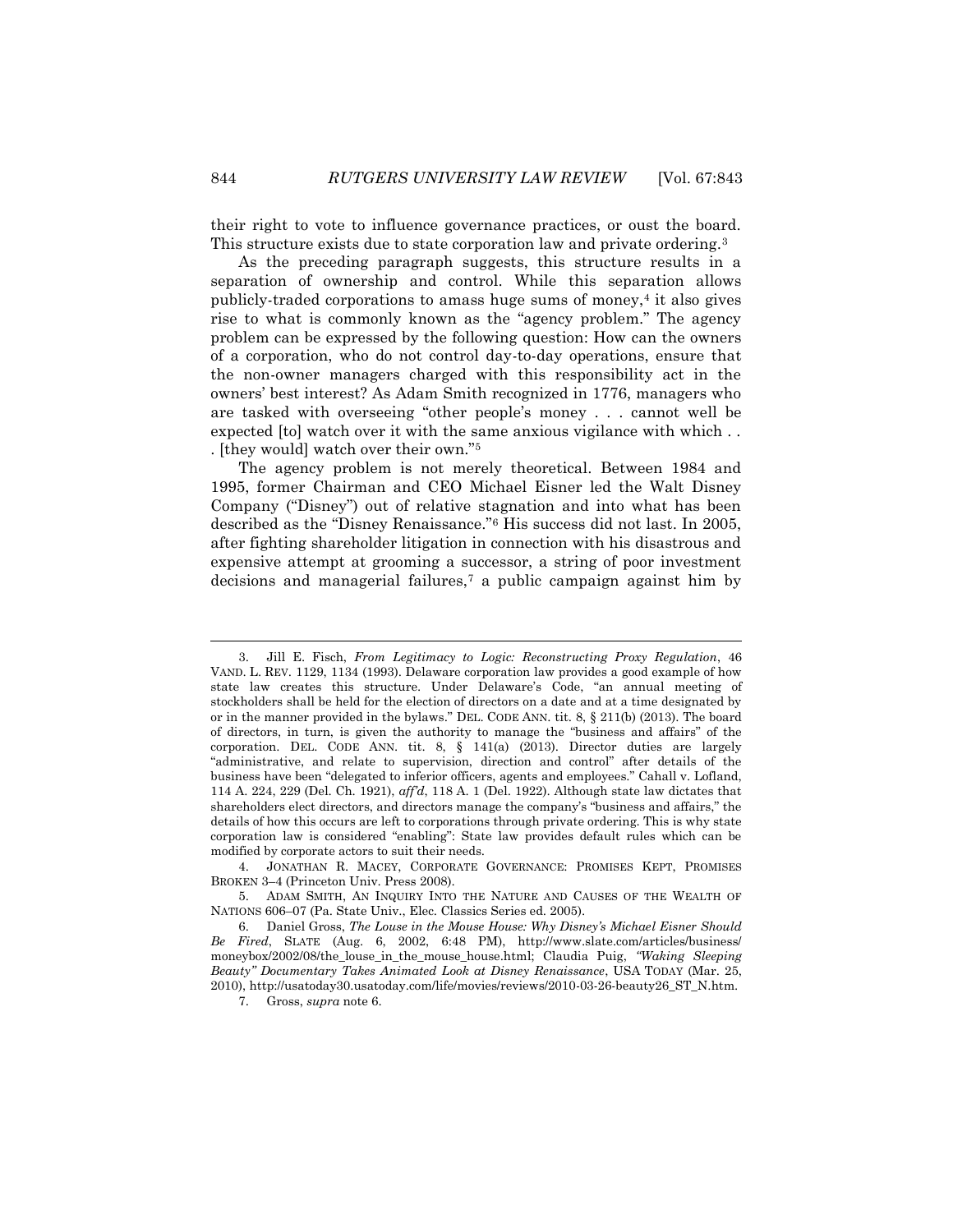their right to vote to influence governance practices, or oust the board. This structure exists due to state corporation law and private ordering.[3]

As the preceding paragraph suggests, this structure results in a separation of ownership and control. While this separation allows publicly-traded corporations to amass huge sums of money,[4] it also gives rise to what is commonly known as the "agency problem." The agency problem can be expressed by the following question: How can the owners of a corporation, who do not control day-to-day operations, ensure that the non-owner managers charged with this responsibility act in the owners' best interest? As Adam Smith recognized in 1776, managers who are tasked with overseeing "other people's money . . . cannot well be expected [to] watch over it with the same anxious vigilance with which . . . [they would] watch over their own."[5]

The agency problem is not merely theoretical. Between 1984 and 1995, former Chairman and CEO Michael Eisner led the Walt Disney Company ("Disney") out of relative stagnation and into what has been described as the "Disney Renaissance."[6] His success did not last. In 2005, after fighting shareholder litigation in connection with his disastrous and expensive attempt at grooming a successor, a string of poor investment decisions and managerial failures,[7] a public campaign against him by

---

3. Jill E. Fisch, *From Legitimacy to Logic: Reconstructing Proxy Regulation*, 46 VAND. L. REV. 1129, 1134 (1993). Delaware corporation law provides a good example of how state law creates this structure. Under Delaware's Code, "an annual meeting of stockholders shall be held for the election of directors on a date and at a time designated by or in the manner provided in the bylaws." DEL. CODE ANN. tit. 8, § 211(b) (2013). The board of directors, in turn, is given the authority to manage the "business and affairs" of the corporation. DEL. CODE ANN. tit. 8, § 141(a) (2013). Director duties are largely "administrative, and relate to supervision, direction and control" after details of the business have been "delegated to inferior officers, agents and employees." Cahall v. Lofland, 114 A. 224, 229 (Del. Ch. 1921), *aff'd*, 118 A. 1 (Del. 1922). Although state law dictates that shareholders elect directors, and directors manage the company's "business and affairs," the details of how this occurs are left to corporations through private ordering. This is why state corporation law is considered "enabling": State law provides default rules which can be modified by corporate actors to suit their needs.

4. JONATHAN R. MACEY, CORPORATE GOVERNANCE: PROMISES KEPT, PROMISES BROKEN 3–4 (Princeton Univ. Press 2008).

5. ADAM SMITH, AN INQUIRY INTO THE NATURE AND CAUSES OF THE WEALTH OF NATIONS 606–07 (Pa. State Univ., Elec. Classics Series ed. 2005).

6. Daniel Gross, *The Louse in the Mouse House: Why Disney's Michael Eisner Should Be Fired*, SLATE (Aug. 6, 2002, 6:48 PM), http://www.slate.com/articles/business/moneybox/2002/08/the_louse_in_the_mouse_house.html; Claudia Puig, *"Waking Sleeping Beauty" Documentary Takes Animated Look at Disney Renaissance*, USA TODAY (Mar. 25, 2010), http://usatoday30.usatoday.com/life/movies/reviews/2010-03-26-beauty26_ST_N.htm.

7. Gross, *supra* note 6.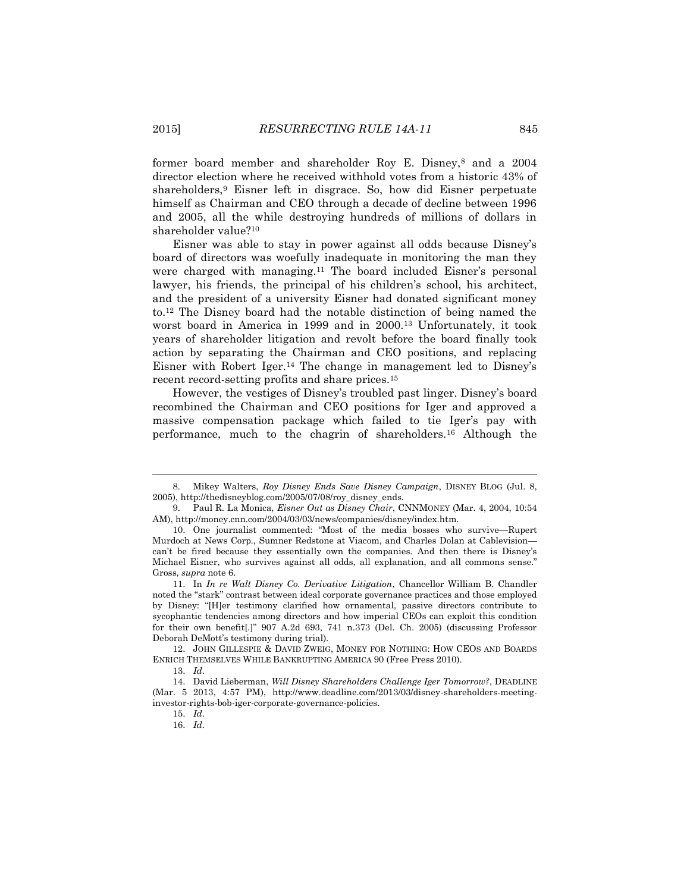former board member and shareholder Roy E. Disney,[8] and a 2004 director election where he received withhold votes from a historic 43% of shareholders,[9] Eisner left in disgrace. So, how did Eisner perpetuate himself as Chairman and CEO through a decade of decline between 1996 and 2005, all the while destroying hundreds of millions of dollars in shareholder value?[10]

Eisner was able to stay in power against all odds because Disney's board of directors was woefully inadequate in monitoring the man they were charged with managing.[11] The board included Eisner's personal lawyer, his friends, the principal of his children's school, his architect, and the president of a university Eisner had donated significant money to.[12] The Disney board had the notable distinction of being named the worst board in America in 1999 and in 2000.[13] Unfortunately, it took years of shareholder litigation and revolt before the board finally took action by separating the Chairman and CEO positions, and replacing Eisner with Robert Iger.[14] The change in management led to Disney's recent record-setting profits and share prices.[15]

However, the vestiges of Disney's troubled past linger. Disney's board recombined the Chairman and CEO positions for Iger and approved a massive compensation package which failed to tie Iger's pay with performance, much to the chagrin of shareholders.[16] Although the

---

8. Mikey Walters, *Roy Disney Ends Save Disney Campaign*, DISNEY BLOG (Jul. 8, 2005), http://thedisneyblog.com/2005/07/08/roy_disney_ends.

9. Paul R. La Monica, *Eisner Out as Disney Chair*, CNNMONEY (Mar. 4, 2004, 10:54 AM), http://money.cnn.com/2004/03/03/news/companies/disney/index.htm.

10. One journalist commented: "Most of the media bosses who survive—Rupert Murdoch at News Corp., Sumner Redstone at Viacom, and Charles Dolan at Cablevision—can't be fired because they essentially own the companies. And then there is Disney's Michael Eisner, who survives against all odds, all explanation, and all commons sense." Gross, *supra* note 6.

11. In *In re Walt Disney Co. Derivative Litigation*, Chancellor William B. Chandler noted the "stark" contrast between ideal corporate governance practices and those employed by Disney: "[H]er testimony clarified how ornamental, passive directors contribute to sycophantic tendencies among directors and how imperial CEOs can exploit this condition for their own benefit[.]" 907 A.2d 693, 741 n.373 (Del. Ch. 2005) (discussing Professor Deborah DeMott's testimony during trial).

12. JOHN GILLESPIE & DAVID ZWEIG, MONEY FOR NOTHING: HOW CEOS AND BOARDS ENRICH THEMSELVES WHILE BANKRUPTING AMERICA 90 (Free Press 2010).

13. *Id.*

14. David Lieberman, *Will Disney Shareholders Challenge Iger Tomorrow?*, DEADLINE (Mar. 5 2013, 4:57 PM), http://www.deadline.com/2013/03/disney-shareholders-meeting-investor-rights-bob-iger-corporate-governance-policies.

15. *Id.*

16. *Id.*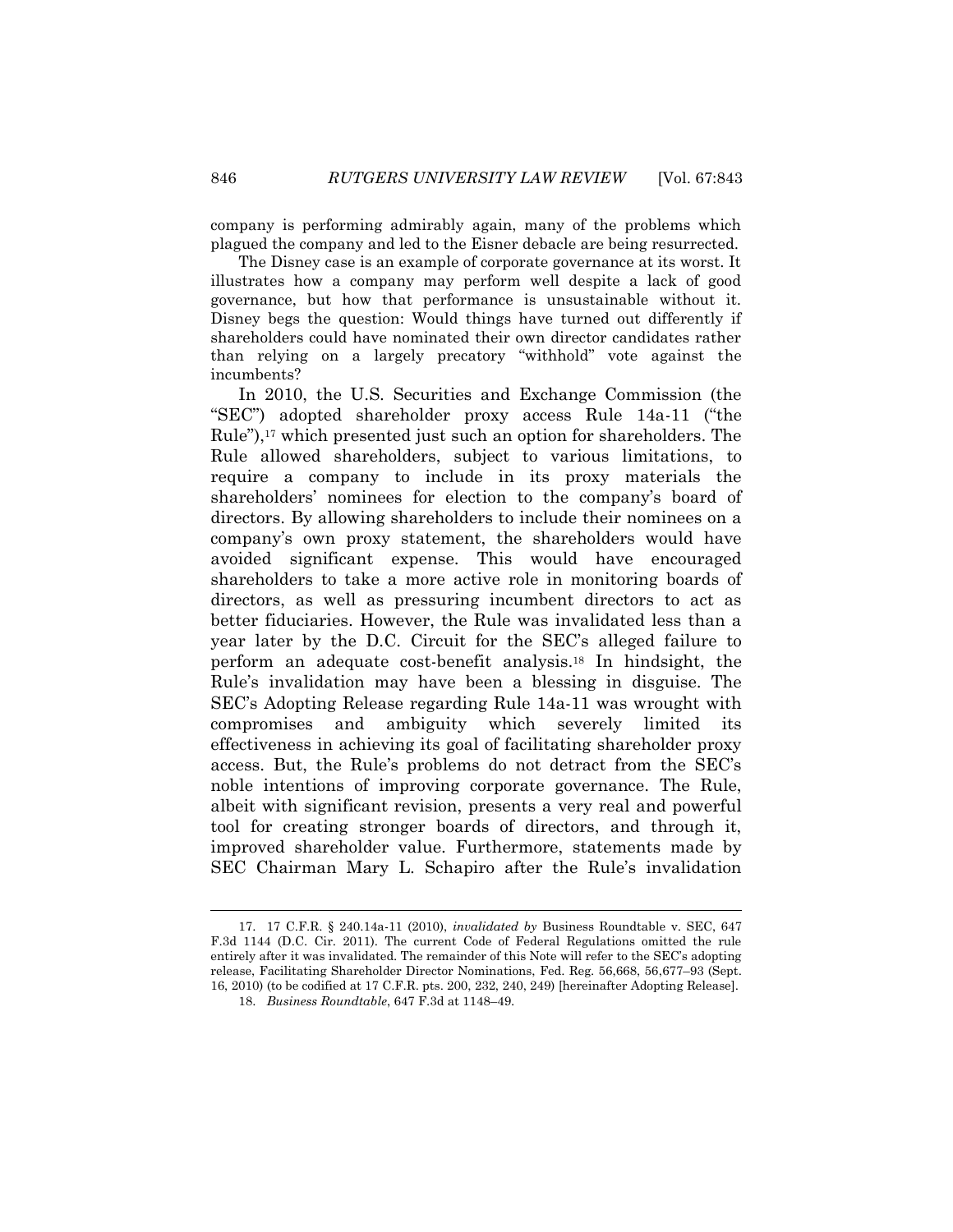company is performing admirably again, many of the problems which plagued the company and led to the Eisner debacle are being resurrected.

The Disney case is an example of corporate governance at its worst. It illustrates how a company may perform well despite a lack of good governance, but how that performance is unsustainable without it. Disney begs the question: Would things have turned out differently if shareholders could have nominated their own director candidates rather than relying on a largely precatory "withhold" vote against the incumbents?

In 2010, the U.S. Securities and Exchange Commission (the "SEC") adopted shareholder proxy access Rule 14a-11 ("the Rule"),[17] which presented just such an option for shareholders. The Rule allowed shareholders, subject to various limitations, to require a company to include in its proxy materials the shareholders' nominees for election to the company's board of directors. By allowing shareholders to include their nominees on a company's own proxy statement, the shareholders would have avoided significant expense. This would have encouraged shareholders to take a more active role in monitoring boards of directors, as well as pressuring incumbent directors to act as better fiduciaries. However, the Rule was invalidated less than a year later by the D.C. Circuit for the SEC's alleged failure to perform an adequate cost-benefit analysis.[18] In hindsight, the Rule's invalidation may have been a blessing in disguise. The SEC's Adopting Release regarding Rule 14a-11 was wrought with compromises and ambiguity which severely limited its effectiveness in achieving its goal of facilitating shareholder proxy access. But, the Rule's problems do not detract from the SEC's noble intentions of improving corporate governance. The Rule, albeit with significant revision, presents a very real and powerful tool for creating stronger boards of directors, and through it, improved shareholder value. Furthermore, statements made by SEC Chairman Mary L. Schapiro after the Rule's invalidation

---

17. 17 C.F.R. § 240.14a-11 (2010), *invalidated by* Business Roundtable v. SEC, 647 F.3d 1144 (D.C. Cir. 2011). The current Code of Federal Regulations omitted the rule entirely after it was invalidated. The remainder of this Note will refer to the SEC's adopting release, Facilitating Shareholder Director Nominations, Fed. Reg. 56,668, 56,677–93 (Sept. 16, 2010) (to be codified at 17 C.F.R. pts. 200, 232, 240, 249) [hereinafter Adopting Release].

18. *Business Roundtable*, 647 F.3d at 1148–49.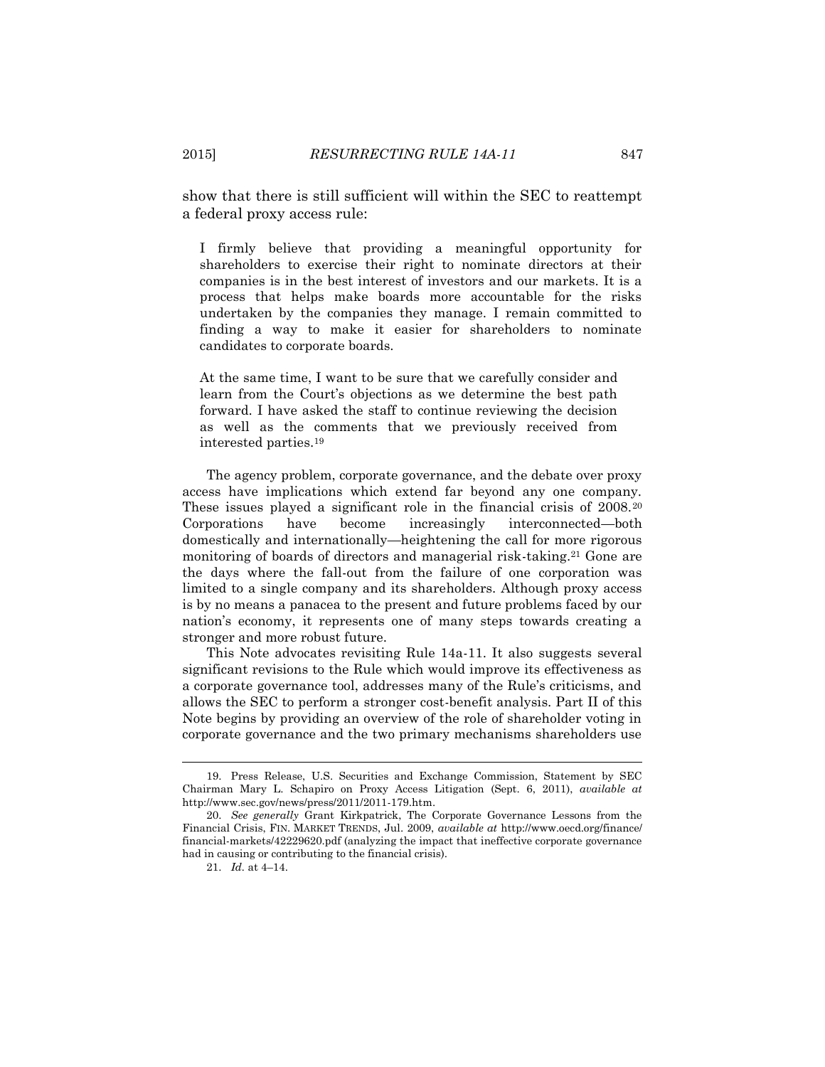show that there is still sufficient will within the SEC to reattempt a federal proxy access rule:

> I firmly believe that providing a meaningful opportunity for shareholders to exercise their right to nominate directors at their companies is in the best interest of investors and our markets. It is a process that helps make boards more accountable for the risks undertaken by the companies they manage. I remain committed to finding a way to make it easier for shareholders to nominate candidates to corporate boards.
>
> At the same time, I want to be sure that we carefully consider and learn from the Court's objections as we determine the best path forward. I have asked the staff to continue reviewing the decision as well as the comments that we previously received from interested parties.[19]

The agency problem, corporate governance, and the debate over proxy access have implications which extend far beyond any one company. These issues played a significant role in the financial crisis of 2008.[20] Corporations have become increasingly interconnected—both domestically and internationally—heightening the call for more rigorous monitoring of boards of directors and managerial risk-taking.[21] Gone are the days where the fall-out from the failure of one corporation was limited to a single company and its shareholders. Although proxy access is by no means a panacea to the present and future problems faced by our nation's economy, it represents one of many steps towards creating a stronger and more robust future.

This Note advocates revisiting Rule 14a-11. It also suggests several significant revisions to the Rule which would improve its effectiveness as a corporate governance tool, addresses many of the Rule's criticisms, and allows the SEC to perform a stronger cost-benefit analysis. Part II of this Note begins by providing an overview of the role of shareholder voting in corporate governance and the two primary mechanisms shareholders use

---

19. Press Release, U.S. Securities and Exchange Commission, Statement by SEC Chairman Mary L. Schapiro on Proxy Access Litigation (Sept. 6, 2011), *available at* http://www.sec.gov/news/press/2011/2011-179.htm.

20. *See generally* Grant Kirkpatrick, The Corporate Governance Lessons from the Financial Crisis, FIN. MARKET TRENDS, Jul. 2009, *available at* http://www.oecd.org/finance/financial-markets/42229620.pdf (analyzing the impact that ineffective corporate governance had in causing or contributing to the financial crisis).

21. *Id.* at 4–14.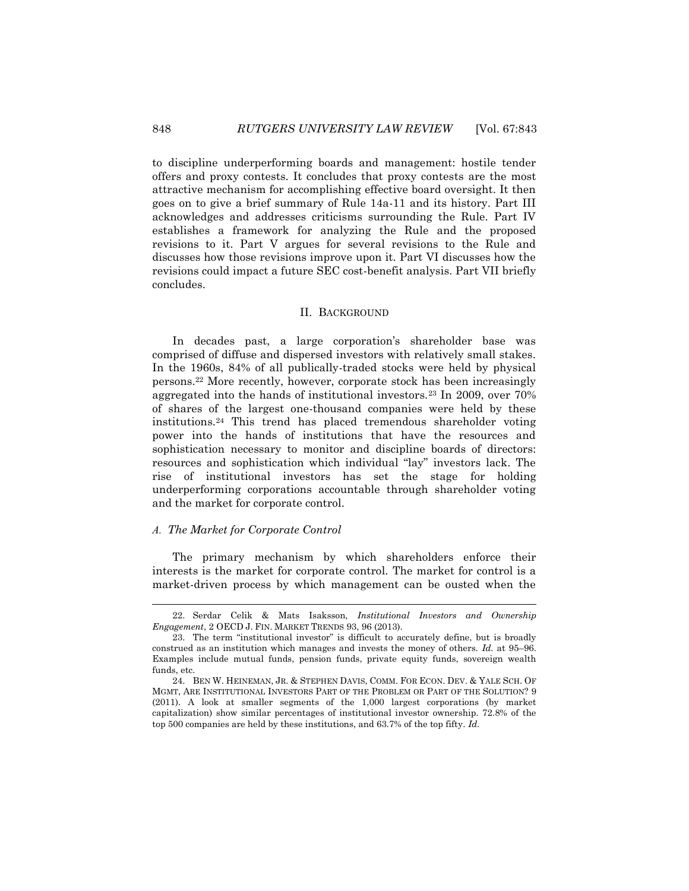to discipline underperforming boards and management: hostile tender offers and proxy contests. It concludes that proxy contests are the most attractive mechanism for accomplishing effective board oversight. It then goes on to give a brief summary of Rule 14a-11 and its history. Part III acknowledges and addresses criticisms surrounding the Rule. Part IV establishes a framework for analyzing the Rule and the proposed revisions to it. Part V argues for several revisions to the Rule and discusses how those revisions improve upon it. Part VI discusses how the revisions could impact a future SEC cost-benefit analysis. Part VII briefly concludes.

## II. BACKGROUND

In decades past, a large corporation's shareholder base was comprised of diffuse and dispersed investors with relatively small stakes. In the 1960s, 84% of all publically-traded stocks were held by physical persons.[22] More recently, however, corporate stock has been increasingly aggregated into the hands of institutional investors.[23] In 2009, over 70% of shares of the largest one-thousand companies were held by these institutions.[24] This trend has placed tremendous shareholder voting power into the hands of institutions that have the resources and sophistication necessary to monitor and discipline boards of directors: resources and sophistication which individual "lay" investors lack. The rise of institutional investors has set the stage for holding underperforming corporations accountable through shareholder voting and the market for corporate control.

### *A. The Market for Corporate Control*

The primary mechanism by which shareholders enforce their interests is the market for corporate control. The market for control is a market-driven process by which management can be ousted when the

---

22. Serdar Celik & Mats Isaksson, *Institutional Investors and Ownership Engagement*, 2 OECD J. FIN. MARKET TRENDS 93, 96 (2013).

23. The term "institutional investor" is difficult to accurately define, but is broadly construed as an institution which manages and invests the money of others. *Id.* at 95–96. Examples include mutual funds, pension funds, private equity funds, sovereign wealth funds, etc.

24. BEN W. HEINEMAN, JR. & STEPHEN DAVIS, COMM. FOR ECON. DEV. & YALE SCH. OF MGMT, ARE INSTITUTIONAL INVESTORS PART OF THE PROBLEM OR PART OF THE SOLUTION? 9 (2011). A look at smaller segments of the 1,000 largest corporations (by market capitalization) show similar percentages of institutional investor ownership. 72.8% of the top 500 companies are held by these institutions, and 63.7% of the top fifty. *Id.*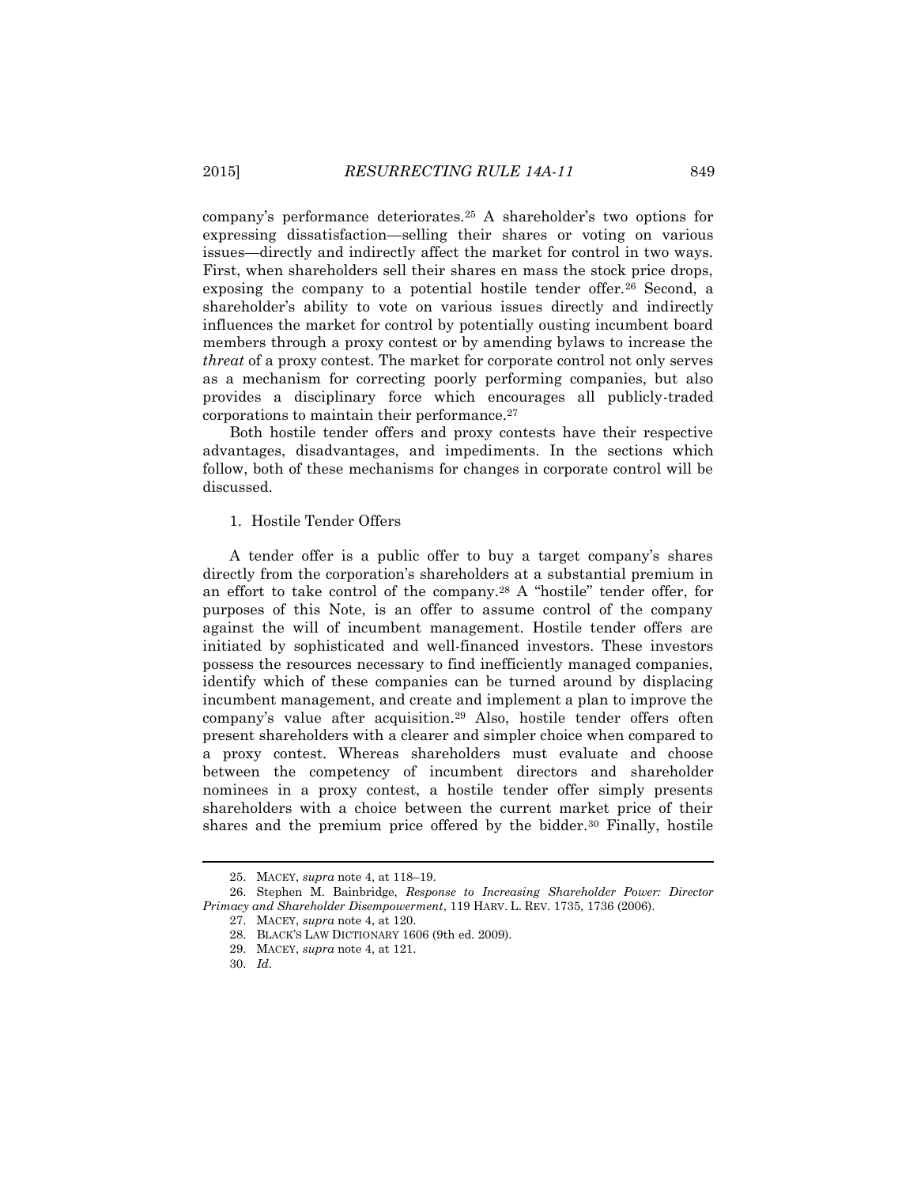company's performance deteriorates.[25] A shareholder's two options for expressing dissatisfaction—selling their shares or voting on various issues—directly and indirectly affect the market for control in two ways. First, when shareholders sell their shares en mass the stock price drops, exposing the company to a potential hostile tender offer.[26] Second, a shareholder's ability to vote on various issues directly and indirectly influences the market for control by potentially ousting incumbent board members through a proxy contest or by amending bylaws to increase the *threat* of a proxy contest. The market for corporate control not only serves as a mechanism for correcting poorly performing companies, but also provides a disciplinary force which encourages all publicly-traded corporations to maintain their performance.[27]

Both hostile tender offers and proxy contests have their respective advantages, disadvantages, and impediments. In the sections which follow, both of these mechanisms for changes in corporate control will be discussed.

1. Hostile Tender Offers

A tender offer is a public offer to buy a target company's shares directly from the corporation's shareholders at a substantial premium in an effort to take control of the company.[28] A "hostile" tender offer, for purposes of this Note, is an offer to assume control of the company against the will of incumbent management. Hostile tender offers are initiated by sophisticated and well-financed investors. These investors possess the resources necessary to find inefficiently managed companies, identify which of these companies can be turned around by displacing incumbent management, and create and implement a plan to improve the company's value after acquisition.[29] Also, hostile tender offers often present shareholders with a clearer and simpler choice when compared to a proxy contest. Whereas shareholders must evaluate and choose between the competency of incumbent directors and shareholder nominees in a proxy contest, a hostile tender offer simply presents shareholders with a choice between the current market price of their shares and the premium price offered by the bidder.[30] Finally, hostile

---

25. MACEY, *supra* note 4, at 118–19.

26. Stephen M. Bainbridge, *Response to Increasing Shareholder Power: Director Primacy and Shareholder Disempowerment*, 119 HARV. L. REV. 1735, 1736 (2006).

27. MACEY, *supra* note 4, at 120.

28. BLACK'S LAW DICTIONARY 1606 (9th ed. 2009).

29. MACEY, *supra* note 4, at 121.

30. *Id.*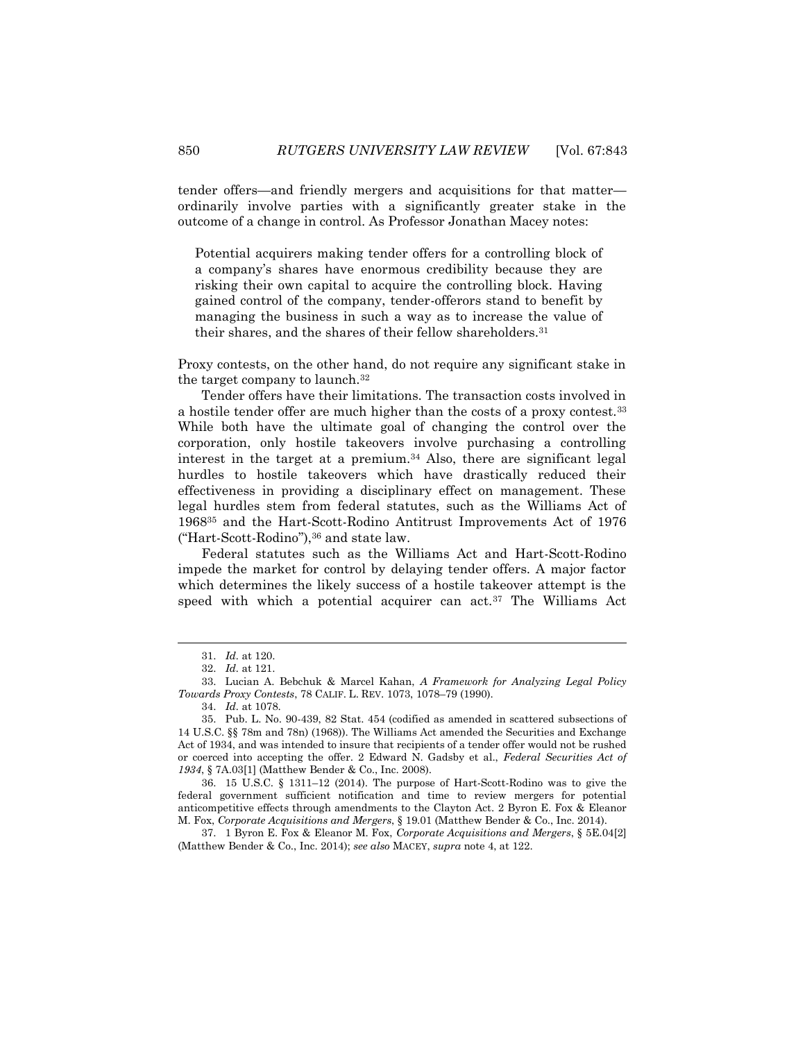tender offers—and friendly mergers and acquisitions for that matter—ordinarily involve parties with a significantly greater stake in the outcome of a change in control. As Professor Jonathan Macey notes:

> Potential acquirers making tender offers for a controlling block of a company's shares have enormous credibility because they are risking their own capital to acquire the controlling block. Having gained control of the company, tender-offerors stand to benefit by managing the business in such a way as to increase the value of their shares, and the shares of their fellow shareholders.[31]

Proxy contests, on the other hand, do not require any significant stake in the target company to launch.[32]

Tender offers have their limitations. The transaction costs involved in a hostile tender offer are much higher than the costs of a proxy contest.[33] While both have the ultimate goal of changing the control over the corporation, only hostile takeovers involve purchasing a controlling interest in the target at a premium.[34] Also, there are significant legal hurdles to hostile takeovers which have drastically reduced their effectiveness in providing a disciplinary effect on management. These legal hurdles stem from federal statutes, such as the Williams Act of 1968[35] and the Hart-Scott-Rodino Antitrust Improvements Act of 1976 ("Hart-Scott-Rodino"),[36] and state law.

Federal statutes such as the Williams Act and Hart-Scott-Rodino impede the market for control by delaying tender offers. A major factor which determines the likely success of a hostile takeover attempt is the speed with which a potential acquirer can act.[37] The Williams Act

---

31. *Id.* at 120.

32. *Id.* at 121.

33. Lucian A. Bebchuk & Marcel Kahan, *A Framework for Analyzing Legal Policy Towards Proxy Contests*, 78 CALIF. L. REV. 1073, 1078–79 (1990).

34. *Id.* at 1078.

35. Pub. L. No. 90-439, 82 Stat. 454 (codified as amended in scattered subsections of 14 U.S.C. §§ 78m and 78n) (1968)). The Williams Act amended the Securities and Exchange Act of 1934, and was intended to insure that recipients of a tender offer would not be rushed or coerced into accepting the offer. 2 Edward N. Gadsby et al., *Federal Securities Act of 1934*, § 7A.03[1] (Matthew Bender & Co., Inc. 2008).

36. 15 U.S.C. § 1311–12 (2014). The purpose of Hart-Scott-Rodino was to give the federal government sufficient notification and time to review mergers for potential anticompetitive effects through amendments to the Clayton Act. 2 Byron E. Fox & Eleanor M. Fox, *Corporate Acquisitions and Mergers*, § 19.01 (Matthew Bender & Co., Inc. 2014).

37. 1 Byron E. Fox & Eleanor M. Fox, *Corporate Acquisitions and Mergers*, § 5E.04[2] (Matthew Bender & Co., Inc. 2014); *see also* MACEY, *supra* note 4, at 122.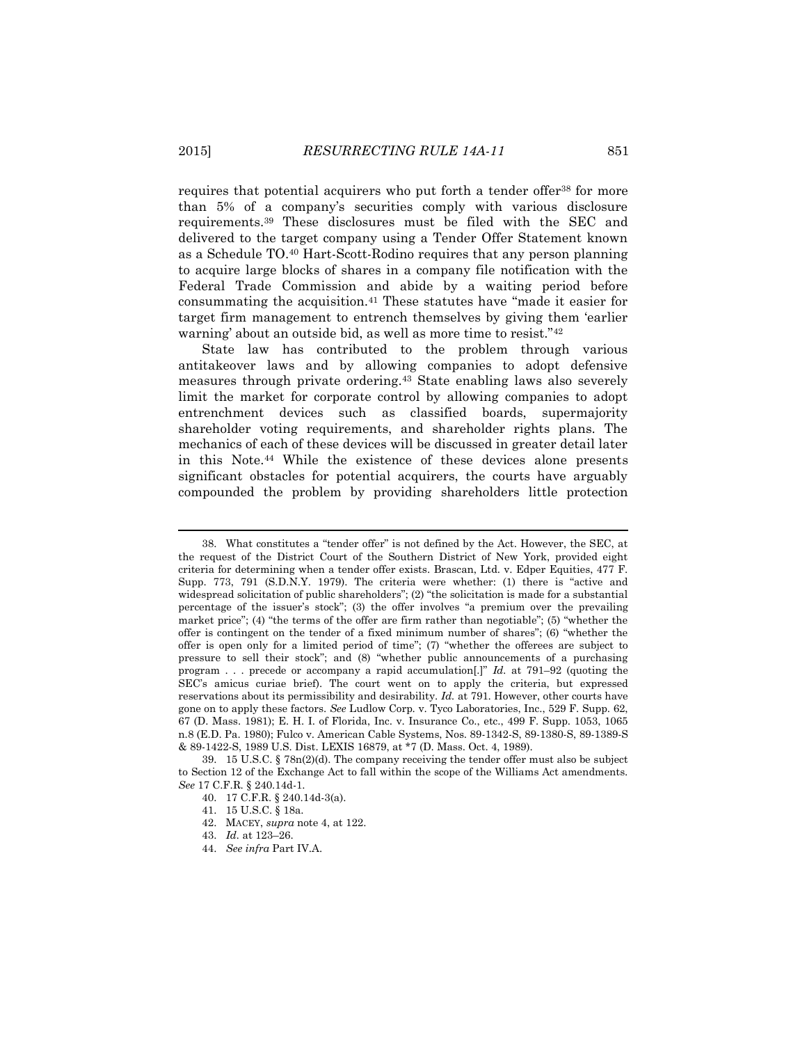requires that potential acquirers who put forth a tender offer[38] for more than 5% of a company's securities comply with various disclosure requirements.[39] These disclosures must be filed with the SEC and delivered to the target company using a Tender Offer Statement known as a Schedule TO.[40] Hart-Scott-Rodino requires that any person planning to acquire large blocks of shares in a company file notification with the Federal Trade Commission and abide by a waiting period before consummating the acquisition.[41] These statutes have "made it easier for target firm management to entrench themselves by giving them 'earlier warning' about an outside bid, as well as more time to resist."[42]

State law has contributed to the problem through various antitakeover laws and by allowing companies to adopt defensive measures through private ordering.[43] State enabling laws also severely limit the market for corporate control by allowing companies to adopt entrenchment devices such as classified boards, supermajority shareholder voting requirements, and shareholder rights plans. The mechanics of each of these devices will be discussed in greater detail later in this Note.[44] While the existence of these devices alone presents significant obstacles for potential acquirers, the courts have arguably compounded the problem by providing shareholders little protection

---

38. What constitutes a "tender offer" is not defined by the Act. However, the SEC, at the request of the District Court of the Southern District of New York, provided eight criteria for determining when a tender offer exists. Brascan, Ltd. v. Edper Equities, 477 F. Supp. 773, 791 (S.D.N.Y. 1979). The criteria were whether: (1) there is "active and widespread solicitation of public shareholders"; (2) "the solicitation is made for a substantial percentage of the issuer's stock"; (3) the offer involves "a premium over the prevailing market price"; (4) "the terms of the offer are firm rather than negotiable"; (5) "whether the offer is contingent on the tender of a fixed minimum number of shares"; (6) "whether the offer is open only for a limited period of time"; (7) "whether the offerees are subject to pressure to sell their stock"; and (8) "whether public announcements of a purchasing program . . . precede or accompany a rapid accumulation[.]" *Id.* at 791–92 (quoting the SEC's amicus curiae brief). The court went on to apply the criteria, but expressed reservations about its permissibility and desirability. *Id.* at 791. However, other courts have gone on to apply these factors. *See* Ludlow Corp. v. Tyco Laboratories, Inc., 529 F. Supp. 62, 67 (D. Mass. 1981); E. H. I. of Florida, Inc. v. Insurance Co., etc., 499 F. Supp. 1053, 1065 n.8 (E.D. Pa. 1980); Fulco v. American Cable Systems, Nos. 89-1342-S, 89-1380-S, 89-1389-S & 89-1422-S, 1989 U.S. Dist. LEXIS 16879, at *7 (D. Mass. Oct. 4, 1989).

39. 15 U.S.C. § 78n(2)(d). The company receiving the tender offer must also be subject to Section 12 of the Exchange Act to fall within the scope of the Williams Act amendments. *See* 17 C.F.R. § 240.14d-1.

40. 17 C.F.R. § 240.14d-3(a).

41. 15 U.S.C. § 18a.

42. MACEY, *supra* note 4, at 122.

43. *Id.* at 123–26.

44. *See infra* Part IV.A.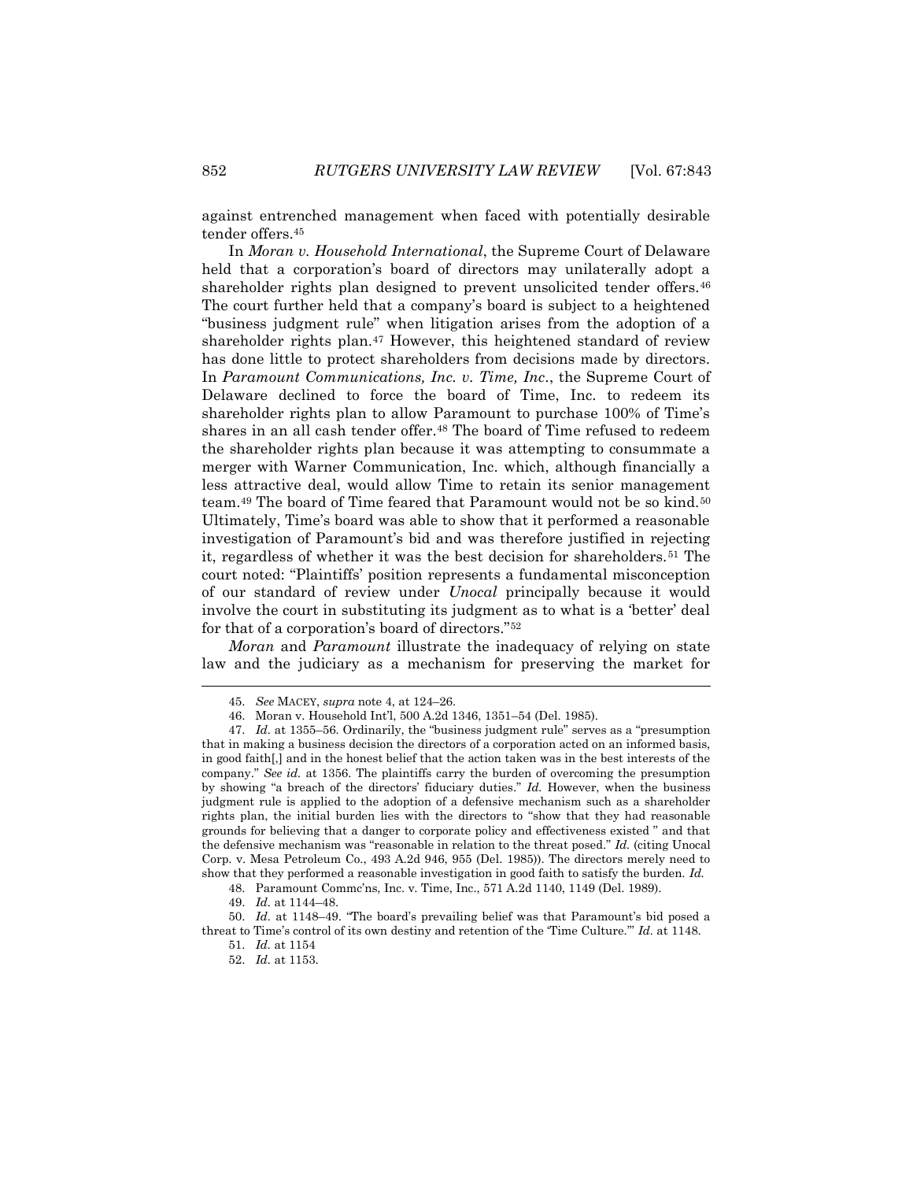against entrenched management when faced with potentially desirable tender offers.[45]

In *Moran v. Household International*, the Supreme Court of Delaware held that a corporation's board of directors may unilaterally adopt a shareholder rights plan designed to prevent unsolicited tender offers.[46] The court further held that a company's board is subject to a heightened "business judgment rule" when litigation arises from the adoption of a shareholder rights plan.[47] However, this heightened standard of review has done little to protect shareholders from decisions made by directors. In *Paramount Communications, Inc. v. Time, Inc.*, the Supreme Court of Delaware declined to force the board of Time, Inc. to redeem its shareholder rights plan to allow Paramount to purchase 100% of Time's shares in an all cash tender offer.[48] The board of Time refused to redeem the shareholder rights plan because it was attempting to consummate a merger with Warner Communication, Inc. which, although financially a less attractive deal, would allow Time to retain its senior management team.[49] The board of Time feared that Paramount would not be so kind.[50] Ultimately, Time's board was able to show that it performed a reasonable investigation of Paramount's bid and was therefore justified in rejecting it, regardless of whether it was the best decision for shareholders.[51] The court noted: "Plaintiffs' position represents a fundamental misconception of our standard of review under *Unocal* principally because it would involve the court in substituting its judgment as to what is a 'better' deal for that of a corporation's board of directors."[52]

*Moran* and *Paramount* illustrate the inadequacy of relying on state law and the judiciary as a mechanism for preserving the market for

---

45. *See* MACEY, *supra* note 4, at 124–26.

46. Moran v. Household Int'l, 500 A.2d 1346, 1351–54 (Del. 1985).

47. *Id.* at 1355–56. Ordinarily, the "business judgment rule" serves as a "presumption that in making a business decision the directors of a corporation acted on an informed basis, in good faith[,] and in the honest belief that the action taken was in the best interests of the company." *See id.* at 1356. The plaintiffs carry the burden of overcoming the presumption by showing "a breach of the directors' fiduciary duties." *Id.* However, when the business judgment rule is applied to the adoption of a defensive mechanism such as a shareholder rights plan, the initial burden lies with the directors to "show that they had reasonable grounds for believing that a danger to corporate policy and effectiveness existed " and that the defensive mechanism was "reasonable in relation to the threat posed." *Id.* (citing Unocal Corp. v. Mesa Petroleum Co., 493 A.2d 946, 955 (Del. 1985)). The directors merely need to show that they performed a reasonable investigation in good faith to satisfy the burden. *Id.*

48. Paramount Commc'ns, Inc. v. Time, Inc., 571 A.2d 1140, 1149 (Del. 1989).

49. *Id.* at 1144–48.

50. *Id.* at 1148–49. "The board's prevailing belief was that Paramount's bid posed a threat to Time's control of its own destiny and retention of the 'Time Culture.'" *Id.* at 1148.

51. *Id.* at 1154

52. *Id.* at 1153.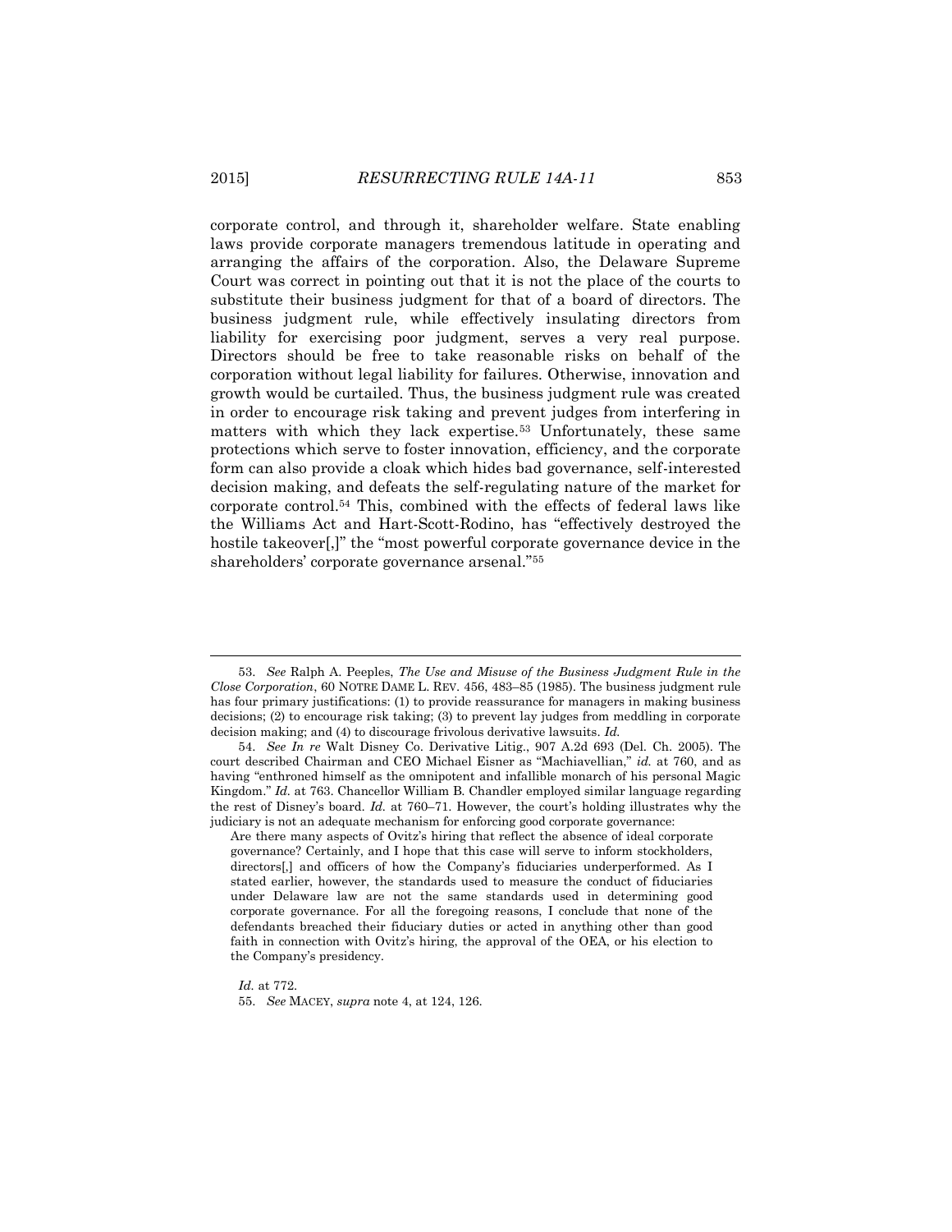corporate control, and through it, shareholder welfare. State enabling laws provide corporate managers tremendous latitude in operating and arranging the affairs of the corporation. Also, the Delaware Supreme Court was correct in pointing out that it is not the place of the courts to substitute their business judgment for that of a board of directors. The business judgment rule, while effectively insulating directors from liability for exercising poor judgment, serves a very real purpose. Directors should be free to take reasonable risks on behalf of the corporation without legal liability for failures. Otherwise, innovation and growth would be curtailed. Thus, the business judgment rule was created in order to encourage risk taking and prevent judges from interfering in matters with which they lack expertise.[53] Unfortunately, these same protections which serve to foster innovation, efficiency, and the corporate form can also provide a cloak which hides bad governance, self-interested decision making, and defeats the self-regulating nature of the market for corporate control.[54] This, combined with the effects of federal laws like the Williams Act and Hart-Scott-Rodino, has "effectively destroyed the hostile takeover[,]" the "most powerful corporate governance device in the shareholders' corporate governance arsenal."[55]

---

53. *See* Ralph A. Peeples, *The Use and Misuse of the Business Judgment Rule in the Close Corporation*, 60 NOTRE DAME L. REV. 456, 483–85 (1985). The business judgment rule has four primary justifications: (1) to provide reassurance for managers in making business decisions; (2) to encourage risk taking; (3) to prevent lay judges from meddling in corporate decision making; and (4) to discourage frivolous derivative lawsuits. *Id.*

54. *See In re* Walt Disney Co. Derivative Litig., 907 A.2d 693 (Del. Ch. 2005). The court described Chairman and CEO Michael Eisner as "Machiavellian," *id.* at 760, and as having "enthroned himself as the omnipotent and infallible monarch of his personal Magic Kingdom." *Id.* at 763. Chancellor William B. Chandler employed similar language regarding the rest of Disney's board. *Id.* at 760–71. However, the court's holding illustrates why the judiciary is not an adequate mechanism for enforcing good corporate governance:

> Are there many aspects of Ovitz's hiring that reflect the absence of ideal corporate governance? Certainly, and I hope that this case will serve to inform stockholders, directors[,] and officers of how the Company's fiduciaries underperformed. As I stated earlier, however, the standards used to measure the conduct of fiduciaries under Delaware law are not the same standards used in determining good corporate governance. For all the foregoing reasons, I conclude that none of the defendants breached their fiduciary duties or acted in anything other than good faith in connection with Ovitz's hiring, the approval of the OEA, or his election to the Company's presidency.

*Id.* at 772.

55. *See* MACEY, *supra* note 4, at 124, 126.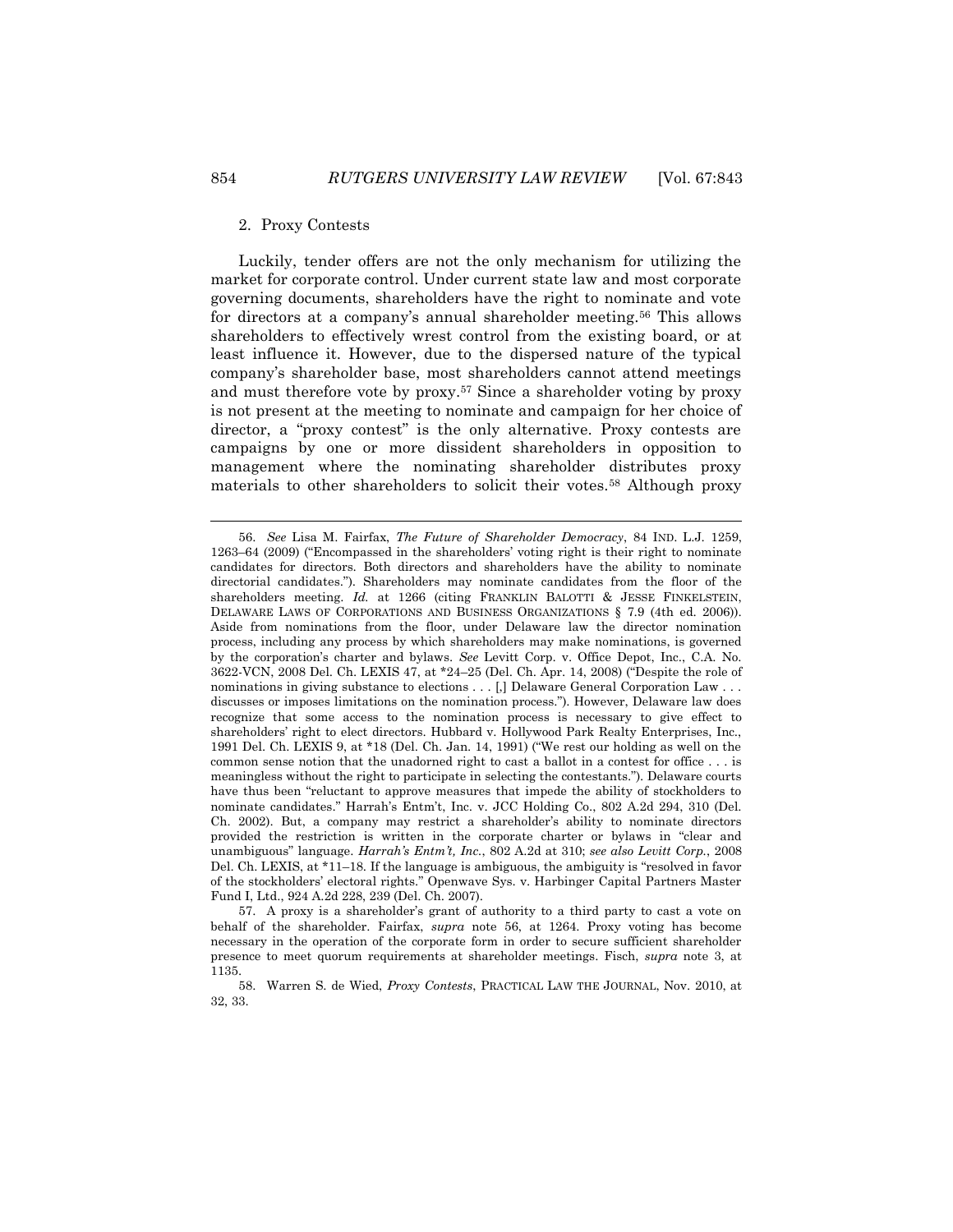### 2. Proxy Contests

Luckily, tender offers are not the only mechanism for utilizing the market for corporate control. Under current state law and most corporate governing documents, shareholders have the right to nominate and vote for directors at a company's annual shareholder meeting.[56] This allows shareholders to effectively wrest control from the existing board, or at least influence it. However, due to the dispersed nature of the typical company's shareholder base, most shareholders cannot attend meetings and must therefore vote by proxy.[57] Since a shareholder voting by proxy is not present at the meeting to nominate and campaign for her choice of director, a "proxy contest" is the only alternative. Proxy contests are campaigns by one or more dissident shareholders in opposition to management where the nominating shareholder distributes proxy materials to other shareholders to solicit their votes.[58] Although proxy

---

56. *See* Lisa M. Fairfax, *The Future of Shareholder Democracy*, 84 IND. L.J. 1259, 1263–64 (2009) ("Encompassed in the shareholders' voting right is their right to nominate candidates for directors. Both directors and shareholders have the ability to nominate directorial candidates."). Shareholders may nominate candidates from the floor of the shareholders meeting. *Id.* at 1266 (citing FRANKLIN BALOTTI & JESSE FINKELSTEIN, DELAWARE LAWS OF CORPORATIONS AND BUSINESS ORGANIZATIONS § 7.9 (4th ed. 2006)). Aside from nominations from the floor, under Delaware law the director nomination process, including any process by which shareholders may make nominations, is governed by the corporation's charter and bylaws. *See* Levitt Corp. v. Office Depot, Inc., C.A. No. 3622-VCN, 2008 Del. Ch. LEXIS 47, at *24–25 (Del. Ch. Apr. 14, 2008) ("Despite the role of nominations in giving substance to elections . . . [,] Delaware General Corporation Law . . . discusses or imposes limitations on the nomination process."). However, Delaware law does recognize that some access to the nomination process is necessary to give effect to shareholders' right to elect directors. Hubbard v. Hollywood Park Realty Enterprises, Inc., 1991 Del. Ch. LEXIS 9, at *18 (Del. Ch. Jan. 14, 1991) ("We rest our holding as well on the common sense notion that the unadorned right to cast a ballot in a contest for office . . . is meaningless without the right to participate in selecting the contestants."). Delaware courts have thus been "reluctant to approve measures that impede the ability of stockholders to nominate candidates." Harrah's Entm't, Inc. v. JCC Holding Co., 802 A.2d 294, 310 (Del. Ch. 2002). But, a company may restrict a shareholder's ability to nominate directors provided the restriction is written in the corporate charter or bylaws in "clear and unambiguous" language. *Harrah's Entm't, Inc.*, 802 A.2d at 310; *see also Levitt Corp.*, 2008 Del. Ch. LEXIS, at *11–18. If the language is ambiguous, the ambiguity is "resolved in favor of the stockholders' electoral rights." Openwave Sys. v. Harbinger Capital Partners Master Fund I, Ltd., 924 A.2d 228, 239 (Del. Ch. 2007).

57. A proxy is a shareholder's grant of authority to a third party to cast a vote on behalf of the shareholder. Fairfax, *supra* note 56, at 1264. Proxy voting has become necessary in the operation of the corporate form in order to secure sufficient shareholder presence to meet quorum requirements at shareholder meetings. Fisch, *supra* note 3, at 1135.

58. Warren S. de Wied, *Proxy Contests*, PRACTICAL LAW THE JOURNAL, Nov. 2010, at 32, 33.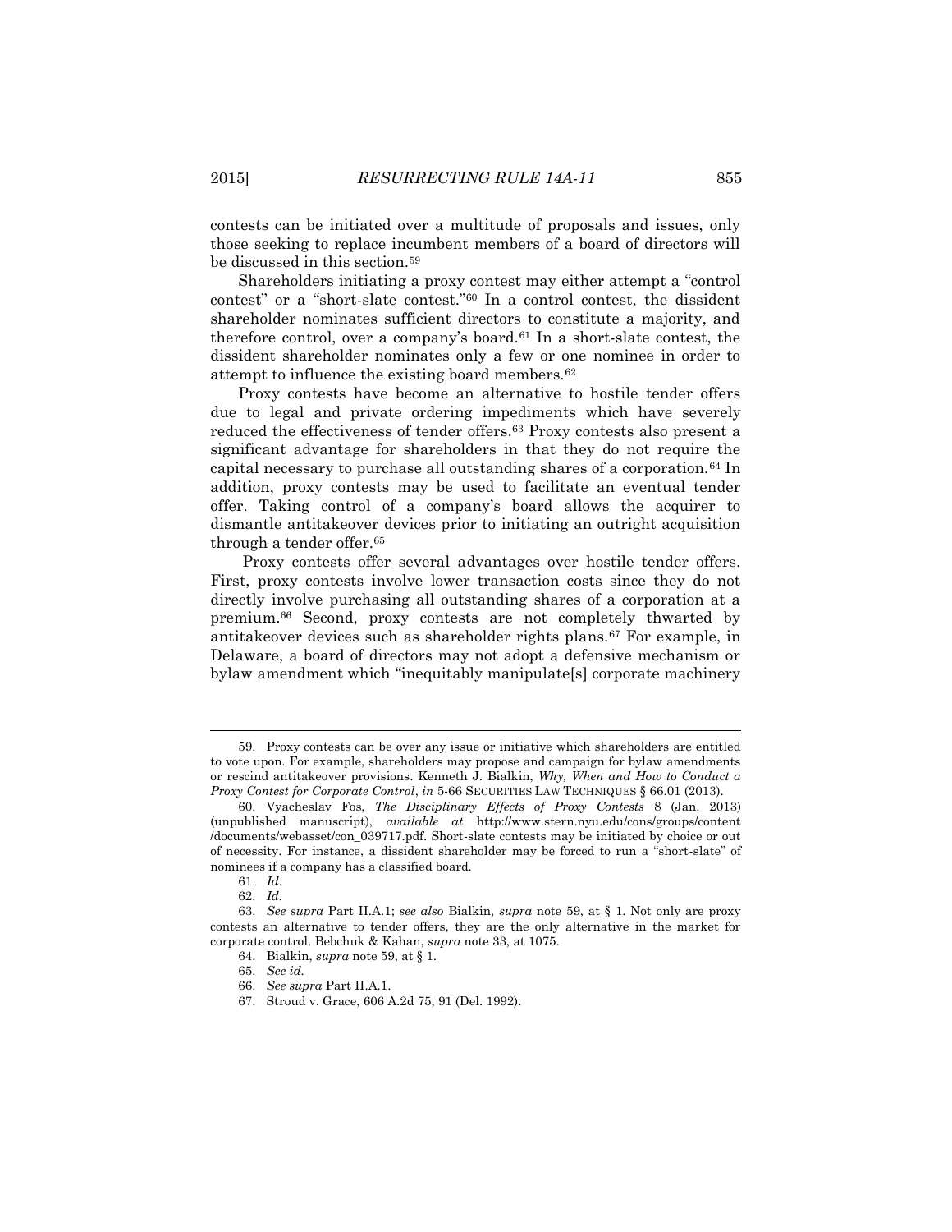contests can be initiated over a multitude of proposals and issues, only those seeking to replace incumbent members of a board of directors will be discussed in this section.[59]

Shareholders initiating a proxy contest may either attempt a "control contest" or a "short-slate contest."[60] In a control contest, the dissident shareholder nominates sufficient directors to constitute a majority, and therefore control, over a company's board.[61] In a short-slate contest, the dissident shareholder nominates only a few or one nominee in order to attempt to influence the existing board members.[62]

Proxy contests have become an alternative to hostile tender offers due to legal and private ordering impediments which have severely reduced the effectiveness of tender offers.[63] Proxy contests also present a significant advantage for shareholders in that they do not require the capital necessary to purchase all outstanding shares of a corporation.[64] In addition, proxy contests may be used to facilitate an eventual tender offer. Taking control of a company's board allows the acquirer to dismantle antitakeover devices prior to initiating an outright acquisition through a tender offer.[65]

Proxy contests offer several advantages over hostile tender offers. First, proxy contests involve lower transaction costs since they do not directly involve purchasing all outstanding shares of a corporation at a premium.[66] Second, proxy contests are not completely thwarted by antitakeover devices such as shareholder rights plans.[67] For example, in Delaware, a board of directors may not adopt a defensive mechanism or bylaw amendment which "inequitably manipulate[s] corporate machinery

---

59. Proxy contests can be over any issue or initiative which shareholders are entitled to vote upon. For example, shareholders may propose and campaign for bylaw amendments or rescind antitakeover provisions. Kenneth J. Bialkin, *Why, When and How to Conduct a Proxy Contest for Corporate Control*, *in* 5-66 SECURITIES LAW TECHNIQUES § 66.01 (2013).

60. Vyacheslav Fos, *The Disciplinary Effects of Proxy Contests* 8 (Jan. 2013) (unpublished manuscript), *available at* http://www.stern.nyu.edu/cons/groups/content/documents/webasset/con_039717.pdf. Short-slate contests may be initiated by choice or out of necessity. For instance, a dissident shareholder may be forced to run a "short-slate" of nominees if a company has a classified board.

61. *Id.*

62. *Id.*

63. *See supra* Part II.A.1; *see also* Bialkin, *supra* note 59, at § 1. Not only are proxy contests an alternative to tender offers, they are the only alternative in the market for corporate control. Bebchuk & Kahan, *supra* note 33, at 1075.

64. Bialkin, *supra* note 59, at § 1.

65. *See id.*

66. *See supra* Part II.A.1.

67. Stroud v. Grace, 606 A.2d 75, 91 (Del. 1992).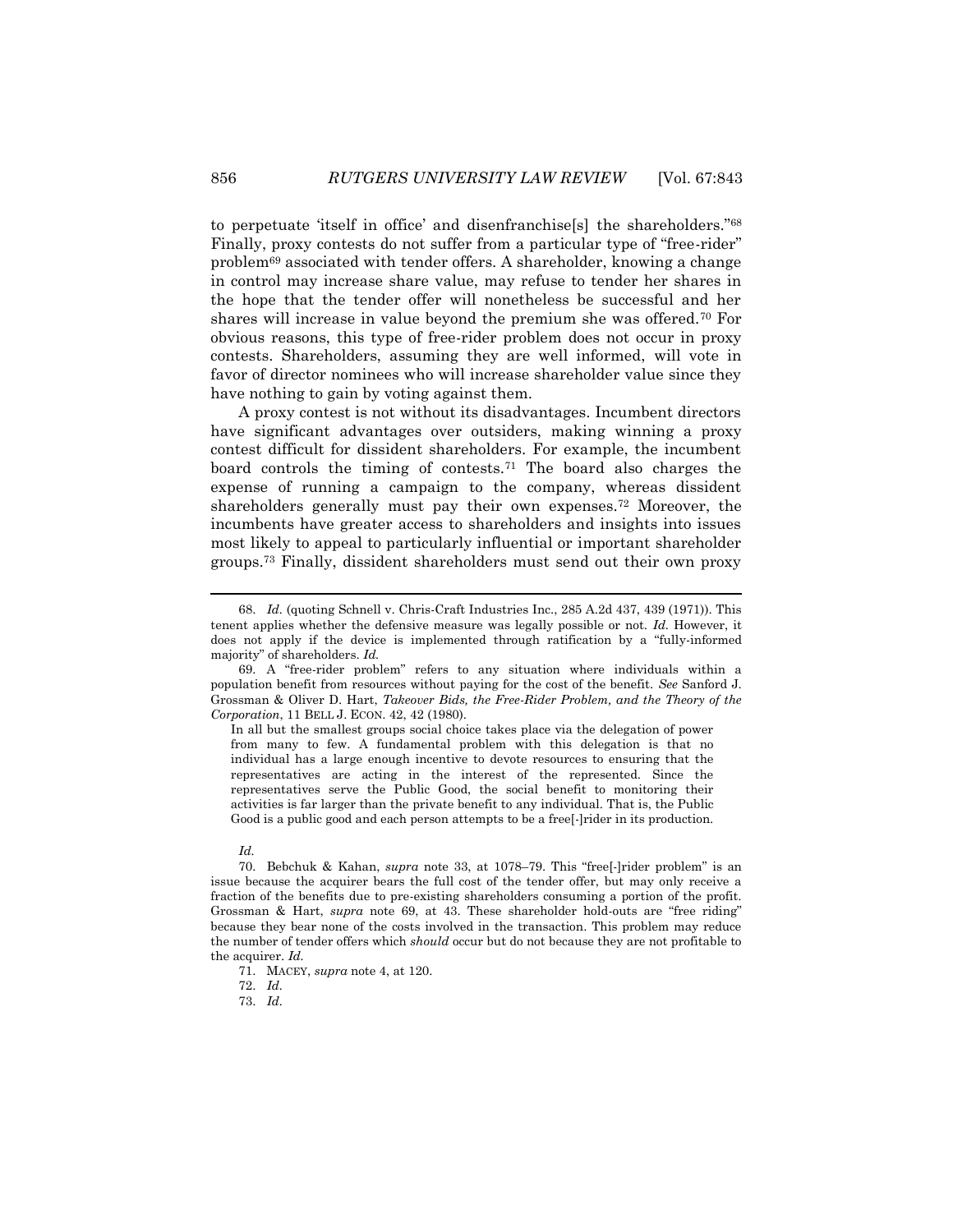to perpetuate 'itself in office' and disenfranchise[s] the shareholders."[68] Finally, proxy contests do not suffer from a particular type of "free-rider" problem[69] associated with tender offers. A shareholder, knowing a change in control may increase share value, may refuse to tender her shares in the hope that the tender offer will nonetheless be successful and her shares will increase in value beyond the premium she was offered.[70] For obvious reasons, this type of free-rider problem does not occur in proxy contests. Shareholders, assuming they are well informed, will vote in favor of director nominees who will increase shareholder value since they have nothing to gain by voting against them.

A proxy contest is not without its disadvantages. Incumbent directors have significant advantages over outsiders, making winning a proxy contest difficult for dissident shareholders. For example, the incumbent board controls the timing of contests.[71] The board also charges the expense of running a campaign to the company, whereas dissident shareholders generally must pay their own expenses.[72] Moreover, the incumbents have greater access to shareholders and insights into issues most likely to appeal to particularly influential or important shareholder groups.[73] Finally, dissident shareholders must send out their own proxy

---

68. *Id.* (quoting Schnell v. Chris-Craft Industries Inc., 285 A.2d 437, 439 (1971)). This tenent applies whether the defensive measure was legally possible or not. *Id.* However, it does not apply if the device is implemented through ratification by a "fully-informed majority" of shareholders. *Id.*

69. A "free-rider problem" refers to any situation where individuals within a population benefit from resources without paying for the cost of the benefit. *See* Sanford J. Grossman & Oliver D. Hart, *Takeover Bids, the Free-Rider Problem, and the Theory of the Corporation*, 11 BELL J. ECON. 42, 42 (1980).

> In all but the smallest groups social choice takes place via the delegation of power from many to few. A fundamental problem with this delegation is that no individual has a large enough incentive to devote resources to ensuring that the representatives are acting in the interest of the represented. Since the representatives serve the Public Good, the social benefit to monitoring their activities is far larger than the private benefit to any individual. That is, the Public Good is a public good and each person attempts to be a free[-]rider in its production.

*Id.*

70. Bebchuk & Kahan, *supra* note 33, at 1078–79. This "free[-]rider problem" is an issue because the acquirer bears the full cost of the tender offer, but may only receive a fraction of the benefits due to pre-existing shareholders consuming a portion of the profit. Grossman & Hart, *supra* note 69, at 43. These shareholder hold-outs are "free riding" because they bear none of the costs involved in the transaction. This problem may reduce the number of tender offers which *should* occur but do not because they are not profitable to the acquirer. *Id.*

71. MACEY, *supra* note 4, at 120.

72. *Id.*

73. *Id.*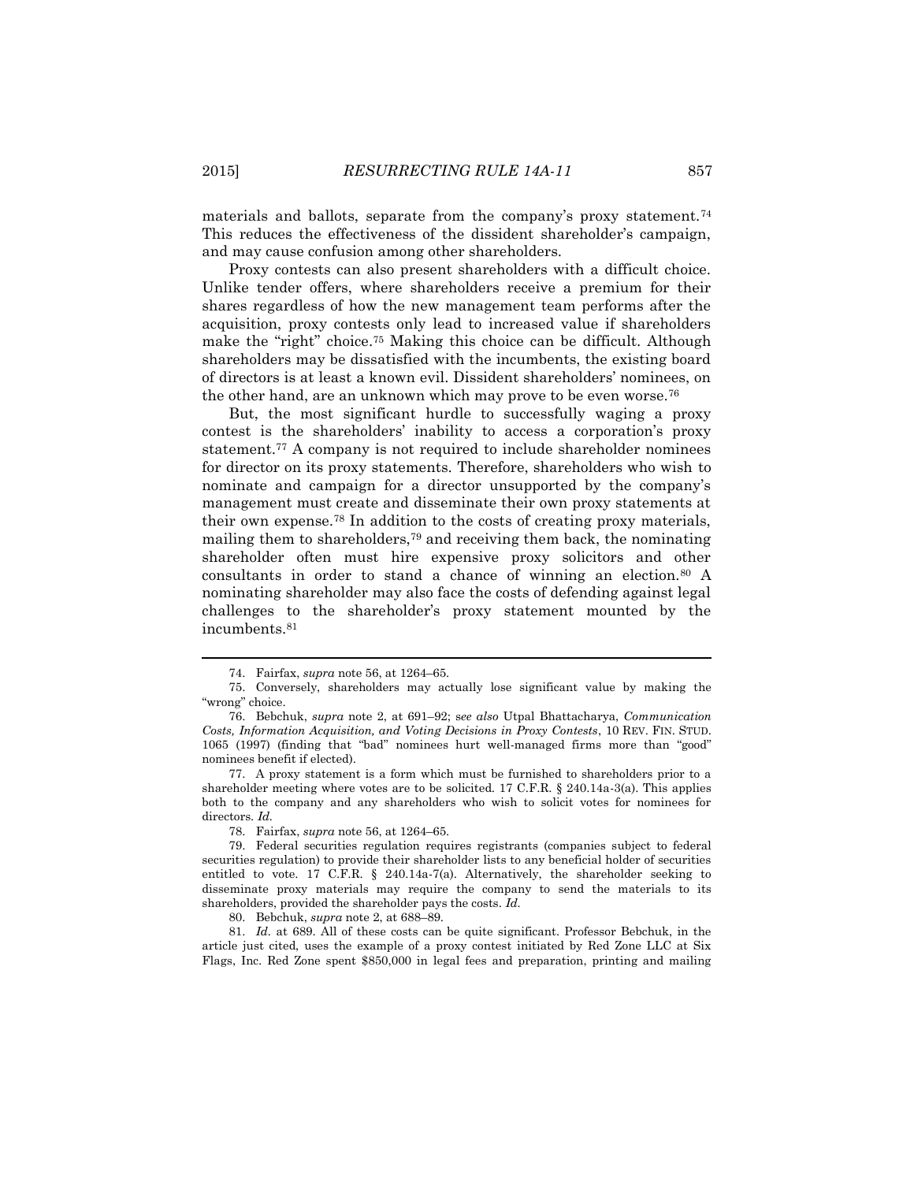materials and ballots, separate from the company's proxy statement.[74] This reduces the effectiveness of the dissident shareholder's campaign, and may cause confusion among other shareholders.

Proxy contests can also present shareholders with a difficult choice. Unlike tender offers, where shareholders receive a premium for their shares regardless of how the new management team performs after the acquisition, proxy contests only lead to increased value if shareholders make the "right" choice.[75] Making this choice can be difficult. Although shareholders may be dissatisfied with the incumbents, the existing board of directors is at least a known evil. Dissident shareholders' nominees, on the other hand, are an unknown which may prove to be even worse.[76]

But, the most significant hurdle to successfully waging a proxy contest is the shareholders' inability to access a corporation's proxy statement.[77] A company is not required to include shareholder nominees for director on its proxy statements. Therefore, shareholders who wish to nominate and campaign for a director unsupported by the company's management must create and disseminate their own proxy statements at their own expense.[78] In addition to the costs of creating proxy materials, mailing them to shareholders,[79] and receiving them back, the nominating shareholder often must hire expensive proxy solicitors and other consultants in order to stand a chance of winning an election.[80] A nominating shareholder may also face the costs of defending against legal challenges to the shareholder's proxy statement mounted by the incumbents.[81]

---

74. Fairfax, *supra* note 56, at 1264–65.

75. Conversely, shareholders may actually lose significant value by making the "wrong" choice.

76. Bebchuk, *supra* note 2, at 691–92; s*ee also* Utpal Bhattacharya, *Communication Costs, Information Acquisition, and Voting Decisions in Proxy Contests*, 10 REV. FIN. STUD. 1065 (1997) (finding that "bad" nominees hurt well-managed firms more than "good" nominees benefit if elected).

77. A proxy statement is a form which must be furnished to shareholders prior to a shareholder meeting where votes are to be solicited. 17 C.F.R. § 240.14a-3(a). This applies both to the company and any shareholders who wish to solicit votes for nominees for directors. *Id.*

78. Fairfax, *supra* note 56, at 1264–65.

79. Federal securities regulation requires registrants (companies subject to federal securities regulation) to provide their shareholder lists to any beneficial holder of securities entitled to vote. 17 C.F.R. § 240.14a-7(a). Alternatively, the shareholder seeking to disseminate proxy materials may require the company to send the materials to its shareholders, provided the shareholder pays the costs. *Id.*

80. Bebchuk, *supra* note 2, at 688–89.

81. *Id*. at 689. All of these costs can be quite significant. Professor Bebchuk, in the article just cited, uses the example of a proxy contest initiated by Red Zone LLC at Six Flags, Inc. Red Zone spent $850,000 in legal fees and preparation, printing and mailing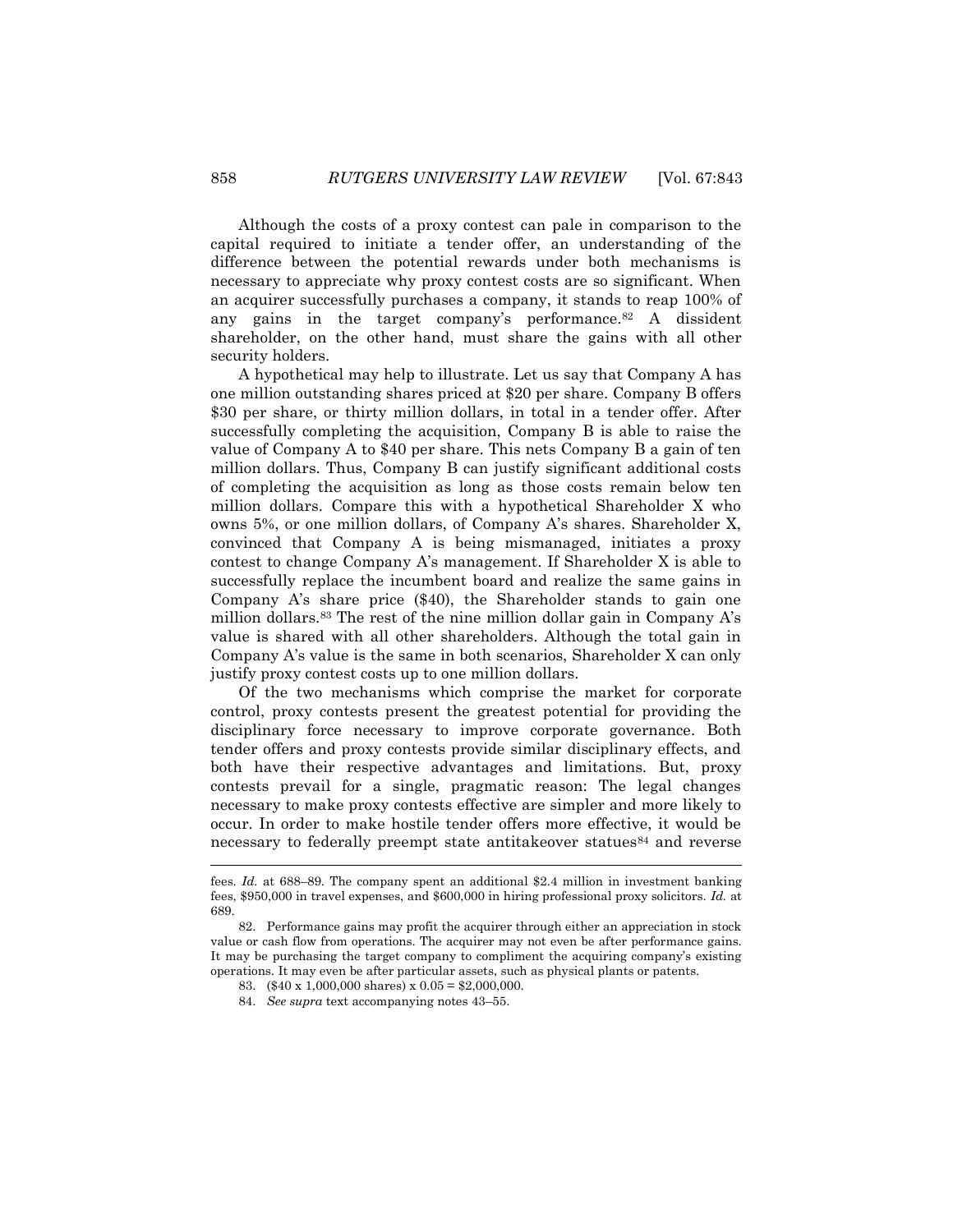Although the costs of a proxy contest can pale in comparison to the capital required to initiate a tender offer, an understanding of the difference between the potential rewards under both mechanisms is necessary to appreciate why proxy contest costs are so significant. When an acquirer successfully purchases a company, it stands to reap 100% of any gains in the target company's performance.[82] A dissident shareholder, on the other hand, must share the gains with all other security holders.

A hypothetical may help to illustrate. Let us say that Company A has one million outstanding shares priced at $20 per share. Company B offers $30 per share, or thirty million dollars, in total in a tender offer. After successfully completing the acquisition, Company B is able to raise the value of Company A to $40 per share. This nets Company B a gain of ten million dollars. Thus, Company B can justify significant additional costs of completing the acquisition as long as those costs remain below ten million dollars. Compare this with a hypothetical Shareholder X who owns 5%, or one million dollars, of Company A's shares. Shareholder X, convinced that Company A is being mismanaged, initiates a proxy contest to change Company A's management. If Shareholder X is able to successfully replace the incumbent board and realize the same gains in Company A's share price ($40), the Shareholder stands to gain one million dollars.[83] The rest of the nine million dollar gain in Company A's value is shared with all other shareholders. Although the total gain in Company A's value is the same in both scenarios, Shareholder X can only justify proxy contest costs up to one million dollars.

Of the two mechanisms which comprise the market for corporate control, proxy contests present the greatest potential for providing the disciplinary force necessary to improve corporate governance. Both tender offers and proxy contests provide similar disciplinary effects, and both have their respective advantages and limitations. But, proxy contests prevail for a single, pragmatic reason: The legal changes necessary to make proxy contests effective are simpler and more likely to occur. In order to make hostile tender offers more effective, it would be necessary to federally preempt state antitakeover statues[84] and reverse

---

fees. *Id.* at 688–89. The company spent an additional $2.4 million in investment banking fees, $950,000 in travel expenses, and $600,000 in hiring professional proxy solicitors. *Id.* at 689.

82. Performance gains may profit the acquirer through either an appreciation in stock value or cash flow from operations. The acquirer may not even be after performance gains. It may be purchasing the target company to compliment the acquiring company's existing operations. It may even be after particular assets, such as physical plants or patents.

83. ($40 x 1,000,000 shares) x 0.05 = $2,000,000.

84. *See supra* text accompanying notes 43–55.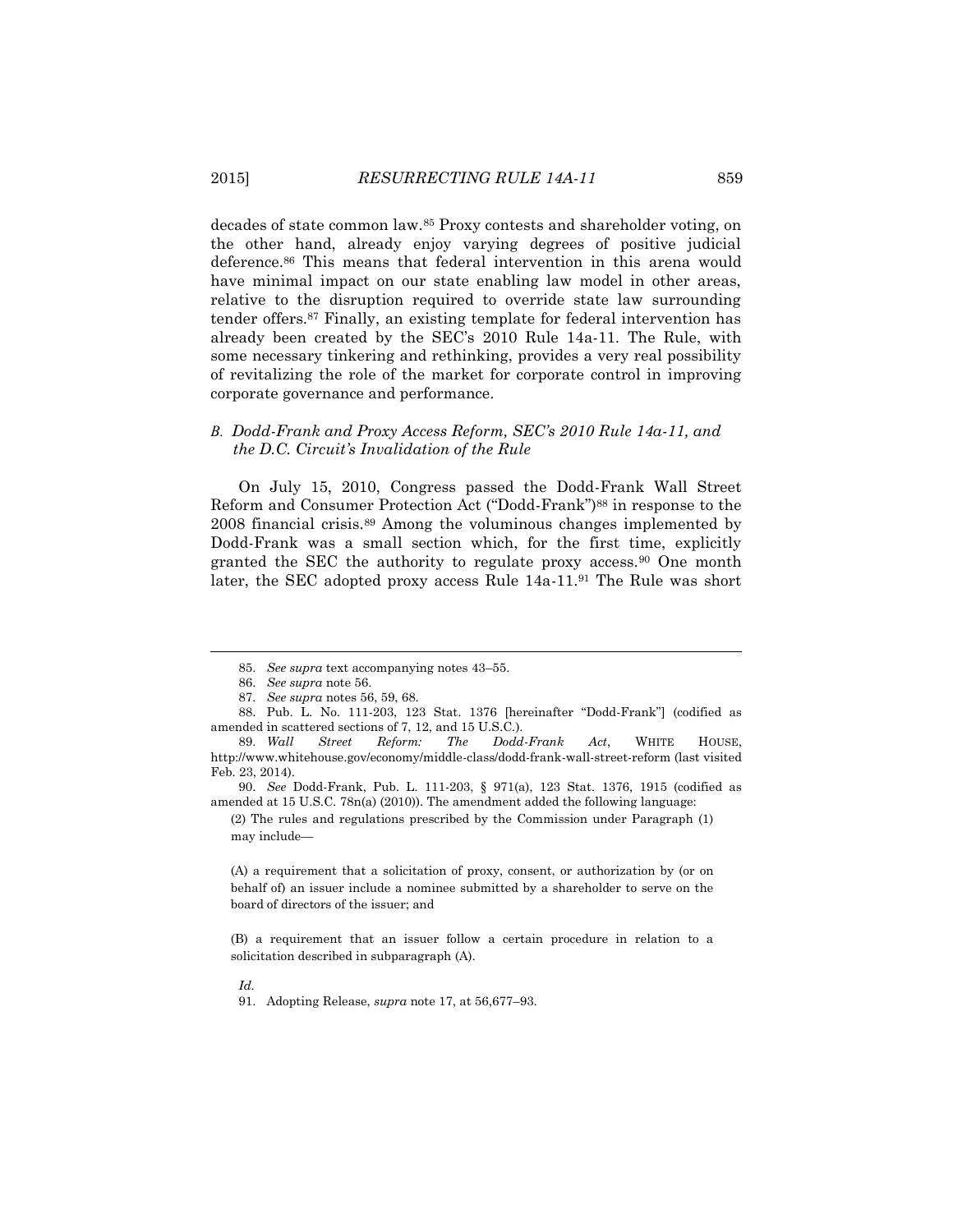decades of state common law.[85] Proxy contests and shareholder voting, on the other hand, already enjoy varying degrees of positive judicial deference.[86] This means that federal intervention in this arena would have minimal impact on our state enabling law model in other areas, relative to the disruption required to override state law surrounding tender offers.[87] Finally, an existing template for federal intervention has already been created by the SEC's 2010 Rule 14a-11. The Rule, with some necessary tinkering and rethinking, provides a very real possibility of revitalizing the role of the market for corporate control in improving corporate governance and performance.

### *B. Dodd-Frank and Proxy Access Reform, SEC's 2010 Rule 14a-11, and the D.C. Circuit's Invalidation of the Rule*

On July 15, 2010, Congress passed the Dodd-Frank Wall Street Reform and Consumer Protection Act ("Dodd-Frank")[88] in response to the 2008 financial crisis.[89] Among the voluminous changes implemented by Dodd-Frank was a small section which, for the first time, explicitly granted the SEC the authority to regulate proxy access.[90] One month later, the SEC adopted proxy access Rule 14a-11.[91] The Rule was short

---

85. *See supra* text accompanying notes 43–55.

86. *See supra* note 56.

87. *See supra* notes 56, 59, 68.

88. Pub. L. No. 111-203, 123 Stat. 1376 [hereinafter "Dodd-Frank"] (codified as amended in scattered sections of 7, 12, and 15 U.S.C.).

89. *Wall Street Reform: The Dodd-Frank Act*, WHITE HOUSE, http://www.whitehouse.gov/economy/middle-class/dodd-frank-wall-street-reform (last visited Feb. 23, 2014).

90. *See* Dodd-Frank, Pub. L. 111-203, § 971(a), 123 Stat. 1376, 1915 (codified as amended at 15 U.S.C. 78n(a) (2010)). The amendment added the following language:

> (2) The rules and regulations prescribed by the Commission under Paragraph (1) may include—
>
> (A) a requirement that a solicitation of proxy, consent, or authorization by (or on behalf of) an issuer include a nominee submitted by a shareholder to serve on the board of directors of the issuer; and
>
> (B) a requirement that an issuer follow a certain procedure in relation to a solicitation described in subparagraph (A).

*Id.*

91. Adopting Release, *supra* note 17, at 56,677–93.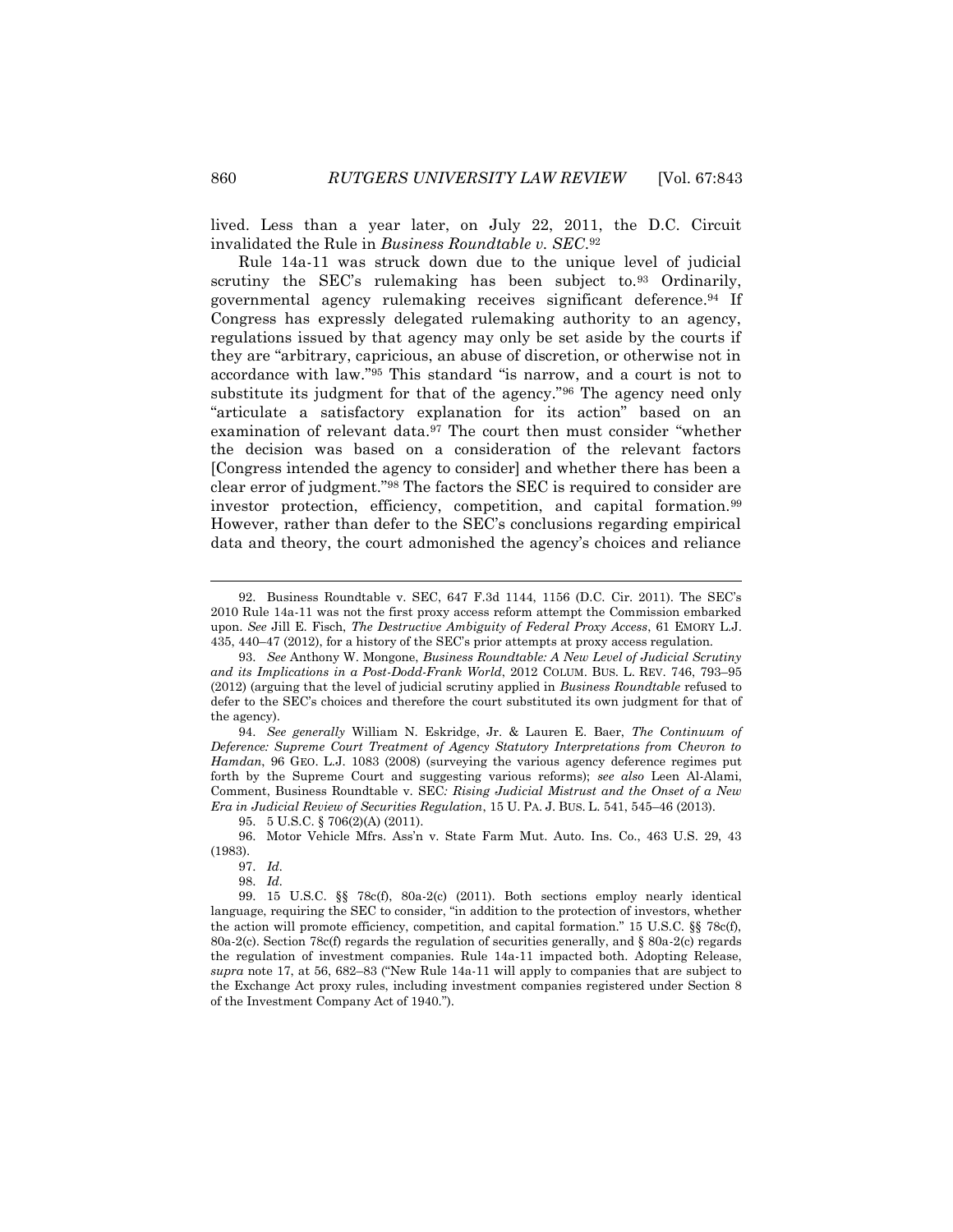lived. Less than a year later, on July 22, 2011, the D.C. Circuit invalidated the Rule in *Business Roundtable v. SEC*.[92]

Rule 14a-11 was struck down due to the unique level of judicial scrutiny the SEC's rulemaking has been subject to.[93] Ordinarily, governmental agency rulemaking receives significant deference.[94] If Congress has expressly delegated rulemaking authority to an agency, regulations issued by that agency may only be set aside by the courts if they are "arbitrary, capricious, an abuse of discretion, or otherwise not in accordance with law."[95] This standard "is narrow, and a court is not to substitute its judgment for that of the agency."[96] The agency need only "articulate a satisfactory explanation for its action" based on an examination of relevant data.[97] The court then must consider "whether the decision was based on a consideration of the relevant factors [Congress intended the agency to consider] and whether there has been a clear error of judgment."[98] The factors the SEC is required to consider are investor protection, efficiency, competition, and capital formation.[99] However, rather than defer to the SEC's conclusions regarding empirical data and theory, the court admonished the agency's choices and reliance

---

92. Business Roundtable v. SEC, 647 F.3d 1144, 1156 (D.C. Cir. 2011). The SEC's 2010 Rule 14a-11 was not the first proxy access reform attempt the Commission embarked upon. *See* Jill E. Fisch, *The Destructive Ambiguity of Federal Proxy Access*, 61 EMORY L.J. 435, 440–47 (2012), for a history of the SEC's prior attempts at proxy access regulation.

93. *See* Anthony W. Mongone, *Business Roundtable: A New Level of Judicial Scrutiny and its Implications in a Post-Dodd-Frank World*, 2012 COLUM. BUS. L. REV. 746, 793–95 (2012) (arguing that the level of judicial scrutiny applied in *Business Roundtable* refused to defer to the SEC's choices and therefore the court substituted its own judgment for that of the agency).

94. *See generally* William N. Eskridge, Jr. & Lauren E. Baer, *The Continuum of Deference: Supreme Court Treatment of Agency Statutory Interpretations from Chevron to Hamdan*, 96 GEO. L.J. 1083 (2008) (surveying the various agency deference regimes put forth by the Supreme Court and suggesting various reforms); *see also* Leen Al-Alami, Comment, Business Roundtable v. SEC*: Rising Judicial Mistrust and the Onset of a New Era in Judicial Review of Securities Regulation*, 15 U. PA. J. BUS. L. 541, 545–46 (2013).

95. 5 U.S.C. § 706(2)(A) (2011).

96. Motor Vehicle Mfrs. Ass'n v. State Farm Mut. Auto. Ins. Co., 463 U.S. 29, 43 (1983).

97. *Id.*

98. *Id.*

99. 15 U.S.C. §§ 78c(f), 80a-2(c) (2011). Both sections employ nearly identical language, requiring the SEC to consider, "in addition to the protection of investors, whether the action will promote efficiency, competition, and capital formation." 15 U.S.C. §§ 78c(f), 80a-2(c). Section 78c(f) regards the regulation of securities generally, and § 80a-2(c) regards the regulation of investment companies. Rule 14a-11 impacted both. Adopting Release, *supra* note 17, at 56, 682–83 ("New Rule 14a-11 will apply to companies that are subject to the Exchange Act proxy rules, including investment companies registered under Section 8 of the Investment Company Act of 1940.").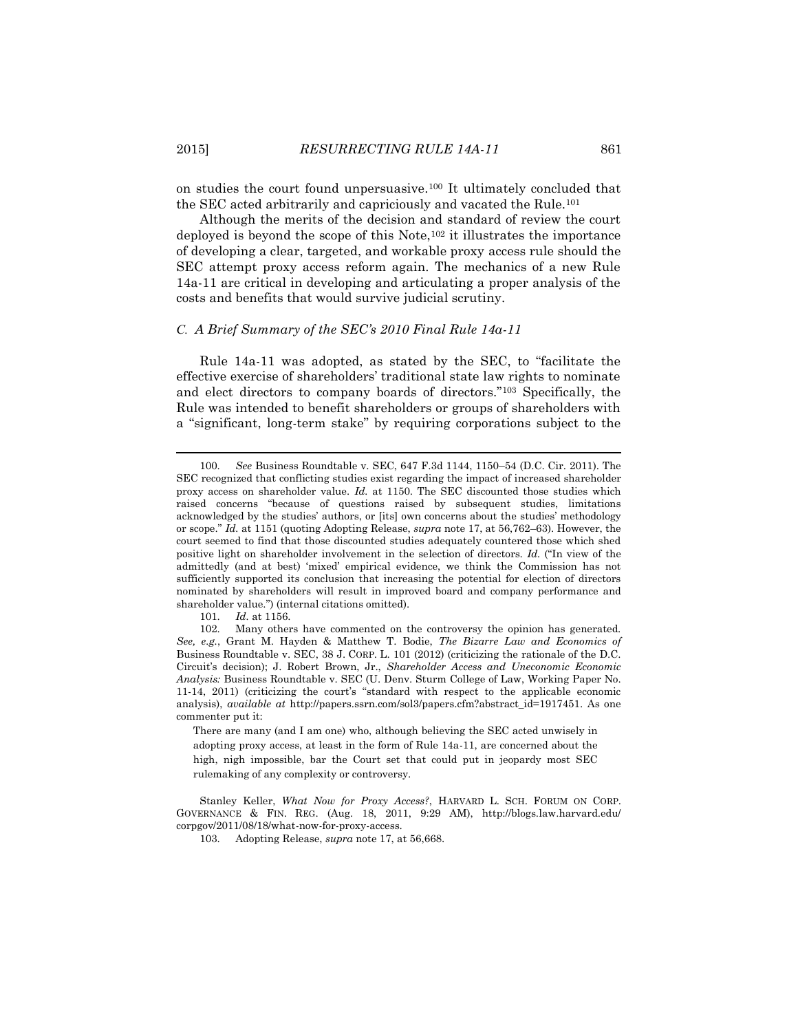on studies the court found unpersuasive.[100] It ultimately concluded that the SEC acted arbitrarily and capriciously and vacated the Rule.[101]

Although the merits of the decision and standard of review the court deployed is beyond the scope of this Note,[102] it illustrates the importance of developing a clear, targeted, and workable proxy access rule should the SEC attempt proxy access reform again. The mechanics of a new Rule 14a-11 are critical in developing and articulating a proper analysis of the costs and benefits that would survive judicial scrutiny.

### *C. A Brief Summary of the SEC's 2010 Final Rule 14a-11*

Rule 14a-11 was adopted, as stated by the SEC, to "facilitate the effective exercise of shareholders' traditional state law rights to nominate and elect directors to company boards of directors."[103] Specifically, the Rule was intended to benefit shareholders or groups of shareholders with a "significant, long-term stake" by requiring corporations subject to the

---

100. *See* Business Roundtable v. SEC, 647 F.3d 1144, 1150–54 (D.C. Cir. 2011). The SEC recognized that conflicting studies exist regarding the impact of increased shareholder proxy access on shareholder value. *Id.* at 1150. The SEC discounted those studies which raised concerns "because of questions raised by subsequent studies, limitations acknowledged by the studies' authors, or [its] own concerns about the studies' methodology or scope." *Id.* at 1151 (quoting Adopting Release, *supra* note 17, at 56,762–63). However, the court seemed to find that those discounted studies adequately countered those which shed positive light on shareholder involvement in the selection of directors. *Id.* ("In view of the admittedly (and at best) 'mixed' empirical evidence, we think the Commission has not sufficiently supported its conclusion that increasing the potential for election of directors nominated by shareholders will result in improved board and company performance and shareholder value.") (internal citations omitted).

101. *Id.* at 1156.

102. Many others have commented on the controversy the opinion has generated. *See, e.g.*, Grant M. Hayden & Matthew T. Bodie, *The Bizarre Law and Economics of* Business Roundtable v. SEC, 38 J. CORP. L. 101 (2012) (criticizing the rationale of the D.C. Circuit's decision); J. Robert Brown, Jr., *Shareholder Access and Uneconomic Economic Analysis:* Business Roundtable v. SEC (U. Denv. Sturm College of Law, Working Paper No. 11-14, 2011) (criticizing the court's "standard with respect to the applicable economic analysis), *available at* http://papers.ssrn.com/sol3/papers.cfm?abstract_id=1917451. As one commenter put it:

> There are many (and I am one) who, although believing the SEC acted unwisely in adopting proxy access, at least in the form of Rule 14a-11, are concerned about the high, nigh impossible, bar the Court set that could put in jeopardy most SEC rulemaking of any complexity or controversy.

Stanley Keller, *What Now for Proxy Access?*, HARVARD L. SCH. FORUM ON CORP. GOVERNANCE & FIN. REG. (Aug. 18, 2011, 9:29 AM), http://blogs.law.harvard.edu/corpgov/2011/08/18/what-now-for-proxy-access.

103. Adopting Release, *supra* note 17, at 56,668.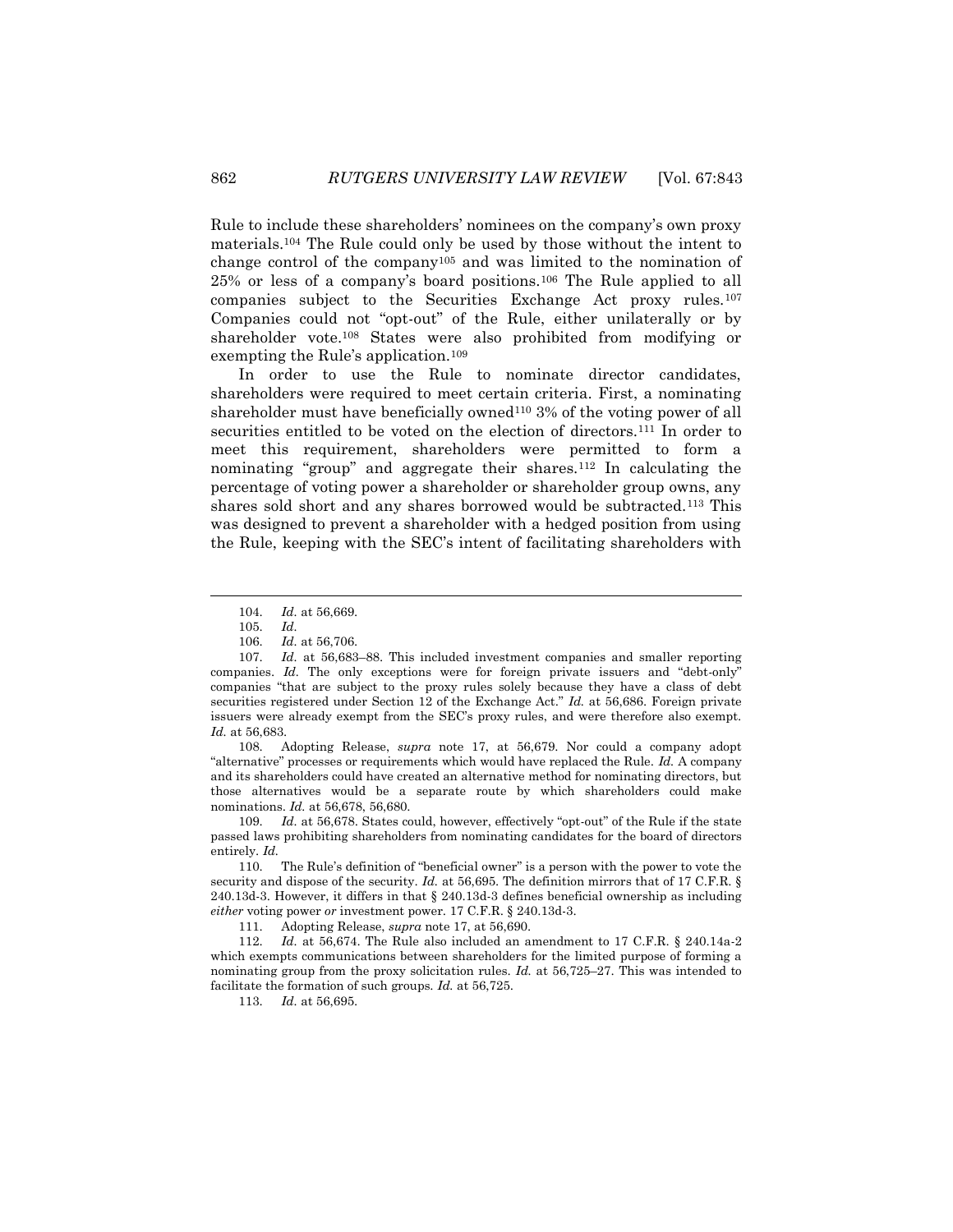Rule to include these shareholders' nominees on the company's own proxy materials.[104] The Rule could only be used by those without the intent to change control of the company[105] and was limited to the nomination of 25% or less of a company's board positions.[106] The Rule applied to all companies subject to the Securities Exchange Act proxy rules.[107] Companies could not "opt-out" of the Rule, either unilaterally or by shareholder vote.[108] States were also prohibited from modifying or exempting the Rule's application.[109]

In order to use the Rule to nominate director candidates, shareholders were required to meet certain criteria. First, a nominating shareholder must have beneficially owned[110] 3% of the voting power of all securities entitled to be voted on the election of directors.[111] In order to meet this requirement, shareholders were permitted to form a nominating "group" and aggregate their shares.[112] In calculating the percentage of voting power a shareholder or shareholder group owns, any shares sold short and any shares borrowed would be subtracted.[113] This was designed to prevent a shareholder with a hedged position from using the Rule, keeping with the SEC's intent of facilitating shareholders with

---

104. *Id.* at 56,669.

105. *Id.*

106. *Id.* at 56,706.

107. *Id.* at 56,683–88. This included investment companies and smaller reporting companies. *Id.* The only exceptions were for foreign private issuers and "debt-only" companies "that are subject to the proxy rules solely because they have a class of debt securities registered under Section 12 of the Exchange Act." *Id.* at 56,686. Foreign private issuers were already exempt from the SEC's proxy rules, and were therefore also exempt. *Id.* at 56,683.

108. Adopting Release, *supra* note 17, at 56,679. Nor could a company adopt "alternative" processes or requirements which would have replaced the Rule. *Id.* A company and its shareholders could have created an alternative method for nominating directors, but those alternatives would be a separate route by which shareholders could make nominations. *Id.* at 56,678, 56,680.

109. *Id.* at 56,678. States could, however, effectively "opt-out" of the Rule if the state passed laws prohibiting shareholders from nominating candidates for the board of directors entirely. *Id.*

110. The Rule's definition of "beneficial owner" is a person with the power to vote the security and dispose of the security. *Id.* at 56,695. The definition mirrors that of 17 C.F.R. § 240.13d-3. However, it differs in that § 240.13d-3 defines beneficial ownership as including *either* voting power *or* investment power. 17 C.F.R. § 240.13d-3.

111. Adopting Release, *supra* note 17, at 56,690.

112. *Id.* at 56,674. The Rule also included an amendment to 17 C.F.R. § 240.14a-2 which exempts communications between shareholders for the limited purpose of forming a nominating group from the proxy solicitation rules. *Id.* at 56,725–27. This was intended to facilitate the formation of such groups. *Id.* at 56,725.

113. *Id.* at 56,695.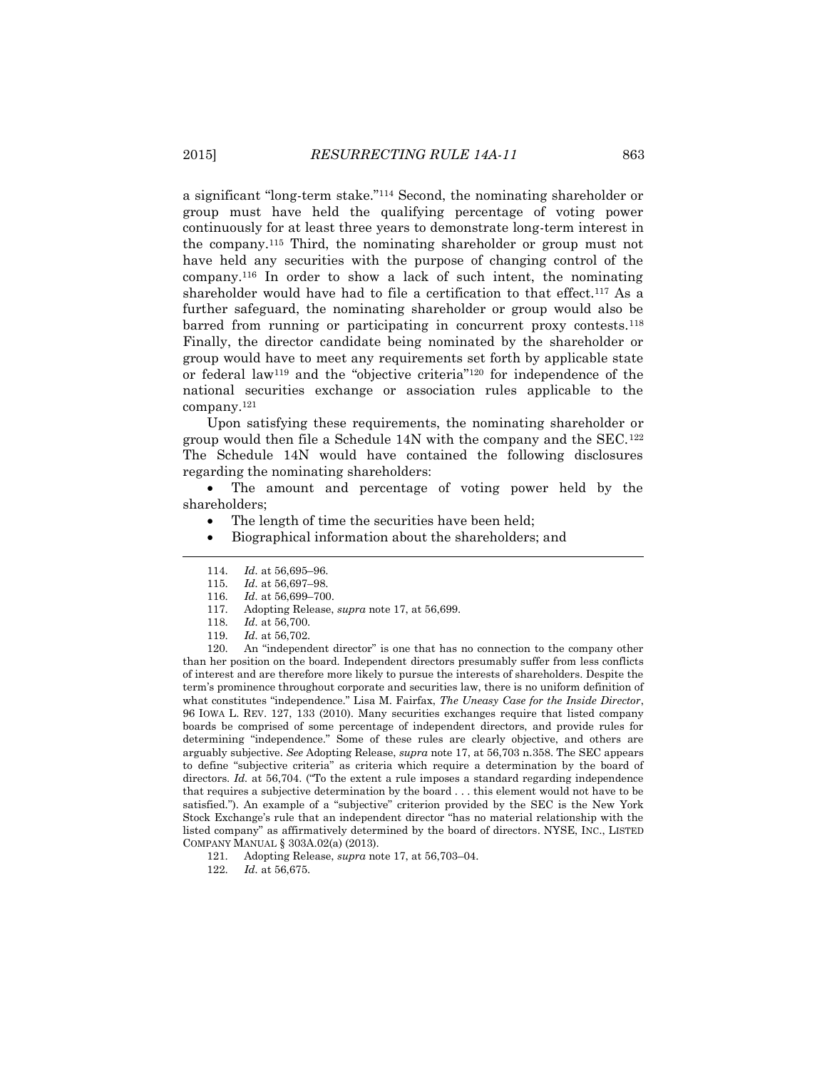a significant "long-term stake."[114] Second, the nominating shareholder or group must have held the qualifying percentage of voting power continuously for at least three years to demonstrate long-term interest in the company.[115] Third, the nominating shareholder or group must not have held any securities with the purpose of changing control of the company.[116] In order to show a lack of such intent, the nominating shareholder would have had to file a certification to that effect.[117] As a further safeguard, the nominating shareholder or group would also be barred from running or participating in concurrent proxy contests.[118] Finally, the director candidate being nominated by the shareholder or group would have to meet any requirements set forth by applicable state or federal law[119] and the "objective criteria"[120] for independence of the national securities exchange or association rules applicable to the company.[121]

Upon satisfying these requirements, the nominating shareholder or group would then file a Schedule 14N with the company and the SEC.[122] The Schedule 14N would have contained the following disclosures regarding the nominating shareholders:

- The amount and percentage of voting power held by the shareholders;
- The length of time the securities have been held;
- Biographical information about the shareholders; and

---

114. *Id.* at 56,695–96.

115. *Id.* at 56,697–98.

116. *Id.* at 56,699–700.

117. Adopting Release, *supra* note 17, at 56,699.

118. *Id.* at 56,700.

119. *Id.* at 56,702.

120. An "independent director" is one that has no connection to the company other than her position on the board. Independent directors presumably suffer from less conflicts of interest and are therefore more likely to pursue the interests of shareholders. Despite the term's prominence throughout corporate and securities law, there is no uniform definition of what constitutes "independence." Lisa M. Fairfax, *The Uneasy Case for the Inside Director*, 96 IOWA L. REV. 127, 133 (2010). Many securities exchanges require that listed company boards be comprised of some percentage of independent directors, and provide rules for determining "independence." Some of these rules are clearly objective, and others are arguably subjective. *See* Adopting Release, *supra* note 17, at 56,703 n.358. The SEC appears to define "subjective criteria" as criteria which require a determination by the board of directors. *Id.* at 56,704. ("To the extent a rule imposes a standard regarding independence that requires a subjective determination by the board . . . this element would not have to be satisfied."). An example of a "subjective" criterion provided by the SEC is the New York Stock Exchange's rule that an independent director "has no material relationship with the listed company" as affirmatively determined by the board of directors. NYSE, INC., LISTED COMPANY MANUAL § 303A.02(a) (2013).

121. Adopting Release, *supra* note 17, at 56,703–04.

122. *Id.* at 56,675.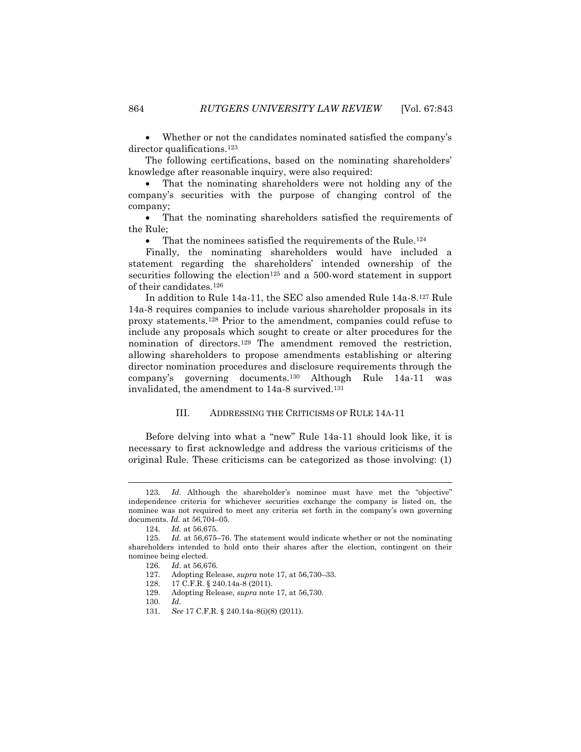- Whether or not the candidates nominated satisfied the company's director qualifications.[123]

The following certifications, based on the nominating shareholders' knowledge after reasonable inquiry, were also required:

- That the nominating shareholders were not holding any of the company's securities with the purpose of changing control of the company;
- That the nominating shareholders satisfied the requirements of the Rule;
- That the nominees satisfied the requirements of the Rule.[124]

Finally, the nominating shareholders would have included a statement regarding the shareholders' intended ownership of the securities following the election[125] and a 500-word statement in support of their candidates.[126]

In addition to Rule 14a-11, the SEC also amended Rule 14a-8.[127] Rule 14a-8 requires companies to include various shareholder proposals in its proxy statements.[128] Prior to the amendment, companies could refuse to include any proposals which sought to create or alter procedures for the nomination of directors.[129] The amendment removed the restriction, allowing shareholders to propose amendments establishing or altering director nomination procedures and disclosure requirements through the company's governing documents.[130] Although Rule 14a-11 was invalidated, the amendment to 14a-8 survived.[131]

## III. ADDRESSING THE CRITICISMS OF RULE 14A-11

Before delving into what a "new" Rule 14a-11 should look like, it is necessary to first acknowledge and address the various criticisms of the original Rule. These criticisms can be categorized as those involving: (1)

---

123. *Id*. Although the shareholder's nominee must have met the "objective" independence criteria for whichever securities exchange the company is listed on, the nominee was not required to meet any criteria set forth in the company's own governing documents. *Id.* at 56,704–05.

124. *Id*. at 56,675.

125. *Id.* at 56,675–76. The statement would indicate whether or not the nominating shareholders intended to hold onto their shares after the election, contingent on their nominee being elected.

126. *Id*. at 56,676.

127. Adopting Release, *supra* note 17, at 56,730–33.

128. 17 C.F.R. § 240.14a-8 (2011).

129. Adopting Release, *supra* note 17, at 56,730.

130. *Id.*

131. *See* 17 C.F.R. § 240.14a-8(i)(8) (2011).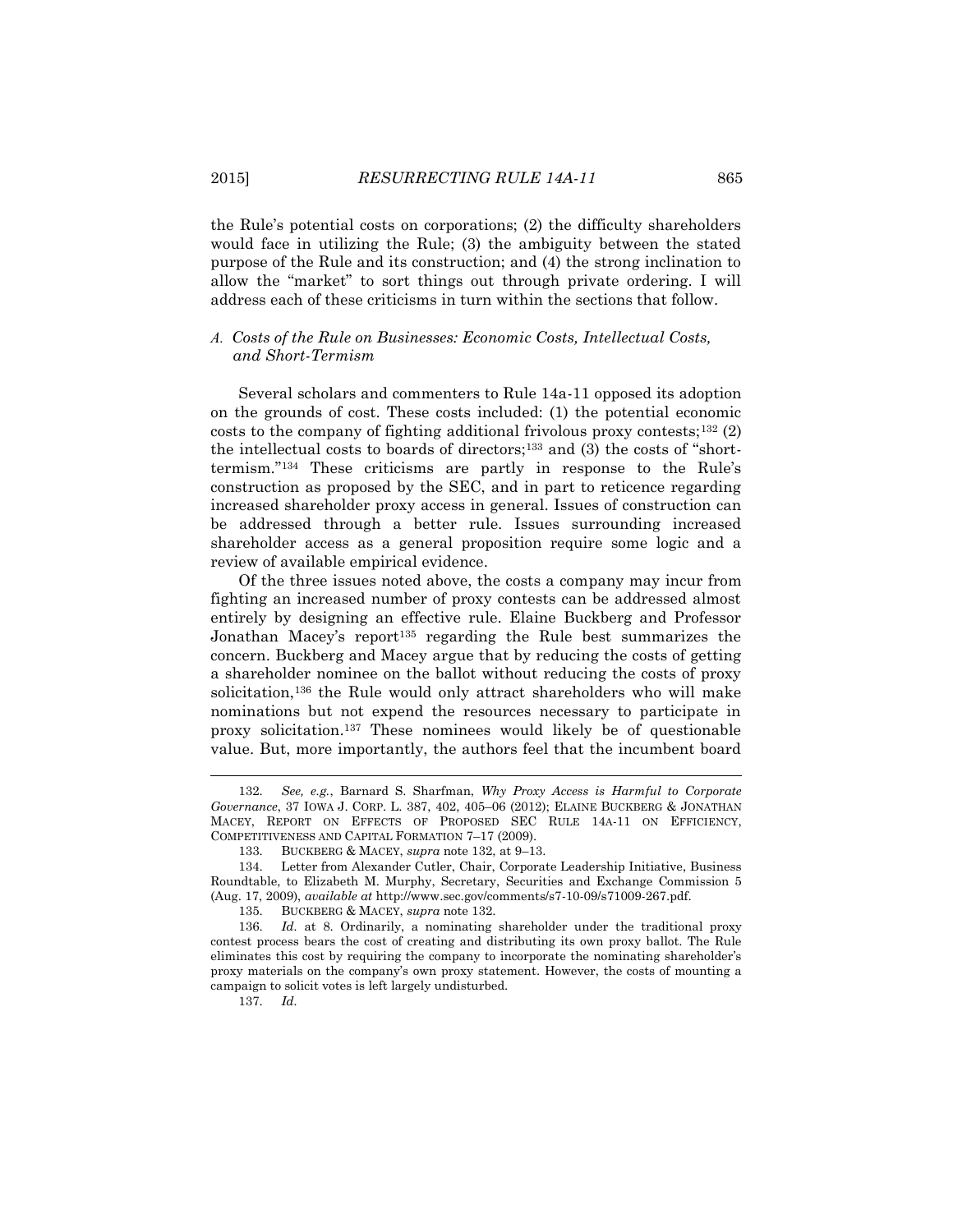the Rule's potential costs on corporations; (2) the difficulty shareholders would face in utilizing the Rule; (3) the ambiguity between the stated purpose of the Rule and its construction; and (4) the strong inclination to allow the "market" to sort things out through private ordering. I will address each of these criticisms in turn within the sections that follow.

### *A. Costs of the Rule on Businesses: Economic Costs, Intellectual Costs, and Short-Termism*

Several scholars and commenters to Rule 14a-11 opposed its adoption on the grounds of cost. These costs included: (1) the potential economic costs to the company of fighting additional frivolous proxy contests;[132] (2) the intellectual costs to boards of directors;[133] and (3) the costs of "short-termism."[134] These criticisms are partly in response to the Rule's construction as proposed by the SEC, and in part to reticence regarding increased shareholder proxy access in general. Issues of construction can be addressed through a better rule. Issues surrounding increased shareholder access as a general proposition require some logic and a review of available empirical evidence.

Of the three issues noted above, the costs a company may incur from fighting an increased number of proxy contests can be addressed almost entirely by designing an effective rule. Elaine Buckberg and Professor Jonathan Macey's report[135] regarding the Rule best summarizes the concern. Buckberg and Macey argue that by reducing the costs of getting a shareholder nominee on the ballot without reducing the costs of proxy solicitation,[136] the Rule would only attract shareholders who will make nominations but not expend the resources necessary to participate in proxy solicitation.[137] These nominees would likely be of questionable value. But, more importantly, the authors feel that the incumbent board

---

132. *See, e.g.*, Barnard S. Sharfman, *Why Proxy Access is Harmful to Corporate Governance*, 37 IOWA J. CORP. L. 387, 402, 405–06 (2012); ELAINE BUCKBERG & JONATHAN MACEY, REPORT ON EFFECTS OF PROPOSED SEC RULE 14A-11 ON EFFICIENCY, COMPETITIVENESS AND CAPITAL FORMATION 7–17 (2009).

133. BUCKBERG & MACEY, *supra* note 132, at 9–13.

134. Letter from Alexander Cutler, Chair, Corporate Leadership Initiative, Business Roundtable, to Elizabeth M. Murphy, Secretary, Securities and Exchange Commission 5 (Aug. 17, 2009), *available at* http://www.sec.gov/comments/s7-10-09/s71009-267.pdf.

135. BUCKBERG & MACEY, *supra* note 132.

136. *Id.* at 8. Ordinarily, a nominating shareholder under the traditional proxy contest process bears the cost of creating and distributing its own proxy ballot. The Rule eliminates this cost by requiring the company to incorporate the nominating shareholder's proxy materials on the company's own proxy statement. However, the costs of mounting a campaign to solicit votes is left largely undisturbed.

137. *Id.*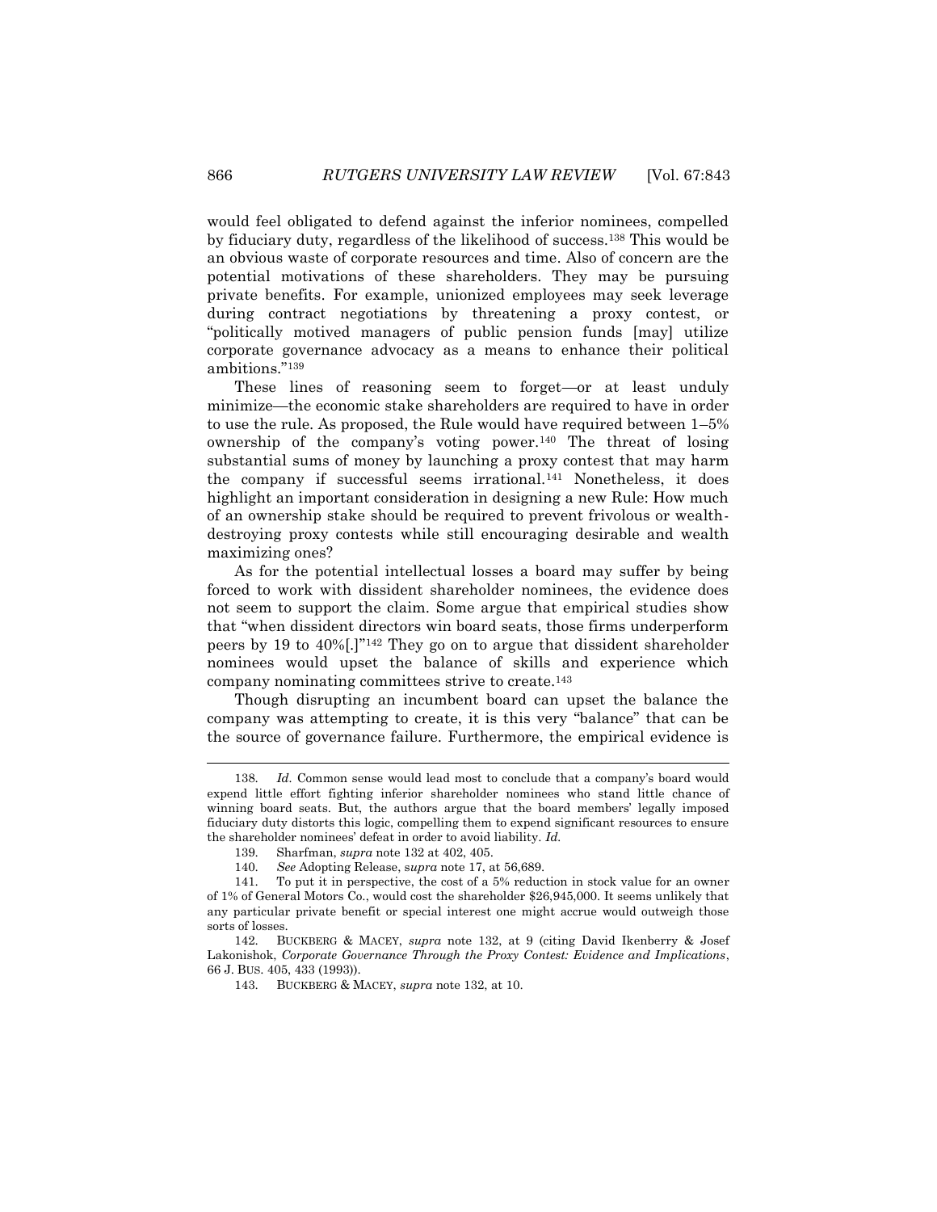would feel obligated to defend against the inferior nominees, compelled by fiduciary duty, regardless of the likelihood of success.[138] This would be an obvious waste of corporate resources and time. Also of concern are the potential motivations of these shareholders. They may be pursuing private benefits. For example, unionized employees may seek leverage during contract negotiations by threatening a proxy contest, or "politically motived managers of public pension funds [may] utilize corporate governance advocacy as a means to enhance their political ambitions."[139]

These lines of reasoning seem to forget—or at least unduly minimize—the economic stake shareholders are required to have in order to use the rule. As proposed, the Rule would have required between 1–5% ownership of the company's voting power.[140] The threat of losing substantial sums of money by launching a proxy contest that may harm the company if successful seems irrational.[141] Nonetheless, it does highlight an important consideration in designing a new Rule: How much of an ownership stake should be required to prevent frivolous or wealth-destroying proxy contests while still encouraging desirable and wealth maximizing ones?

As for the potential intellectual losses a board may suffer by being forced to work with dissident shareholder nominees, the evidence does not seem to support the claim. Some argue that empirical studies show that "when dissident directors win board seats, those firms underperform peers by 19 to 40%[.]"[142] They go on to argue that dissident shareholder nominees would upset the balance of skills and experience which company nominating committees strive to create.[143]

Though disrupting an incumbent board can upset the balance the company was attempting to create, it is this very "balance" that can be the source of governance failure. Furthermore, the empirical evidence is

---

138. *Id.* Common sense would lead most to conclude that a company's board would expend little effort fighting inferior shareholder nominees who stand little chance of winning board seats. But, the authors argue that the board members' legally imposed fiduciary duty distorts this logic, compelling them to expend significant resources to ensure the shareholder nominees' defeat in order to avoid liability. *Id.*

139. Sharfman, *supra* note 132 at 402, 405.

140. *See* Adopting Release, *supra* note 17, at 56,689.

141. To put it in perspective, the cost of a 5% reduction in stock value for an owner of 1% of General Motors Co., would cost the shareholder $26,945,000. It seems unlikely that any particular private benefit or special interest one might accrue would outweigh those sorts of losses.

142. BUCKBERG & MACEY, *supra* note 132, at 9 (citing David Ikenberry & Josef Lakonishok, *Corporate Governance Through the Proxy Contest: Evidence and Implications*, 66 J. BUS. 405, 433 (1993)).

143. BUCKBERG & MACEY, *supra* note 132, at 10.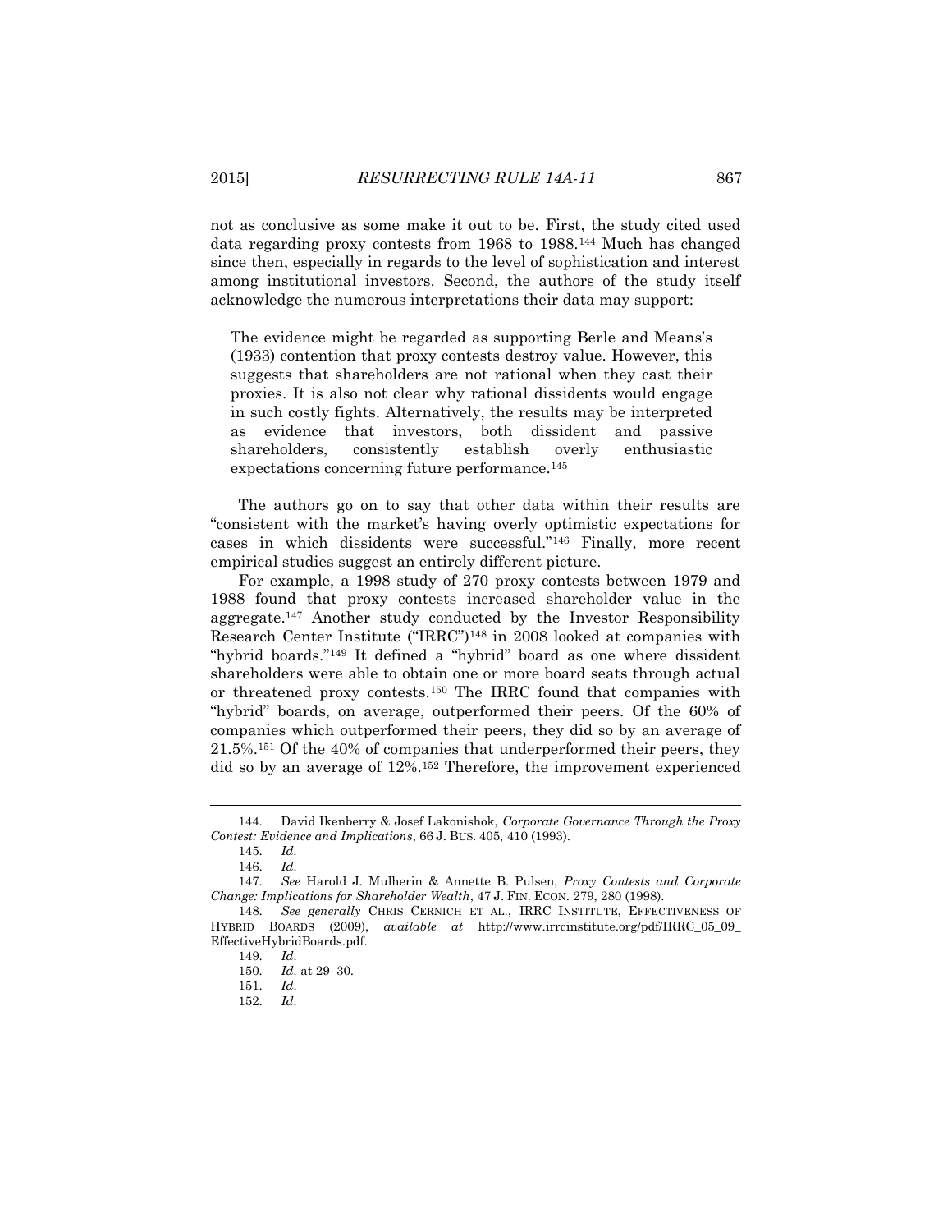not as conclusive as some make it out to be. First, the study cited used data regarding proxy contests from 1968 to 1988.[144] Much has changed since then, especially in regards to the level of sophistication and interest among institutional investors. Second, the authors of the study itself acknowledge the numerous interpretations their data may support:

> The evidence might be regarded as supporting Berle and Means's (1933) contention that proxy contests destroy value. However, this suggests that shareholders are not rational when they cast their proxies. It is also not clear why rational dissidents would engage in such costly fights. Alternatively, the results may be interpreted as evidence that investors, both dissident and passive shareholders, consistently establish overly enthusiastic expectations concerning future performance.[145]

The authors go on to say that other data within their results are "consistent with the market's having overly optimistic expectations for cases in which dissidents were successful."[146] Finally, more recent empirical studies suggest an entirely different picture.

For example, a 1998 study of 270 proxy contests between 1979 and 1988 found that proxy contests increased shareholder value in the aggregate.[147] Another study conducted by the Investor Responsibility Research Center Institute ("IRRC")[148] in 2008 looked at companies with "hybrid boards."[149] It defined a "hybrid" board as one where dissident shareholders were able to obtain one or more board seats through actual or threatened proxy contests.[150] The IRRC found that companies with "hybrid" boards, on average, outperformed their peers. Of the 60% of companies which outperformed their peers, they did so by an average of 21.5%.[151] Of the 40% of companies that underperformed their peers, they did so by an average of 12%.[152] Therefore, the improvement experienced

---

144. David Ikenberry & Josef Lakonishok, *Corporate Governance Through the Proxy Contest: Evidence and Implications*, 66 J. BUS. 405, 410 (1993).

145. *Id.*

146. *Id.*

147. *See* Harold J. Mulherin & Annette B. Pulsen, *Proxy Contests and Corporate Change: Implications for Shareholder Wealth*, 47 J. FIN. ECON. 279, 280 (1998).

148. *See generally* CHRIS CERNICH ET AL., IRRC INSTITUTE, EFFECTIVENESS OF HYBRID BOARDS (2009), *available at* http://www.irrcinstitute.org/pdf/IRRC_05_09_EffectiveHybridBoards.pdf.

149. *Id.*

150. *Id.* at 29–30.

151. *Id.*

152. *Id.*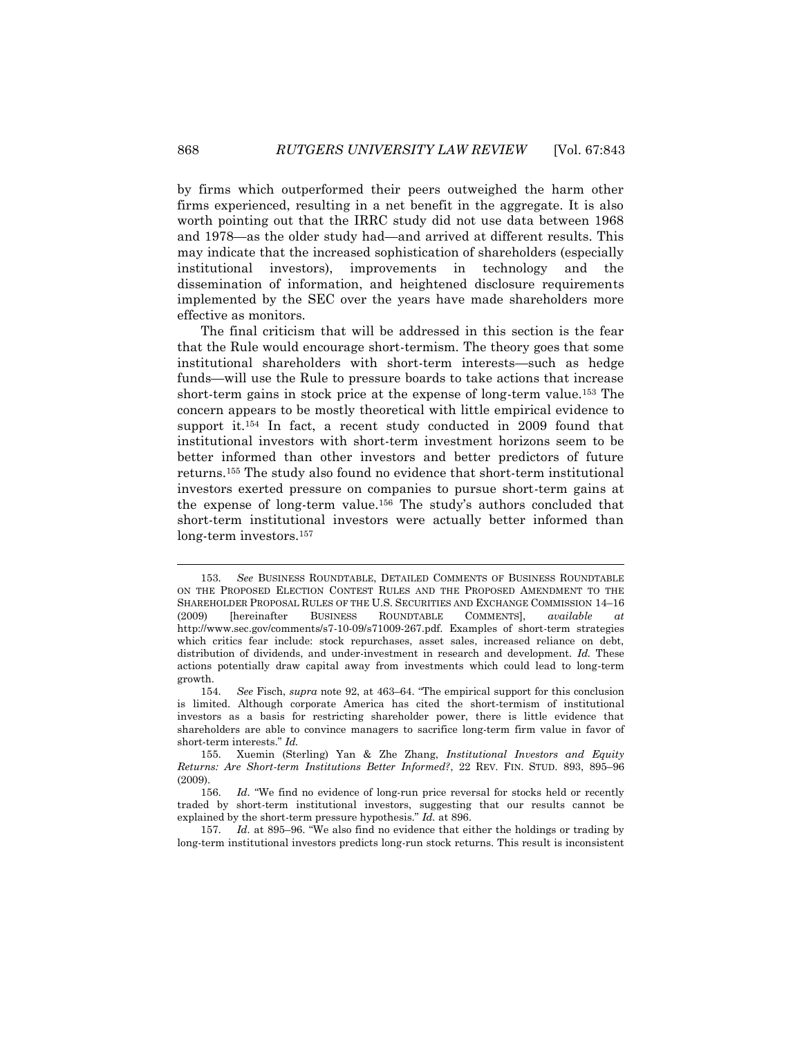by firms which outperformed their peers outweighed the harm other firms experienced, resulting in a net benefit in the aggregate. It is also worth pointing out that the IRRC study did not use data between 1968 and 1978—as the older study had—and arrived at different results. This may indicate that the increased sophistication of shareholders (especially institutional investors), improvements in technology and the dissemination of information, and heightened disclosure requirements implemented by the SEC over the years have made shareholders more effective as monitors.

The final criticism that will be addressed in this section is the fear that the Rule would encourage short-termism. The theory goes that some institutional shareholders with short-term interests—such as hedge funds—will use the Rule to pressure boards to take actions that increase short-term gains in stock price at the expense of long-term value.[153] The concern appears to be mostly theoretical with little empirical evidence to support it.[154] In fact, a recent study conducted in 2009 found that institutional investors with short-term investment horizons seem to be better informed than other investors and better predictors of future returns.[155] The study also found no evidence that short-term institutional investors exerted pressure on companies to pursue short-term gains at the expense of long-term value.[156] The study's authors concluded that short-term institutional investors were actually better informed than long-term investors.[157]

---

153. *See* BUSINESS ROUNDTABLE, DETAILED COMMENTS OF BUSINESS ROUNDTABLE ON THE PROPOSED ELECTION CONTEST RULES AND THE PROPOSED AMENDMENT TO THE SHAREHOLDER PROPOSAL RULES OF THE U.S. SECURITIES AND EXCHANGE COMMISSION 14–16 (2009) [hereinafter BUSINESS ROUNDTABLE COMMENTS], *available at* http://www.sec.gov/comments/s7-10-09/s71009-267.pdf. Examples of short-term strategies which critics fear include: stock repurchases, asset sales, increased reliance on debt, distribution of dividends, and under-investment in research and development. *Id.* These actions potentially draw capital away from investments which could lead to long-term growth.

154. *See* Fisch, *supra* note 92, at 463–64. "The empirical support for this conclusion is limited. Although corporate America has cited the short-termism of institutional investors as a basis for restricting shareholder power, there is little evidence that shareholders are able to convince managers to sacrifice long-term firm value in favor of short-term interests." *Id.*

155. Xuemin (Sterling) Yan & Zhe Zhang, *Institutional Investors and Equity Returns: Are Short-term Institutions Better Informed?*, 22 REV. FIN. STUD. 893, 895–96 (2009).

156. *Id.* "We find no evidence of long-run price reversal for stocks held or recently traded by short-term institutional investors, suggesting that our results cannot be explained by the short-term pressure hypothesis." *Id.* at 896.

157. *Id.* at 895–96. "We also find no evidence that either the holdings or trading by long-term institutional investors predicts long-run stock returns. This result is inconsistent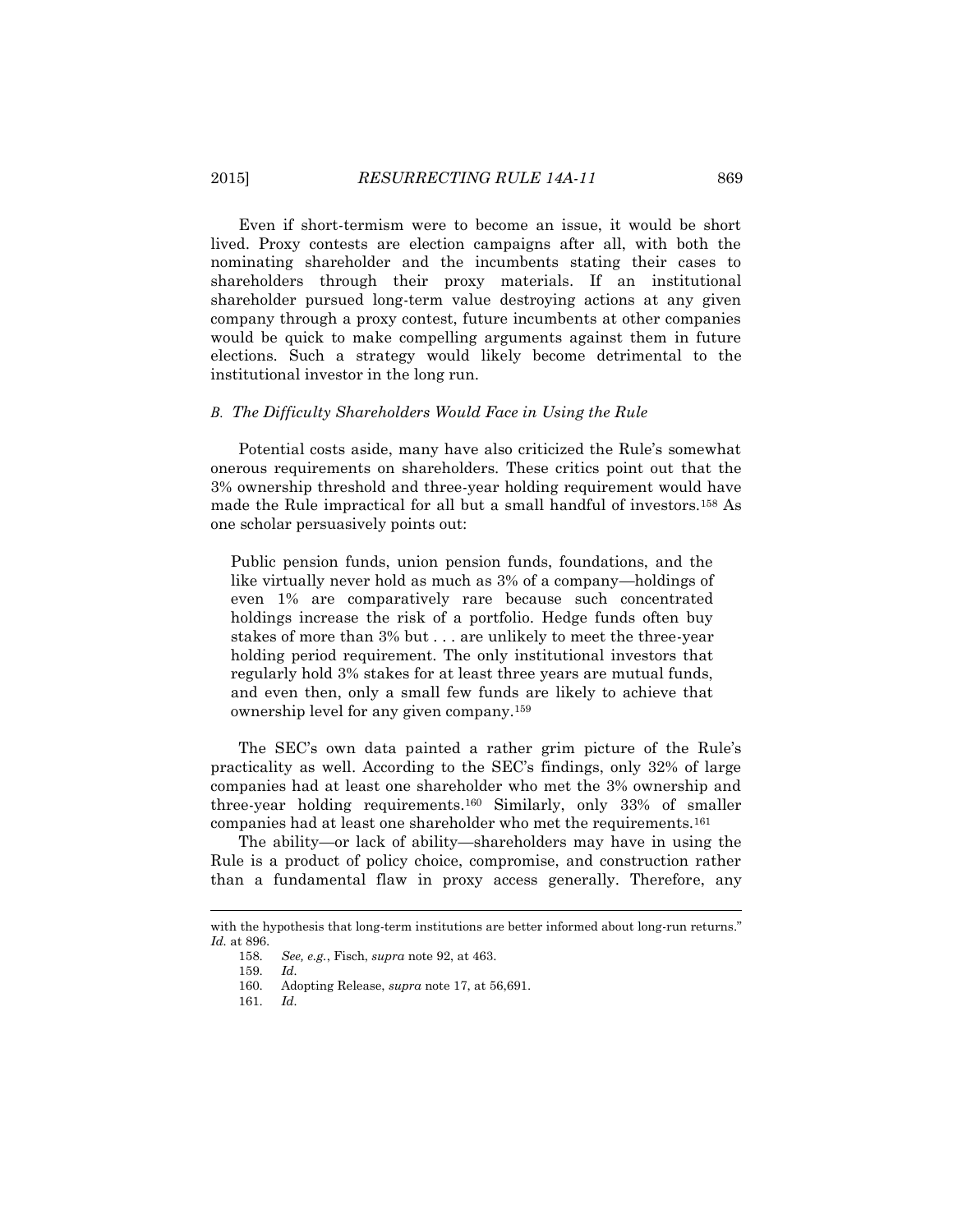Even if short-termism were to become an issue, it would be short lived. Proxy contests are election campaigns after all, with both the nominating shareholder and the incumbents stating their cases to shareholders through their proxy materials. If an institutional shareholder pursued long-term value destroying actions at any given company through a proxy contest, future incumbents at other companies would be quick to make compelling arguments against them in future elections. Such a strategy would likely become detrimental to the institutional investor in the long run.

### *B. The Difficulty Shareholders Would Face in Using the Rule*

Potential costs aside, many have also criticized the Rule's somewhat onerous requirements on shareholders. These critics point out that the 3% ownership threshold and three-year holding requirement would have made the Rule impractical for all but a small handful of investors.[158] As one scholar persuasively points out:

> Public pension funds, union pension funds, foundations, and the like virtually never hold as much as 3% of a company—holdings of even 1% are comparatively rare because such concentrated holdings increase the risk of a portfolio. Hedge funds often buy stakes of more than 3% but . . . are unlikely to meet the three-year holding period requirement. The only institutional investors that regularly hold 3% stakes for at least three years are mutual funds, and even then, only a small few funds are likely to achieve that ownership level for any given company.[159]

The SEC's own data painted a rather grim picture of the Rule's practicality as well. According to the SEC's findings, only 32% of large companies had at least one shareholder who met the 3% ownership and three-year holding requirements.[160] Similarly, only 33% of smaller companies had at least one shareholder who met the requirements.[161]

The ability—or lack of ability—shareholders may have in using the Rule is a product of policy choice, compromise, and construction rather than a fundamental flaw in proxy access generally. Therefore, any

---

with the hypothesis that long-term institutions are better informed about long-run returns." *Id.* at 896.

158. *See, e.g.*, Fisch, *supra* note 92, at 463.

159. *Id.*

160. Adopting Release, *supra* note 17, at 56,691.

161. *Id.*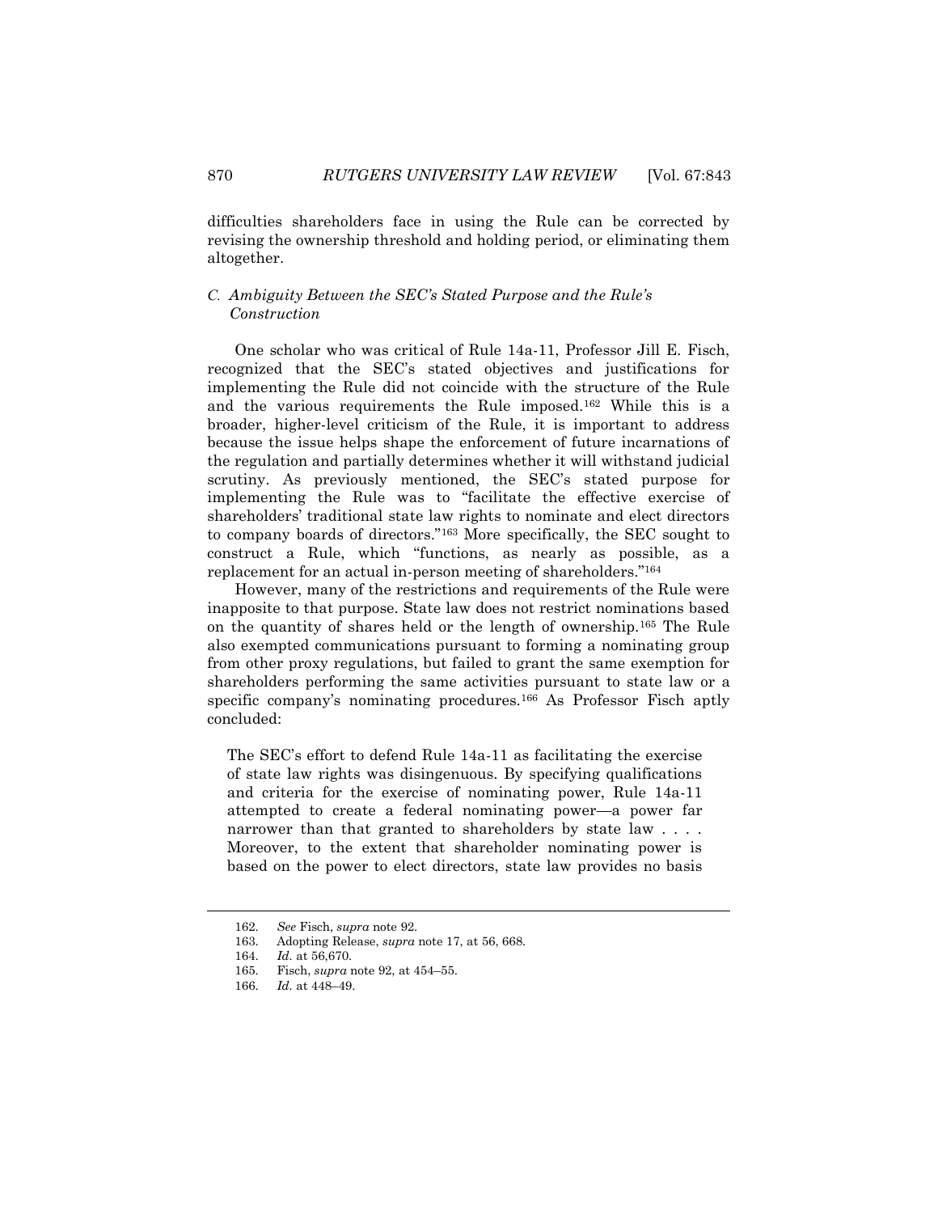difficulties shareholders face in using the Rule can be corrected by revising the ownership threshold and holding period, or eliminating them altogether.

### *C. Ambiguity Between the SEC's Stated Purpose and the Rule's Construction*

One scholar who was critical of Rule 14a-11, Professor Jill E. Fisch, recognized that the SEC's stated objectives and justifications for implementing the Rule did not coincide with the structure of the Rule and the various requirements the Rule imposed.[162] While this is a broader, higher-level criticism of the Rule, it is important to address because the issue helps shape the enforcement of future incarnations of the regulation and partially determines whether it will withstand judicial scrutiny. As previously mentioned, the SEC's stated purpose for implementing the Rule was to "facilitate the effective exercise of shareholders' traditional state law rights to nominate and elect directors to company boards of directors."[163] More specifically, the SEC sought to construct a Rule, which "functions, as nearly as possible, as a replacement for an actual in-person meeting of shareholders."[164]

However, many of the restrictions and requirements of the Rule were inapposite to that purpose. State law does not restrict nominations based on the quantity of shares held or the length of ownership.[165] The Rule also exempted communications pursuant to forming a nominating group from other proxy regulations, but failed to grant the same exemption for shareholders performing the same activities pursuant to state law or a specific company's nominating procedures.[166] As Professor Fisch aptly concluded:

> The SEC's effort to defend Rule 14a-11 as facilitating the exercise of state law rights was disingenuous. By specifying qualifications and criteria for the exercise of nominating power, Rule 14a-11 attempted to create a federal nominating power—a power far narrower than that granted to shareholders by state law . . . . Moreover, to the extent that shareholder nominating power is based on the power to elect directors, state law provides no basis

---

162. *See* Fisch, *supra* note 92.
163. Adopting Release, *supra* note 17, at 56, 668.
164. *Id*. at 56,670.
165. Fisch, *supra* note 92, at 454–55.
166. *Id*. at 448–49.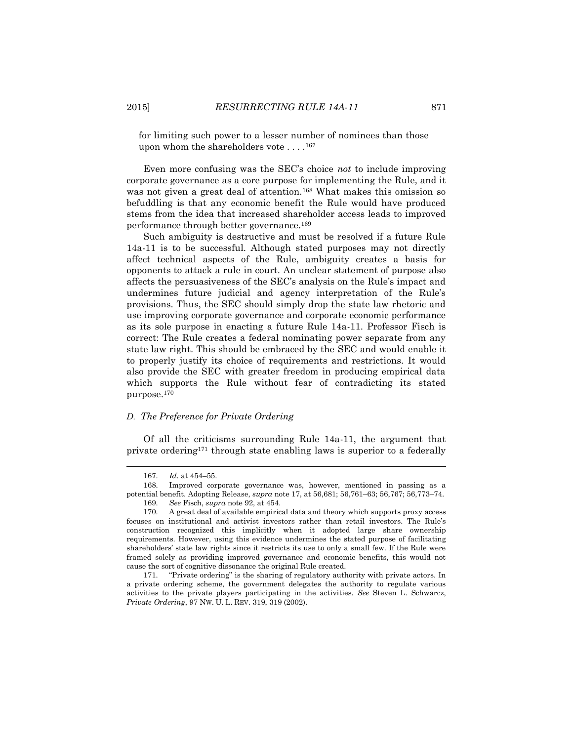for limiting such power to a lesser number of nominees than those upon whom the shareholders vote . . . .[167]

Even more confusing was the SEC's choice *not* to include improving corporate governance as a core purpose for implementing the Rule, and it was not given a great deal of attention.[168] What makes this omission so befuddling is that any economic benefit the Rule would have produced stems from the idea that increased shareholder access leads to improved performance through better governance.[169]

Such ambiguity is destructive and must be resolved if a future Rule 14a-11 is to be successful. Although stated purposes may not directly affect technical aspects of the Rule, ambiguity creates a basis for opponents to attack a rule in court. An unclear statement of purpose also affects the persuasiveness of the SEC's analysis on the Rule's impact and undermines future judicial and agency interpretation of the Rule's provisions. Thus, the SEC should simply drop the state law rhetoric and use improving corporate governance and corporate economic performance as its sole purpose in enacting a future Rule 14a-11. Professor Fisch is correct: The Rule creates a federal nominating power separate from any state law right. This should be embraced by the SEC and would enable it to properly justify its choice of requirements and restrictions. It would also provide the SEC with greater freedom in producing empirical data which supports the Rule without fear of contradicting its stated purpose.[170]

### *D. The Preference for Private Ordering*

Of all the criticisms surrounding Rule 14a-11, the argument that private ordering[171] through state enabling laws is superior to a federally

---

167. *Id.* at 454–55.

168. Improved corporate governance was, however, mentioned in passing as a potential benefit. Adopting Release, *supra* note 17, at 56,681; 56,761–63; 56,767; 56,773–74.

169. *See* Fisch, *supra* note 92, at 454.

170. A great deal of available empirical data and theory which supports proxy access focuses on institutional and activist investors rather than retail investors. The Rule's construction recognized this implicitly when it adopted large share ownership requirements. However, using this evidence undermines the stated purpose of facilitating shareholders' state law rights since it restricts its use to only a small few. If the Rule were framed solely as providing improved governance and economic benefits, this would not cause the sort of cognitive dissonance the original Rule created.

171. "Private ordering" is the sharing of regulatory authority with private actors. In a private ordering scheme, the government delegates the authority to regulate various activities to the private players participating in the activities. *See* Steven L. Schwarcz, *Private Ordering*, 97 NW. U. L. REV. 319, 319 (2002).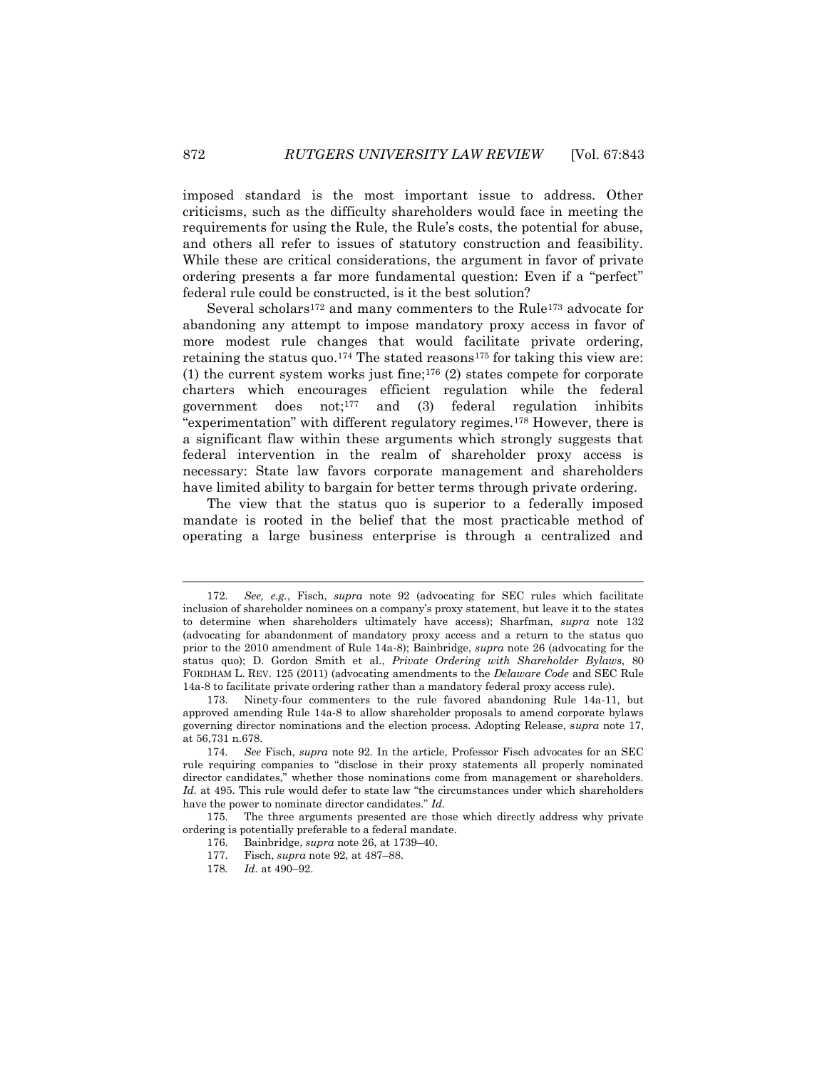imposed standard is the most important issue to address. Other criticisms, such as the difficulty shareholders would face in meeting the requirements for using the Rule, the Rule's costs, the potential for abuse, and others all refer to issues of statutory construction and feasibility. While these are critical considerations, the argument in favor of private ordering presents a far more fundamental question: Even if a "perfect" federal rule could be constructed, is it the best solution?

Several scholars[172] and many commenters to the Rule[173] advocate for abandoning any attempt to impose mandatory proxy access in favor of more modest rule changes that would facilitate private ordering, retaining the status quo.[174] The stated reasons[175] for taking this view are: (1) the current system works just fine;[176] (2) states compete for corporate charters which encourages efficient regulation while the federal government does not;[177] and (3) federal regulation inhibits "experimentation" with different regulatory regimes.[178] However, there is a significant flaw within these arguments which strongly suggests that federal intervention in the realm of shareholder proxy access is necessary: State law favors corporate management and shareholders have limited ability to bargain for better terms through private ordering.

The view that the status quo is superior to a federally imposed mandate is rooted in the belief that the most practicable method of operating a large business enterprise is through a centralized and

---

172. *See, e.g.*, Fisch, *supra* note 92 (advocating for SEC rules which facilitate inclusion of shareholder nominees on a company's proxy statement, but leave it to the states to determine when shareholders ultimately have access); Sharfman, *supra* note 132 (advocating for abandonment of mandatory proxy access and a return to the status quo prior to the 2010 amendment of Rule 14a-8); Bainbridge, *supra* note 26 (advocating for the status quo); D. Gordon Smith et al., *Private Ordering with Shareholder Bylaws*, 80 FORDHAM L. REV. 125 (2011) (advocating amendments to the *Delaware Code* and SEC Rule 14a-8 to facilitate private ordering rather than a mandatory federal proxy access rule).

173. Ninety-four commenters to the rule favored abandoning Rule 14a-11, but approved amending Rule 14a-8 to allow shareholder proposals to amend corporate bylaws governing director nominations and the election process. Adopting Release, s*upra* note 17, at 56,731 n.678.

174. *See* Fisch, *supra* note 92. In the article, Professor Fisch advocates for an SEC rule requiring companies to "disclose in their proxy statements all properly nominated director candidates," whether those nominations come from management or shareholders. *Id.* at 495. This rule would defer to state law "the circumstances under which shareholders have the power to nominate director candidates." *Id.*

175. The three arguments presented are those which directly address why private ordering is potentially preferable to a federal mandate.

176. Bainbridge, *supra* note 26, at 1739–40.

177. Fisch, *supra* note 92, at 487–88.

178. *Id*. at 490–92.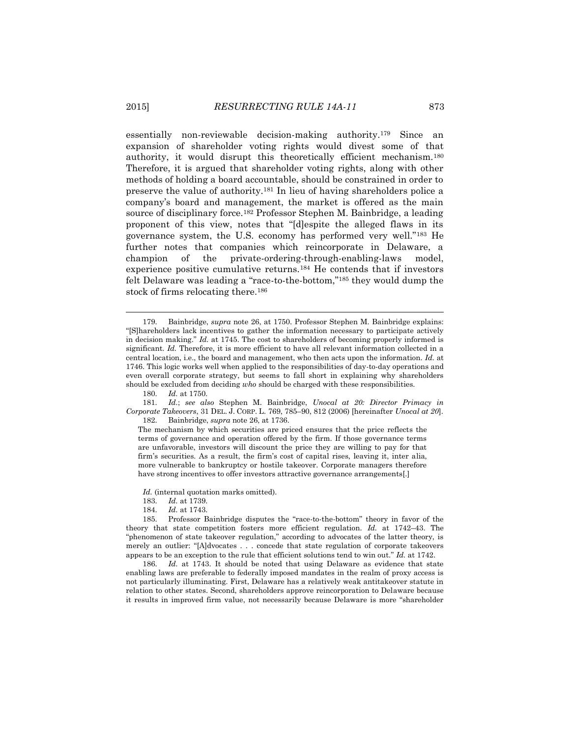essentially non-reviewable decision-making authority.[179] Since an expansion of shareholder voting rights would divest some of that authority, it would disrupt this theoretically efficient mechanism.[180] Therefore, it is argued that shareholder voting rights, along with other methods of holding a board accountable, should be constrained in order to preserve the value of authority.[181] In lieu of having shareholders police a company's board and management, the market is offered as the main source of disciplinary force.[182] Professor Stephen M. Bainbridge, a leading proponent of this view, notes that "[d]espite the alleged flaws in its governance system, the U.S. economy has performed very well."[183] He further notes that companies which reincorporate in Delaware, a champion of the private-ordering-through-enabling-laws model, experience positive cumulative returns.[184] He contends that if investors felt Delaware was leading a "race-to-the-bottom,"[185] they would dump the stock of firms relocating there.[186]

---

179. Bainbridge, *supra* note 26, at 1750. Professor Stephen M. Bainbridge explains: "[S]hareholders lack incentives to gather the information necessary to participate actively in decision making." *Id.* at 1745. The cost to shareholders of becoming properly informed is significant. *Id.* Therefore, it is more efficient to have all relevant information collected in a central location, i.e., the board and management, who then acts upon the information. *Id.* at 1746. This logic works well when applied to the responsibilities of day-to-day operations and even overall corporate strategy, but seems to fall short in explaining why shareholders should be excluded from deciding *who* should be charged with these responsibilities.

180. *Id.* at 1750.

181. *Id.*; *see also* Stephen M. Bainbridge, *Unocal at 20: Director Primacy in Corporate Takeovers*, 31 DEL. J. CORP. L. 769, 785–90, 812 (2006) [hereinafter *Unocal at 20*].

182. Bainbridge, *supra* note 26, at 1736.

> The mechanism by which securities are priced ensures that the price reflects the terms of governance and operation offered by the firm. If those governance terms are unfavorable, investors will discount the price they are willing to pay for that firm's securities. As a result, the firm's cost of capital rises, leaving it, inter alia, more vulnerable to bankruptcy or hostile takeover. Corporate managers therefore have strong incentives to offer investors attractive governance arrangements[.]

*Id.* (internal quotation marks omitted).

183. *Id.* at 1739.

184. *Id.* at 1743.

185. Professor Bainbridge disputes the "race-to-the-bottom" theory in favor of the theory that state competition fosters more efficient regulation. *Id.* at 1742–43. The "phenomenon of state takeover regulation," according to advocates of the latter theory, is merely an outlier: "[A]dvocates . . . concede that state regulation of corporate takeovers appears to be an exception to the rule that efficient solutions tend to win out." *Id.* at 1742.

186. *Id.* at 1743. It should be noted that using Delaware as evidence that state enabling laws are preferable to federally imposed mandates in the realm of proxy access is not particularly illuminating. First, Delaware has a relatively weak antitakeover statute in relation to other states. Second, shareholders approve reincorporation to Delaware because it results in improved firm value, not necessarily because Delaware is more "shareholder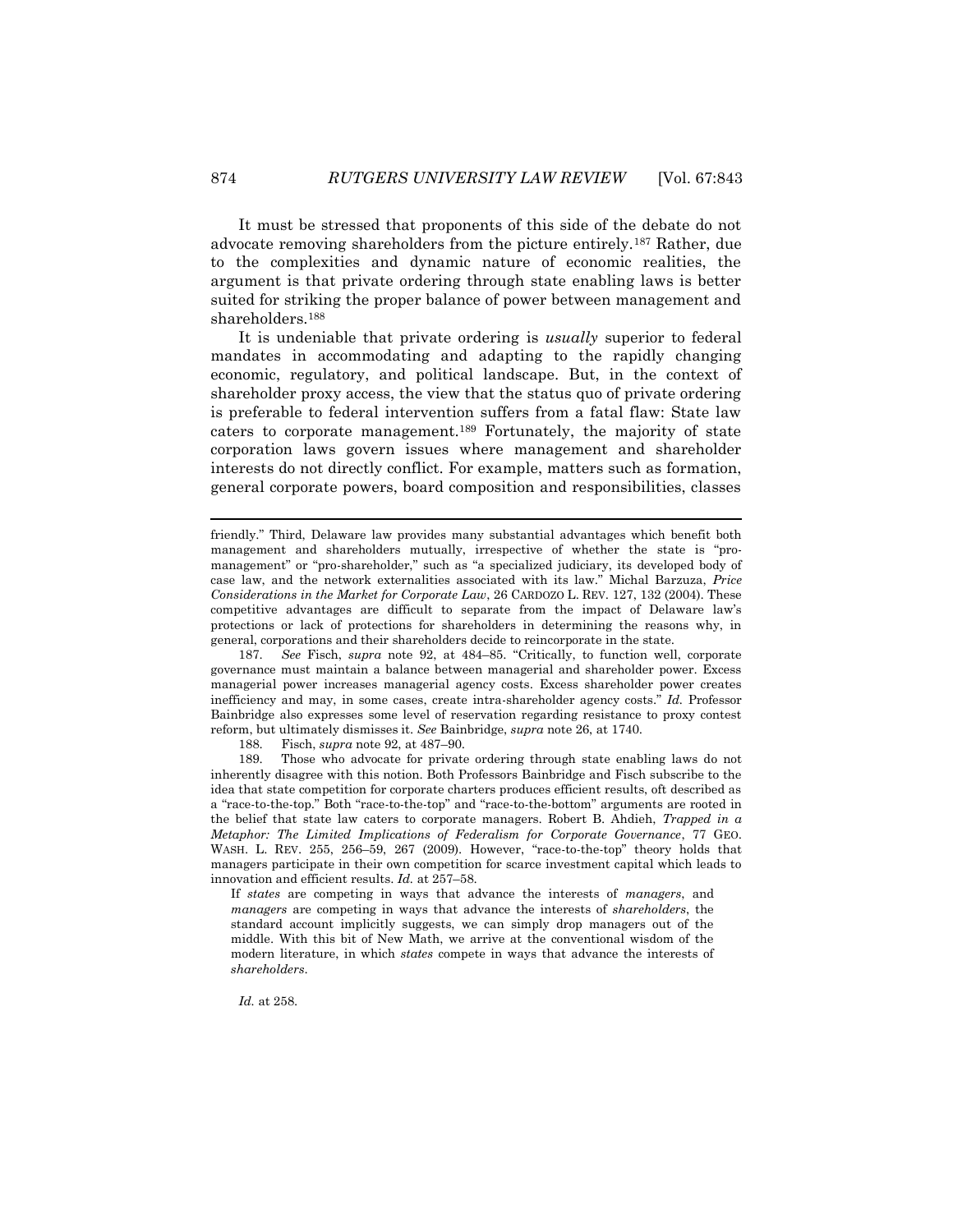It must be stressed that proponents of this side of the debate do not advocate removing shareholders from the picture entirely.[187] Rather, due to the complexities and dynamic nature of economic realities, the argument is that private ordering through state enabling laws is better suited for striking the proper balance of power between management and shareholders.[188]

It is undeniable that private ordering is *usually* superior to federal mandates in accommodating and adapting to the rapidly changing economic, regulatory, and political landscape. But, in the context of shareholder proxy access, the view that the status quo of private ordering is preferable to federal intervention suffers from a fatal flaw: State law caters to corporate management.[189] Fortunately, the majority of state corporation laws govern issues where management and shareholder interests do not directly conflict. For example, matters such as formation, general corporate powers, board composition and responsibilities, classes

---

friendly." Third, Delaware law provides many substantial advantages which benefit both management and shareholders mutually, irrespective of whether the state is "pro-management" or "pro-shareholder," such as "a specialized judiciary, its developed body of case law, and the network externalities associated with its law." Michal Barzuza, *Price Considerations in the Market for Corporate Law*, 26 CARDOZO L. REV. 127, 132 (2004). These competitive advantages are difficult to separate from the impact of Delaware law's protections or lack of protections for shareholders in determining the reasons why, in general, corporations and their shareholders decide to reincorporate in the state.

187. *See* Fisch, *supra* note 92, at 484–85. "Critically, to function well, corporate governance must maintain a balance between managerial and shareholder power. Excess managerial power increases managerial agency costs. Excess shareholder power creates inefficiency and may, in some cases, create intra-shareholder agency costs." *Id.* Professor Bainbridge also expresses some level of reservation regarding resistance to proxy contest reform, but ultimately dismisses it. *See* Bainbridge, *supra* note 26, at 1740.

188. Fisch, *supra* note 92, at 487–90.

189. Those who advocate for private ordering through state enabling laws do not inherently disagree with this notion. Both Professors Bainbridge and Fisch subscribe to the idea that state competition for corporate charters produces efficient results, oft described as a "race-to-the-top." Both "race-to-the-top" and "race-to-the-bottom" arguments are rooted in the belief that state law caters to corporate managers. Robert B. Ahdieh, *Trapped in a Metaphor: The Limited Implications of Federalism for Corporate Governance*, 77 GEO. WASH. L. REV. 255, 256–59, 267 (2009). However, "race-to-the-top" theory holds that managers participate in their own competition for scarce investment capital which leads to innovation and efficient results. *Id.* at 257–58.

> If *states* are competing in ways that advance the interests of *managers*, and *managers* are competing in ways that advance the interests of *shareholders*, the standard account implicitly suggests, we can simply drop managers out of the middle. With this bit of New Math, we arrive at the conventional wisdom of the modern literature, in which *states* compete in ways that advance the interests of *shareholders*.

*Id.* at 258.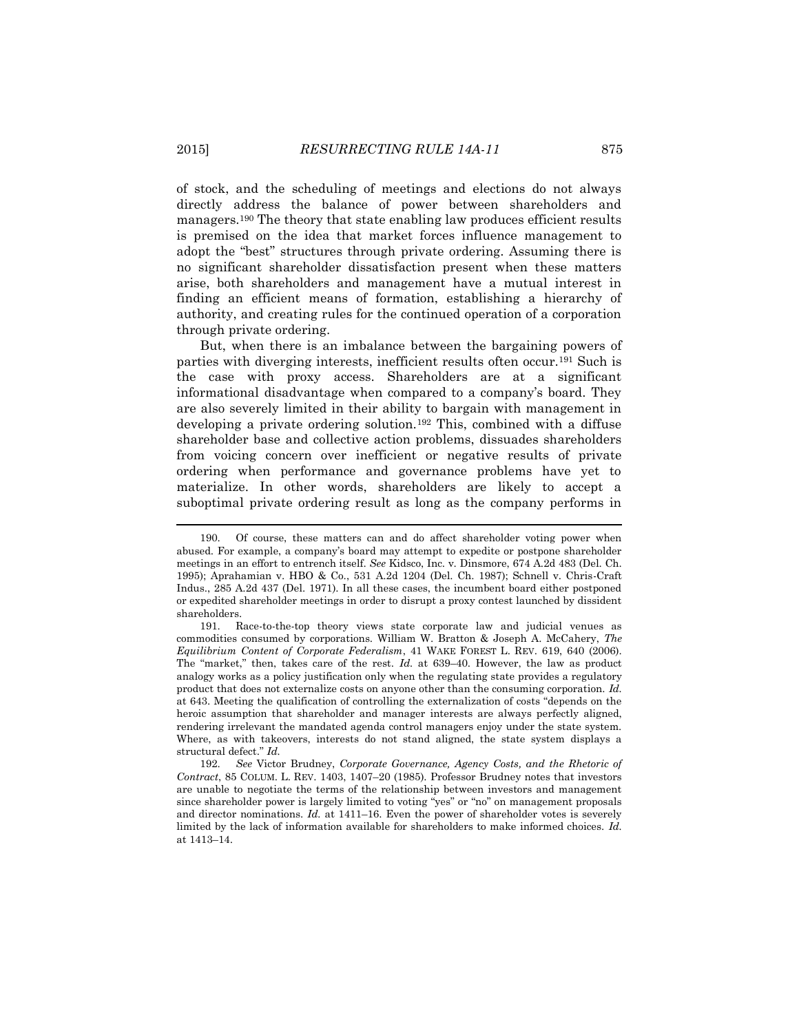of stock, and the scheduling of meetings and elections do not always directly address the balance of power between shareholders and managers.[190] The theory that state enabling law produces efficient results is premised on the idea that market forces influence management to adopt the "best" structures through private ordering. Assuming there is no significant shareholder dissatisfaction present when these matters arise, both shareholders and management have a mutual interest in finding an efficient means of formation, establishing a hierarchy of authority, and creating rules for the continued operation of a corporation through private ordering.

But, when there is an imbalance between the bargaining powers of parties with diverging interests, inefficient results often occur.[191] Such is the case with proxy access. Shareholders are at a significant informational disadvantage when compared to a company's board. They are also severely limited in their ability to bargain with management in developing a private ordering solution.[192] This, combined with a diffuse shareholder base and collective action problems, dissuades shareholders from voicing concern over inefficient or negative results of private ordering when performance and governance problems have yet to materialize. In other words, shareholders are likely to accept a suboptimal private ordering result as long as the company performs in

---

190. Of course, these matters can and do affect shareholder voting power when abused. For example, a company's board may attempt to expedite or postpone shareholder meetings in an effort to entrench itself. *See* Kidsco, Inc. v. Dinsmore, 674 A.2d 483 (Del. Ch. 1995); Aprahamian v. HBO & Co., 531 A.2d 1204 (Del. Ch. 1987); Schnell v. Chris-Craft Indus., 285 A.2d 437 (Del. 1971). In all these cases, the incumbent board either postponed or expedited shareholder meetings in order to disrupt a proxy contest launched by dissident shareholders.

191. Race-to-the-top theory views state corporate law and judicial venues as commodities consumed by corporations. William W. Bratton & Joseph A. McCahery, *The Equilibrium Content of Corporate Federalism*, 41 WAKE FOREST L. REV. 619, 640 (2006). The "market," then, takes care of the rest. *Id.* at 639–40. However, the law as product analogy works as a policy justification only when the regulating state provides a regulatory product that does not externalize costs on anyone other than the consuming corporation. *Id.* at 643. Meeting the qualification of controlling the externalization of costs "depends on the heroic assumption that shareholder and manager interests are always perfectly aligned, rendering irrelevant the mandated agenda control managers enjoy under the state system. Where, as with takeovers, interests do not stand aligned, the state system displays a structural defect." *Id.*

192. *See* Victor Brudney, *Corporate Governance, Agency Costs, and the Rhetoric of Contract*, 85 COLUM. L. REV. 1403, 1407–20 (1985). Professor Brudney notes that investors are unable to negotiate the terms of the relationship between investors and management since shareholder power is largely limited to voting "yes" or "no" on management proposals and director nominations. *Id.* at 1411–16. Even the power of shareholder votes is severely limited by the lack of information available for shareholders to make informed choices. *Id.* at 1413–14.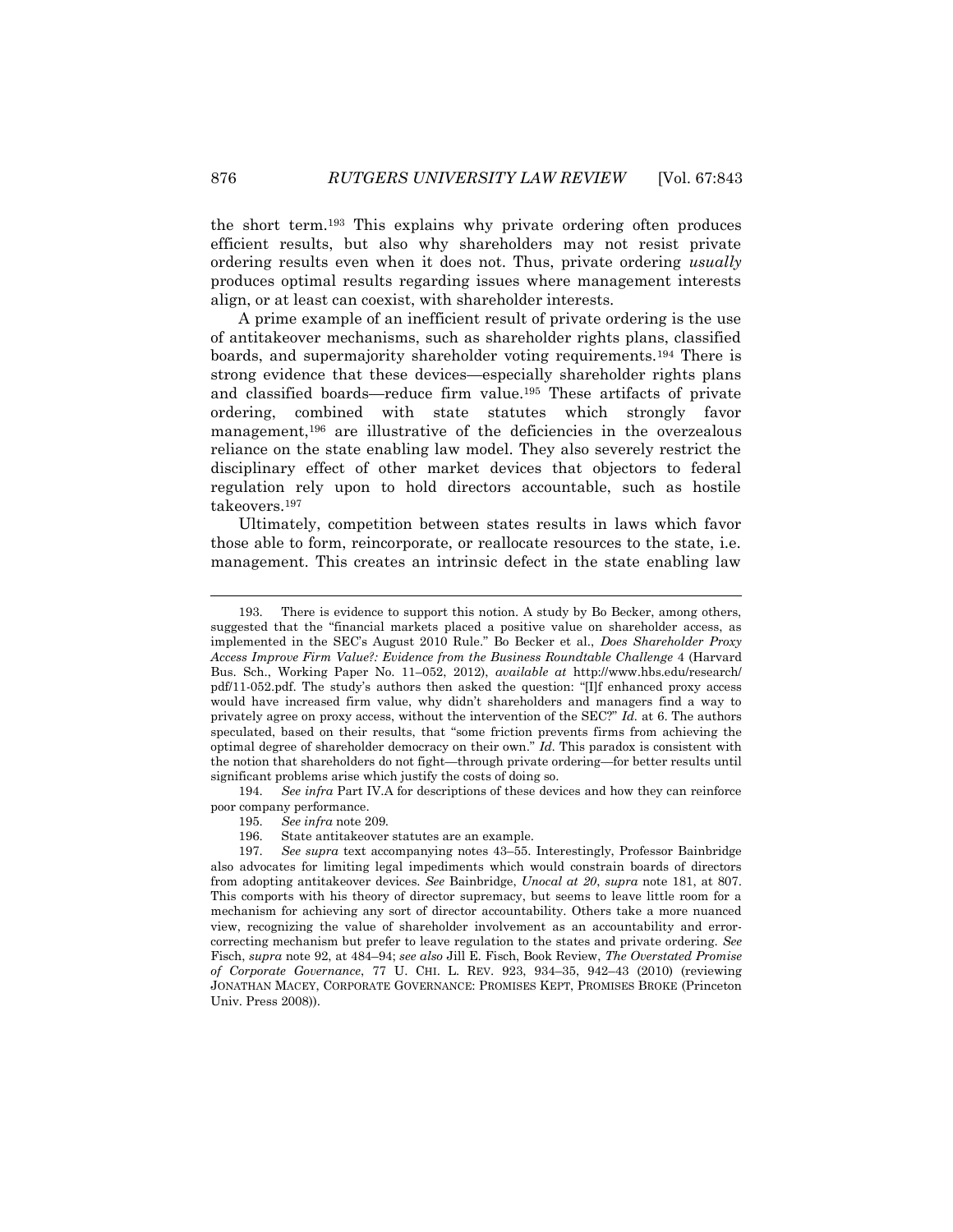the short term.[193] This explains why private ordering often produces efficient results, but also why shareholders may not resist private ordering results even when it does not. Thus, private ordering *usually* produces optimal results regarding issues where management interests align, or at least can coexist, with shareholder interests.

A prime example of an inefficient result of private ordering is the use of antitakeover mechanisms, such as shareholder rights plans, classified boards, and supermajority shareholder voting requirements.[194] There is strong evidence that these devices—especially shareholder rights plans and classified boards—reduce firm value.[195] These artifacts of private ordering, combined with state statutes which strongly favor management,[196] are illustrative of the deficiencies in the overzealous reliance on the state enabling law model. They also severely restrict the disciplinary effect of other market devices that objectors to federal regulation rely upon to hold directors accountable, such as hostile takeovers.[197]

Ultimately, competition between states results in laws which favor those able to form, reincorporate, or reallocate resources to the state, i.e. management. This creates an intrinsic defect in the state enabling law

---

193. There is evidence to support this notion. A study by Bo Becker, among others, suggested that the "financial markets placed a positive value on shareholder access, as implemented in the SEC's August 2010 Rule." Bo Becker et al., *Does Shareholder Proxy Access Improve Firm Value?: Evidence from the Business Roundtable Challenge* 4 (Harvard Bus. Sch., Working Paper No. 11–052, 2012), *available at* http://www.hbs.edu/research/pdf/11-052.pdf. The study's authors then asked the question: "[I]f enhanced proxy access would have increased firm value, why didn't shareholders and managers find a way to privately agree on proxy access, without the intervention of the SEC?" *Id.* at 6. The authors speculated, based on their results, that "some friction prevents firms from achieving the optimal degree of shareholder democracy on their own." *Id.* This paradox is consistent with the notion that shareholders do not fight—through private ordering—for better results until significant problems arise which justify the costs of doing so.

194. *See infra* Part IV.A for descriptions of these devices and how they can reinforce poor company performance.

195. *See infra* note 209.

196. State antitakeover statutes are an example.

197. *See supra* text accompanying notes 43–55. Interestingly, Professor Bainbridge also advocates for limiting legal impediments which would constrain boards of directors from adopting antitakeover devices. *See* Bainbridge, *Unocal at 20*, *supra* note 181, at 807. This comports with his theory of director supremacy, but seems to leave little room for a mechanism for achieving any sort of director accountability. Others take a more nuanced view, recognizing the value of shareholder involvement as an accountability and error-correcting mechanism but prefer to leave regulation to the states and private ordering. *See* Fisch, *supra* note 92, at 484–94; *see also* Jill E. Fisch, Book Review, *The Overstated Promise of Corporate Governance*, 77 U. CHI. L. REV. 923, 934–35, 942–43 (2010) (reviewing JONATHAN MACEY, CORPORATE GOVERNANCE: PROMISES KEPT, PROMISES BROKE (Princeton Univ. Press 2008)).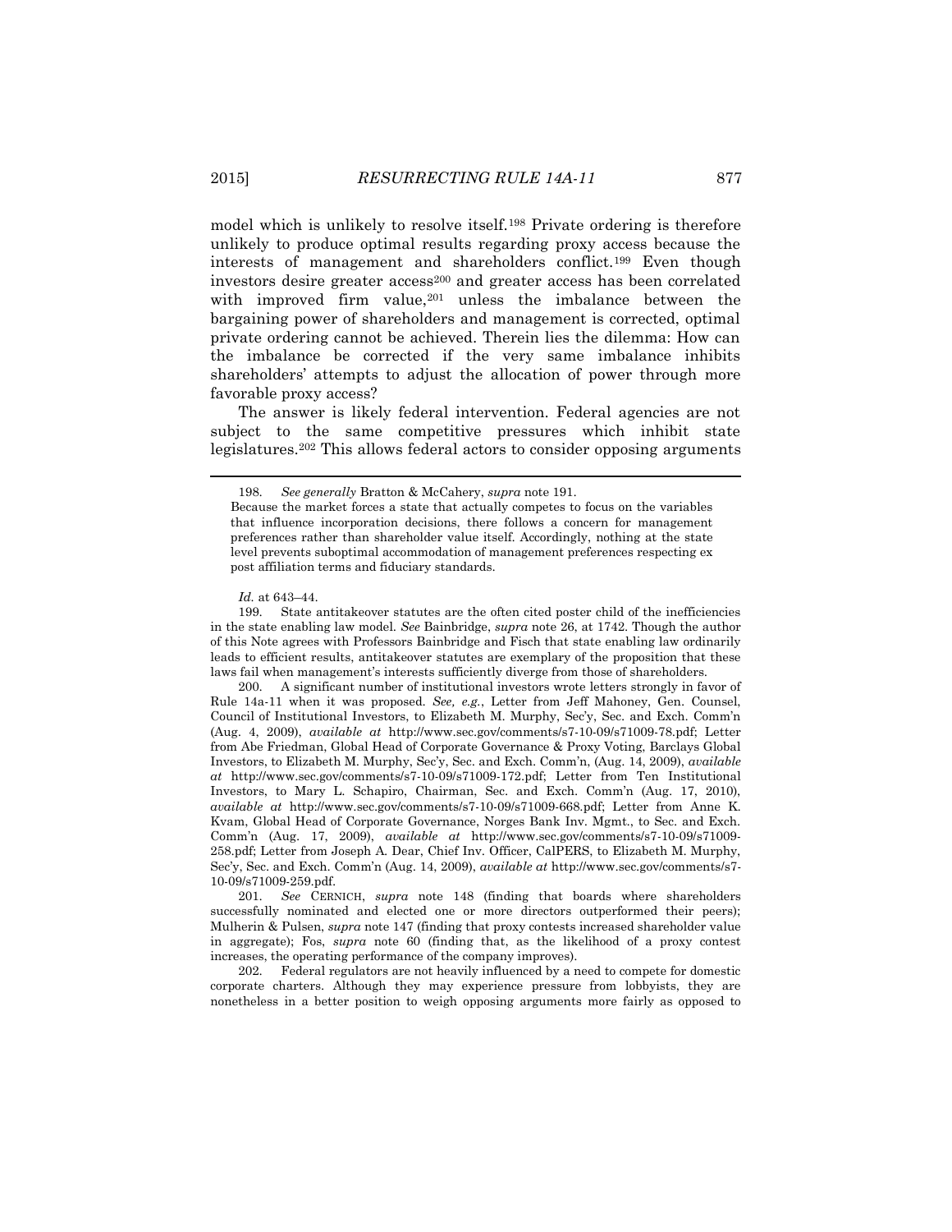model which is unlikely to resolve itself.[198] Private ordering is therefore unlikely to produce optimal results regarding proxy access because the interests of management and shareholders conflict.[199] Even though investors desire greater access[200] and greater access has been correlated with improved firm value,[201] unless the imbalance between the bargaining power of shareholders and management is corrected, optimal private ordering cannot be achieved. Therein lies the dilemma: How can the imbalance be corrected if the very same imbalance inhibits shareholders' attempts to adjust the allocation of power through more favorable proxy access?

The answer is likely federal intervention. Federal agencies are not subject to the same competitive pressures which inhibit state legislatures.[202] This allows federal actors to consider opposing arguments

---

198. *See generally* Bratton & McCahery, *supra* note 191.

> Because the market forces a state that actually competes to focus on the variables that influence incorporation decisions, there follows a concern for management preferences rather than shareholder value itself. Accordingly, nothing at the state level prevents suboptimal accommodation of management preferences respecting ex post affiliation terms and fiduciary standards.

*Id.* at 643–44.

199. State antitakeover statutes are the often cited poster child of the inefficiencies in the state enabling law model. *See* Bainbridge, *supra* note 26, at 1742. Though the author of this Note agrees with Professors Bainbridge and Fisch that state enabling law ordinarily leads to efficient results, antitakeover statutes are exemplary of the proposition that these laws fail when management's interests sufficiently diverge from those of shareholders.

200. A significant number of institutional investors wrote letters strongly in favor of Rule 14a-11 when it was proposed. *See, e.g.*, Letter from Jeff Mahoney, Gen. Counsel, Council of Institutional Investors, to Elizabeth M. Murphy, Sec'y, Sec. and Exch. Comm'n (Aug. 4, 2009), *available at* http://www.sec.gov/comments/s7-10-09/s71009-78.pdf; Letter from Abe Friedman, Global Head of Corporate Governance & Proxy Voting, Barclays Global Investors, to Elizabeth M. Murphy, Sec'y, Sec. and Exch. Comm'n, (Aug. 14, 2009), *available at* http://www.sec.gov/comments/s7-10-09/s71009-172.pdf; Letter from Ten Institutional Investors, to Mary L. Schapiro, Chairman, Sec. and Exch. Comm'n (Aug. 17, 2010), *available at* http://www.sec.gov/comments/s7-10-09/s71009-668.pdf; Letter from Anne K. Kvam, Global Head of Corporate Governance, Norges Bank Inv. Mgmt., to Sec. and Exch. Comm'n (Aug. 17, 2009), *available at* http://www.sec.gov/comments/s7-10-09/s71009-258.pdf; Letter from Joseph A. Dear, Chief Inv. Officer, CalPERS, to Elizabeth M. Murphy, Sec'y, Sec. and Exch. Comm'n (Aug. 14, 2009), *available at* http://www.sec.gov/comments/s7-10-09/s71009-259.pdf.

201. *See* CERNICH, *supra* note 148 (finding that boards where shareholders successfully nominated and elected one or more directors outperformed their peers); Mulherin & Pulsen, *supra* note 147 (finding that proxy contests increased shareholder value in aggregate); Fos, *supra* note 60 (finding that, as the likelihood of a proxy contest increases, the operating performance of the company improves).

202. Federal regulators are not heavily influenced by a need to compete for domestic corporate charters. Although they may experience pressure from lobbyists, they are nonetheless in a better position to weigh opposing arguments more fairly as opposed to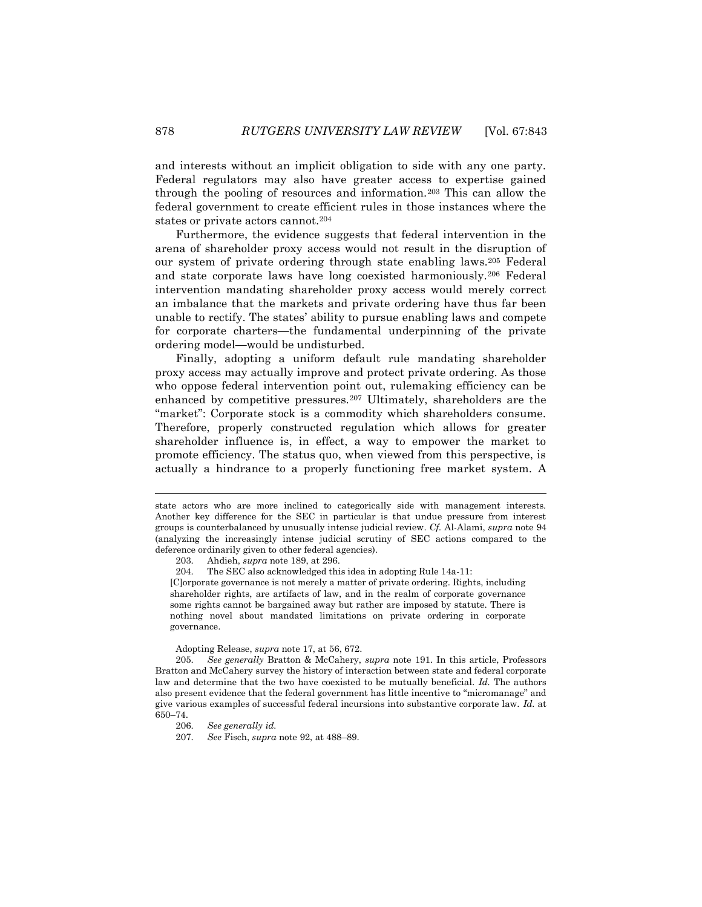and interests without an implicit obligation to side with any one party. Federal regulators may also have greater access to expertise gained through the pooling of resources and information.[203] This can allow the federal government to create efficient rules in those instances where the states or private actors cannot.[204]

Furthermore, the evidence suggests that federal intervention in the arena of shareholder proxy access would not result in the disruption of our system of private ordering through state enabling laws.[205] Federal and state corporate laws have long coexisted harmoniously.[206] Federal intervention mandating shareholder proxy access would merely correct an imbalance that the markets and private ordering have thus far been unable to rectify. The states' ability to pursue enabling laws and compete for corporate charters—the fundamental underpinning of the private ordering model—would be undisturbed.

Finally, adopting a uniform default rule mandating shareholder proxy access may actually improve and protect private ordering. As those who oppose federal intervention point out, rulemaking efficiency can be enhanced by competitive pressures.[207] Ultimately, shareholders are the "market": Corporate stock is a commodity which shareholders consume. Therefore, properly constructed regulation which allows for greater shareholder influence is, in effect, a way to empower the market to promote efficiency. The status quo, when viewed from this perspective, is actually a hindrance to a properly functioning free market system. A

---

state actors who are more inclined to categorically side with management interests. Another key difference for the SEC in particular is that undue pressure from interest groups is counterbalanced by unusually intense judicial review. *Cf.* Al-Alami, *supra* note 94 (analyzing the increasingly intense judicial scrutiny of SEC actions compared to the deference ordinarily given to other federal agencies).

203. Ahdieh, *supra* note 189, at 296.

204. The SEC also acknowledged this idea in adopting Rule 14a-11:

> [C]orporate governance is not merely a matter of private ordering. Rights, including shareholder rights, are artifacts of law, and in the realm of corporate governance some rights cannot be bargained away but rather are imposed by statute. There is nothing novel about mandated limitations on private ordering in corporate governance.

Adopting Release, *supra* note 17, at 56, 672.

205. *See generally* Bratton & McCahery, *supra* note 191. In this article, Professors Bratton and McCahery survey the history of interaction between state and federal corporate law and determine that the two have coexisted to be mutually beneficial. *Id.* The authors also present evidence that the federal government has little incentive to "micromanage" and give various examples of successful federal incursions into substantive corporate law. *Id.* at 650–74.

206. *See generally id.*

207. *See* Fisch, *supra* note 92, at 488–89.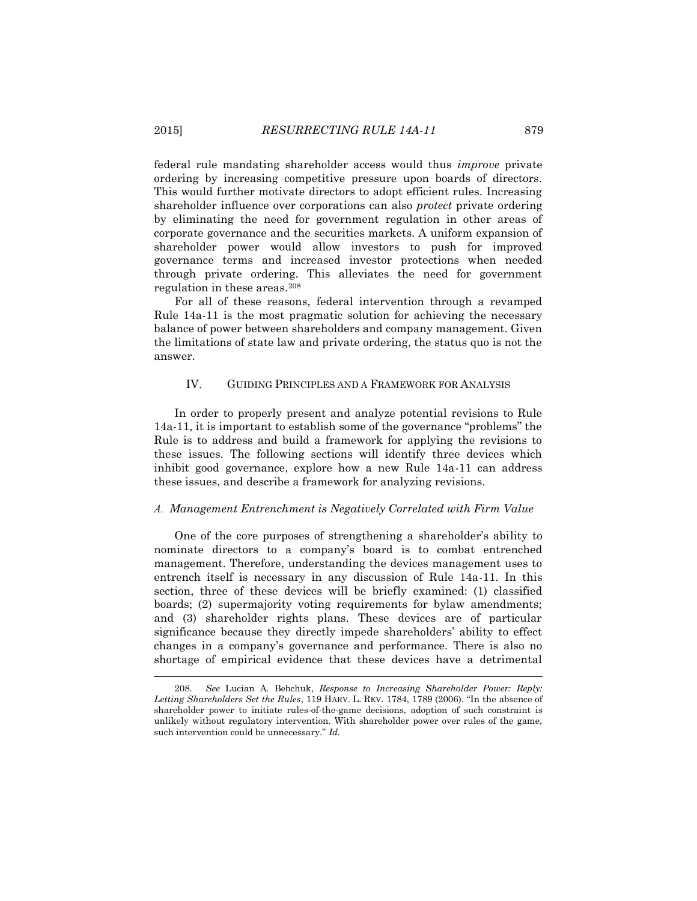federal rule mandating shareholder access would thus *improve* private ordering by increasing competitive pressure upon boards of directors. This would further motivate directors to adopt efficient rules. Increasing shareholder influence over corporations can also *protect* private ordering by eliminating the need for government regulation in other areas of corporate governance and the securities markets. A uniform expansion of shareholder power would allow investors to push for improved governance terms and increased investor protections when needed through private ordering. This alleviates the need for government regulation in these areas.[208]

For all of these reasons, federal intervention through a revamped Rule 14a-11 is the most pragmatic solution for achieving the necessary balance of power between shareholders and company management. Given the limitations of state law and private ordering, the status quo is not the answer.

## IV. GUIDING PRINCIPLES AND A FRAMEWORK FOR ANALYSIS

In order to properly present and analyze potential revisions to Rule 14a-11, it is important to establish some of the governance "problems" the Rule is to address and build a framework for applying the revisions to these issues. The following sections will identify three devices which inhibit good governance, explore how a new Rule 14a-11 can address these issues, and describe a framework for analyzing revisions.

### *A. Management Entrenchment is Negatively Correlated with Firm Value*

One of the core purposes of strengthening a shareholder's ability to nominate directors to a company's board is to combat entrenched management. Therefore, understanding the devices management uses to entrench itself is necessary in any discussion of Rule 14a-11. In this section, three of these devices will be briefly examined: (1) classified boards; (2) supermajority voting requirements for bylaw amendments; and (3) shareholder rights plans. These devices are of particular significance because they directly impede shareholders' ability to effect changes in a company's governance and performance. There is also no shortage of empirical evidence that these devices have a detrimental

---

208. *See* Lucian A. Bebchuk, *Response to Increasing Shareholder Power: Reply: Letting Shareholders Set the Rules*, 119 HARV. L. REV. 1784, 1789 (2006). "In the absence of shareholder power to initiate rules-of-the-game decisions, adoption of such constraint is unlikely without regulatory intervention. With shareholder power over rules of the game, such intervention could be unnecessary." *Id.*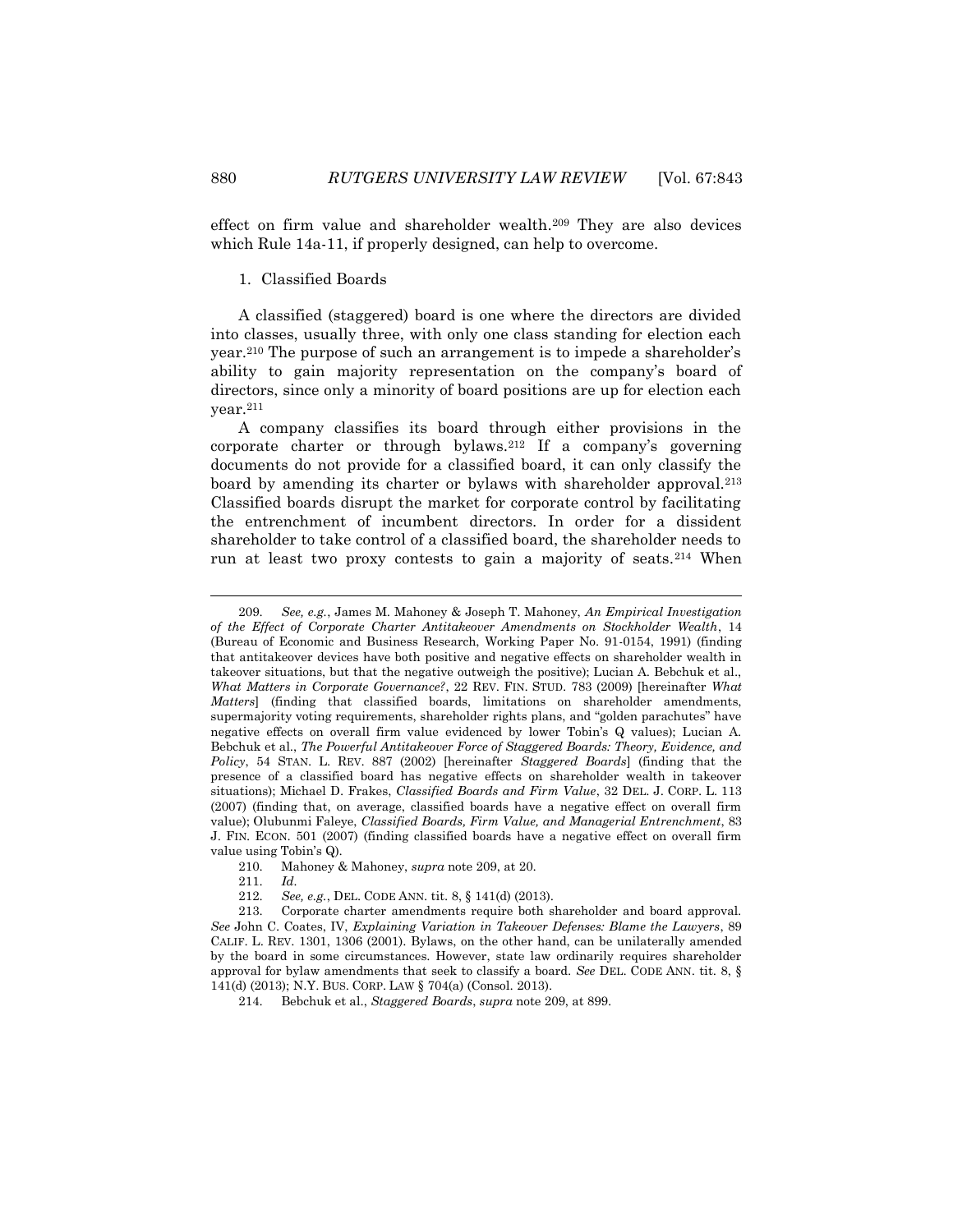effect on firm value and shareholder wealth.[209] They are also devices which Rule 14a-11, if properly designed, can help to overcome.

1. Classified Boards

A classified (staggered) board is one where the directors are divided into classes, usually three, with only one class standing for election each year.[210] The purpose of such an arrangement is to impede a shareholder's ability to gain majority representation on the company's board of directors, since only a minority of board positions are up for election each year.[211]

A company classifies its board through either provisions in the corporate charter or through bylaws.[212] If a company's governing documents do not provide for a classified board, it can only classify the board by amending its charter or bylaws with shareholder approval.[213] Classified boards disrupt the market for corporate control by facilitating the entrenchment of incumbent directors. In order for a dissident shareholder to take control of a classified board, the shareholder needs to run at least two proxy contests to gain a majority of seats.[214] When

---

209. *See, e.g.*, James M. Mahoney & Joseph T. Mahoney, *An Empirical Investigation of the Effect of Corporate Charter Antitakeover Amendments on Stockholder Wealth*, 14 (Bureau of Economic and Business Research, Working Paper No. 91-0154, 1991) (finding that antitakeover devices have both positive and negative effects on shareholder wealth in takeover situations, but that the negative outweigh the positive); Lucian A. Bebchuk et al., *What Matters in Corporate Governance?*, 22 REV. FIN. STUD. 783 (2009) [hereinafter *What Matters*] (finding that classified boards, limitations on shareholder amendments, supermajority voting requirements, shareholder rights plans, and "golden parachutes" have negative effects on overall firm value evidenced by lower Tobin's Q values); Lucian A. Bebchuk et al., *The Powerful Antitakeover Force of Staggered Boards: Theory, Evidence, and Policy*, 54 STAN. L. REV. 887 (2002) [hereinafter *Staggered Boards*] (finding that the presence of a classified board has negative effects on shareholder wealth in takeover situations); Michael D. Frakes, *Classified Boards and Firm Value*, 32 DEL. J. CORP. L. 113 (2007) (finding that, on average, classified boards have a negative effect on overall firm value); Olubunmi Faleye, *Classified Boards, Firm Value, and Managerial Entrenchment*, 83 J. FIN. ECON. 501 (2007) (finding classified boards have a negative effect on overall firm value using Tobin's Q).

210. Mahoney & Mahoney, *supra* note 209, at 20.

211. *Id.*

212. *See, e.g.*, DEL. CODE ANN. tit. 8, § 141(d) (2013).

213. Corporate charter amendments require both shareholder and board approval. *See* John C. Coates, IV, *Explaining Variation in Takeover Defenses: Blame the Lawyers*, 89 CALIF. L. REV. 1301, 1306 (2001). Bylaws, on the other hand, can be unilaterally amended by the board in some circumstances. However, state law ordinarily requires shareholder approval for bylaw amendments that seek to classify a board. *See* DEL. CODE ANN. tit. 8, § 141(d) (2013); N.Y. BUS. CORP. LAW § 704(a) (Consol. 2013).

214. Bebchuk et al., *Staggered Boards*, *supra* note 209, at 899.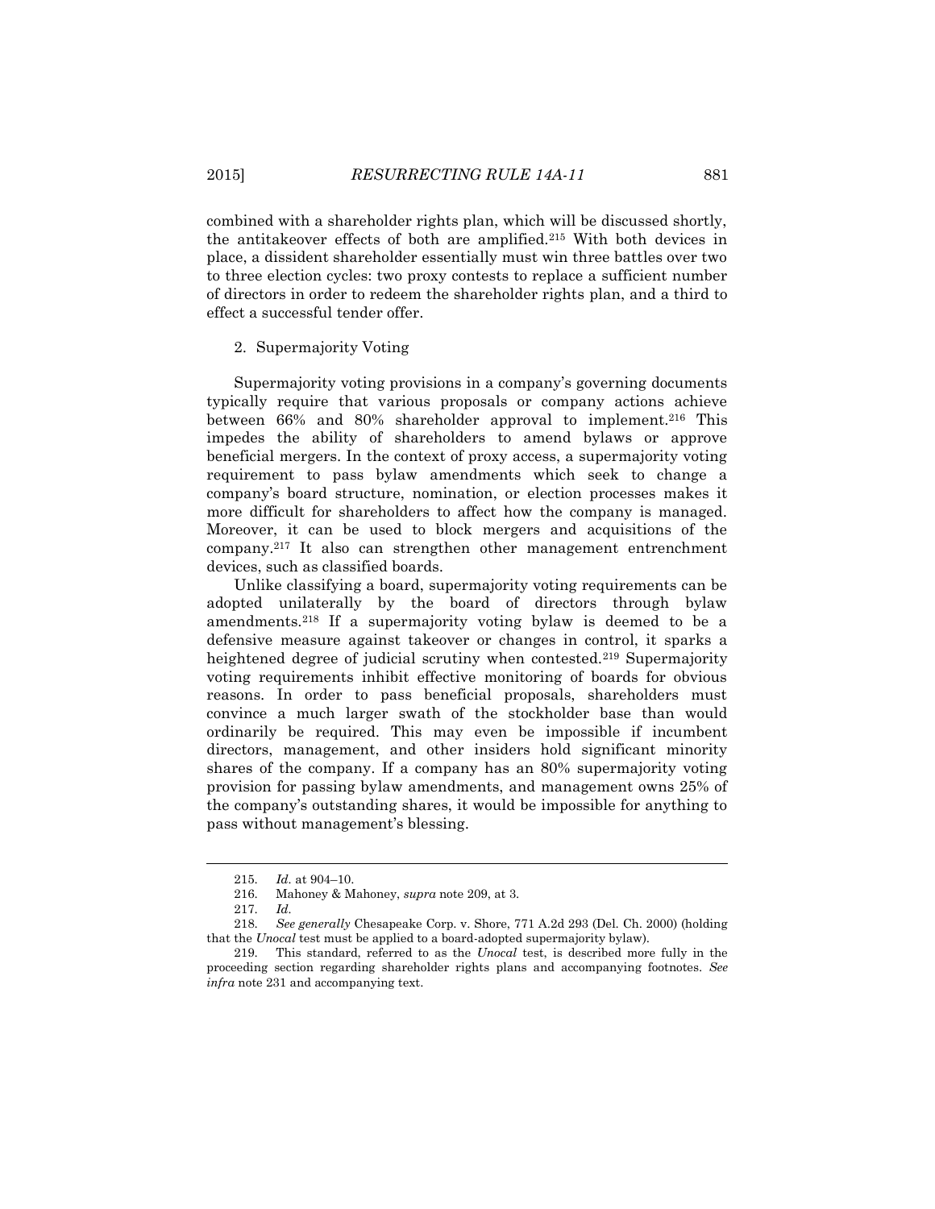combined with a shareholder rights plan, which will be discussed shortly, the antitakeover effects of both are amplified.[215] With both devices in place, a dissident shareholder essentially must win three battles over two to three election cycles: two proxy contests to replace a sufficient number of directors in order to redeem the shareholder rights plan, and a third to effect a successful tender offer.

### 2. Supermajority Voting

Supermajority voting provisions in a company's governing documents typically require that various proposals or company actions achieve between 66% and 80% shareholder approval to implement.[216] This impedes the ability of shareholders to amend bylaws or approve beneficial mergers. In the context of proxy access, a supermajority voting requirement to pass bylaw amendments which seek to change a company's board structure, nomination, or election processes makes it more difficult for shareholders to affect how the company is managed. Moreover, it can be used to block mergers and acquisitions of the company.[217] It also can strengthen other management entrenchment devices, such as classified boards.

Unlike classifying a board, supermajority voting requirements can be adopted unilaterally by the board of directors through bylaw amendments.[218] If a supermajority voting bylaw is deemed to be a defensive measure against takeover or changes in control, it sparks a heightened degree of judicial scrutiny when contested.[219] Supermajority voting requirements inhibit effective monitoring of boards for obvious reasons. In order to pass beneficial proposals, shareholders must convince a much larger swath of the stockholder base than would ordinarily be required. This may even be impossible if incumbent directors, management, and other insiders hold significant minority shares of the company. If a company has an 80% supermajority voting provision for passing bylaw amendments, and management owns 25% of the company's outstanding shares, it would be impossible for anything to pass without management's blessing.

---

215. *Id.* at 904–10.

216. Mahoney & Mahoney, *supra* note 209, at 3.

217. *Id.*

218. *See generally* Chesapeake Corp. v. Shore, 771 A.2d 293 (Del. Ch. 2000) (holding that the *Unocal* test must be applied to a board-adopted supermajority bylaw).

219. This standard, referred to as the *Unocal* test, is described more fully in the proceeding section regarding shareholder rights plans and accompanying footnotes. *See infra* note 231 and accompanying text.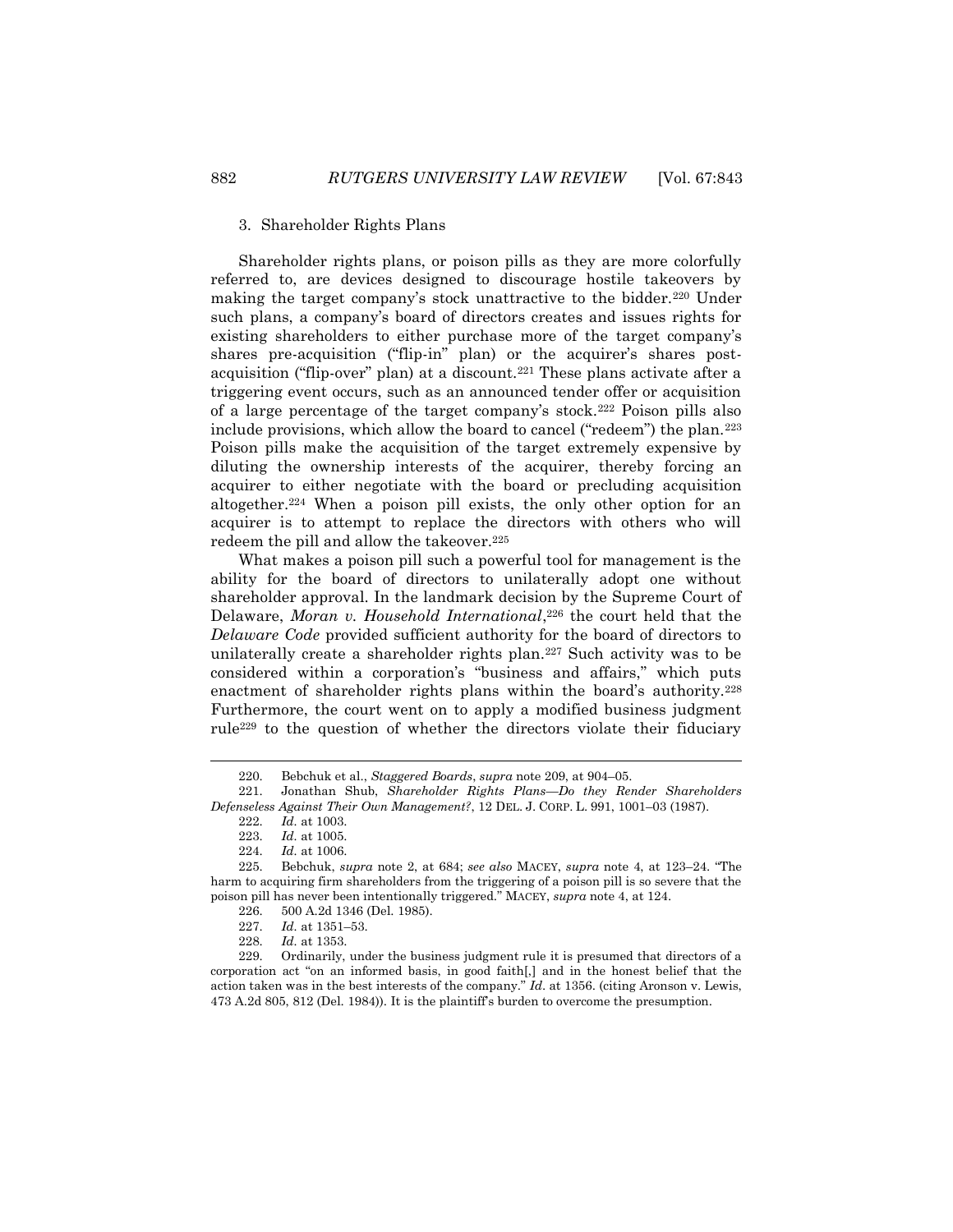### 3. Shareholder Rights Plans

Shareholder rights plans, or poison pills as they are more colorfully referred to, are devices designed to discourage hostile takeovers by making the target company's stock unattractive to the bidder.[220] Under such plans, a company's board of directors creates and issues rights for existing shareholders to either purchase more of the target company's shares pre-acquisition ("flip-in" plan) or the acquirer's shares post-acquisition ("flip-over" plan) at a discount.[221] These plans activate after a triggering event occurs, such as an announced tender offer or acquisition of a large percentage of the target company's stock.[222] Poison pills also include provisions, which allow the board to cancel ("redeem") the plan.[223] Poison pills make the acquisition of the target extremely expensive by diluting the ownership interests of the acquirer, thereby forcing an acquirer to either negotiate with the board or precluding acquisition altogether.[224] When a poison pill exists, the only other option for an acquirer is to attempt to replace the directors with others who will redeem the pill and allow the takeover.[225]

What makes a poison pill such a powerful tool for management is the ability for the board of directors to unilaterally adopt one without shareholder approval. In the landmark decision by the Supreme Court of Delaware, *Moran v. Household International*,[226] the court held that the *Delaware Code* provided sufficient authority for the board of directors to unilaterally create a shareholder rights plan.[227] Such activity was to be considered within a corporation's "business and affairs," which puts enactment of shareholder rights plans within the board's authority.[228] Furthermore, the court went on to apply a modified business judgment rule[229] to the question of whether the directors violate their fiduciary

---

220. Bebchuk et al., *Staggered Boards*, *supra* note 209, at 904–05.

221. Jonathan Shub, *Shareholder Rights Plans—Do they Render Shareholders Defenseless Against Their Own Management?*, 12 DEL. J. CORP. L. 991, 1001–03 (1987).

222. *Id.* at 1003.

223. *Id.* at 1005.

224. *Id.* at 1006.

225. Bebchuk, *supra* note 2, at 684; *see also* MACEY, *supra* note 4, at 123–24. "The harm to acquiring firm shareholders from the triggering of a poison pill is so severe that the poison pill has never been intentionally triggered." MACEY, *supra* note 4, at 124.

226. 500 A.2d 1346 (Del. 1985).

227. *Id.* at 1351–53.

228. *Id.* at 1353.

229. Ordinarily, under the business judgment rule it is presumed that directors of a corporation act "on an informed basis, in good faith[,] and in the honest belief that the action taken was in the best interests of the company." *Id.* at 1356. (citing Aronson v. Lewis, 473 A.2d 805, 812 (Del. 1984)). It is the plaintiff's burden to overcome the presumption.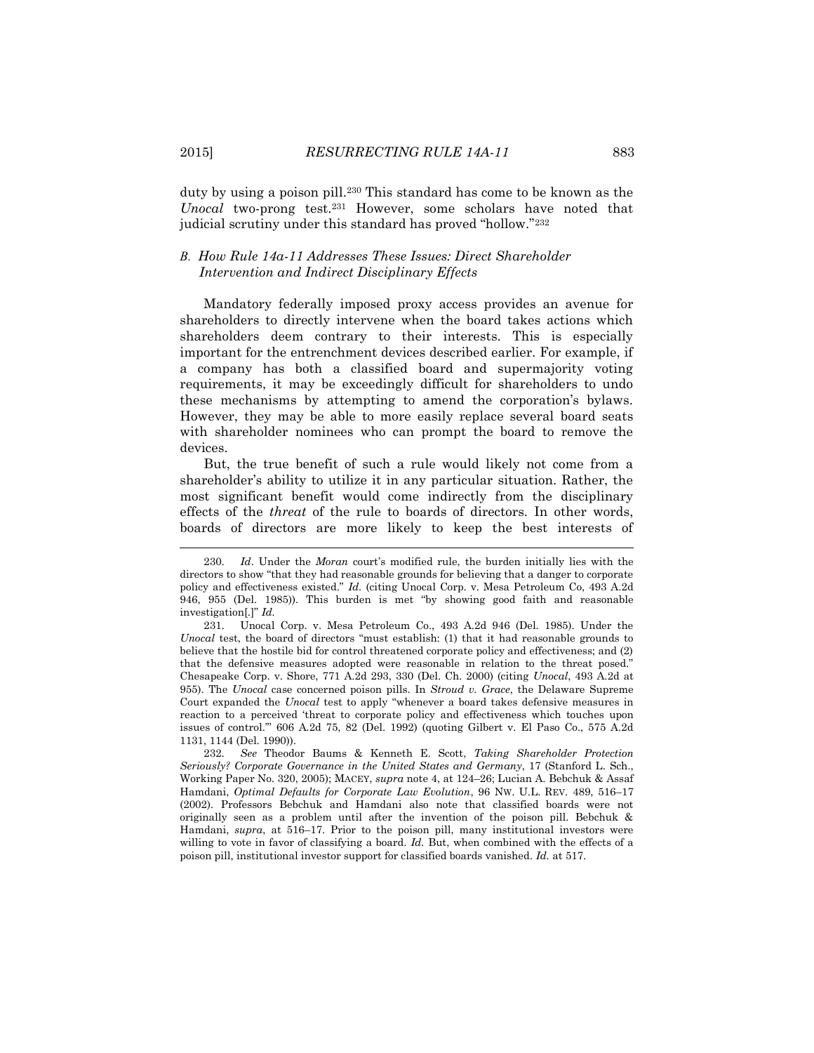duty by using a poison pill.[230] This standard has come to be known as the *Unocal* two-prong test.[231] However, some scholars have noted that judicial scrutiny under this standard has proved "hollow."[232]

### *B. How Rule 14a-11 Addresses These Issues: Direct Shareholder Intervention and Indirect Disciplinary Effects*

Mandatory federally imposed proxy access provides an avenue for shareholders to directly intervene when the board takes actions which shareholders deem contrary to their interests. This is especially important for the entrenchment devices described earlier. For example, if a company has both a classified board and supermajority voting requirements, it may be exceedingly difficult for shareholders to undo these mechanisms by attempting to amend the corporation's bylaws. However, they may be able to more easily replace several board seats with shareholder nominees who can prompt the board to remove the devices.

But, the true benefit of such a rule would likely not come from a shareholder's ability to utilize it in any particular situation. Rather, the most significant benefit would come indirectly from the disciplinary effects of the *threat* of the rule to boards of directors. In other words, boards of directors are more likely to keep the best interests of

---

230. *Id*. Under the *Moran* court's modified rule, the burden initially lies with the directors to show "that they had reasonable grounds for believing that a danger to corporate policy and effectiveness existed." *Id.* (citing Unocal Corp. v. Mesa Petroleum Co, 493 A.2d 946, 955 (Del. 1985)). This burden is met "by showing good faith and reasonable investigation[.]" *Id.*

231. Unocal Corp. v. Mesa Petroleum Co., 493 A.2d 946 (Del. 1985). Under the *Unocal* test, the board of directors "must establish: (1) that it had reasonable grounds to believe that the hostile bid for control threatened corporate policy and effectiveness; and (2) that the defensive measures adopted were reasonable in relation to the threat posed." Chesapeake Corp. v. Shore, 771 A.2d 293, 330 (Del. Ch. 2000) (citing *Unocal*, 493 A.2d at 955). The *Unocal* case concerned poison pills. In *Stroud v. Grace*, the Delaware Supreme Court expanded the *Unocal* test to apply "whenever a board takes defensive measures in reaction to a perceived 'threat to corporate policy and effectiveness which touches upon issues of control.'" 606 A.2d 75, 82 (Del. 1992) (quoting Gilbert v. El Paso Co., 575 A.2d 1131, 1144 (Del. 1990)).

232. *See* Theodor Baums & Kenneth E. Scott, *Taking Shareholder Protection Seriously? Corporate Governance in the United States and Germany*, 17 (Stanford L. Sch., Working Paper No. 320, 2005); MACEY, *supra* note 4, at 124–26; Lucian A. Bebchuk & Assaf Hamdani, *Optimal Defaults for Corporate Law Evolution*, 96 NW. U.L. REV. 489, 516–17 (2002). Professors Bebchuk and Hamdani also note that classified boards were not originally seen as a problem until after the invention of the poison pill. Bebchuk & Hamdani, *supra*, at 516–17. Prior to the poison pill, many institutional investors were willing to vote in favor of classifying a board. *Id.* But, when combined with the effects of a poison pill, institutional investor support for classified boards vanished. *Id.* at 517.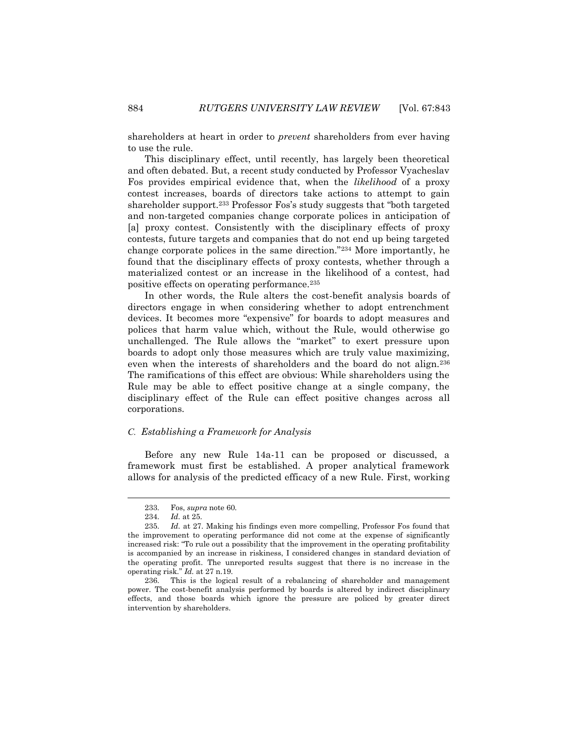shareholders at heart in order to *prevent* shareholders from ever having to use the rule.

This disciplinary effect, until recently, has largely been theoretical and often debated. But, a recent study conducted by Professor Vyacheslav Fos provides empirical evidence that, when the *likelihood* of a proxy contest increases, boards of directors take actions to attempt to gain shareholder support.[233] Professor Fos's study suggests that "both targeted and non-targeted companies change corporate polices in anticipation of [a] proxy contest. Consistently with the disciplinary effects of proxy contests, future targets and companies that do not end up being targeted change corporate polices in the same direction."[234] More importantly, he found that the disciplinary effects of proxy contests, whether through a materialized contest or an increase in the likelihood of a contest, had positive effects on operating performance.[235]

In other words, the Rule alters the cost-benefit analysis boards of directors engage in when considering whether to adopt entrenchment devices. It becomes more "expensive" for boards to adopt measures and polices that harm value which, without the Rule, would otherwise go unchallenged. The Rule allows the "market" to exert pressure upon boards to adopt only those measures which are truly value maximizing, even when the interests of shareholders and the board do not align.[236] The ramifications of this effect are obvious: While shareholders using the Rule may be able to effect positive change at a single company, the disciplinary effect of the Rule can effect positive changes across all corporations.

### *C. Establishing a Framework for Analysis*

Before any new Rule 14a-11 can be proposed or discussed, a framework must first be established. A proper analytical framework allows for analysis of the predicted efficacy of a new Rule. First, working

---

233. Fos, *supra* note 60.

234. *Id.* at 25.

235. *Id.* at 27. Making his findings even more compelling, Professor Fos found that the improvement to operating performance did not come at the expense of significantly increased risk: "To rule out a possibility that the improvement in the operating profitability is accompanied by an increase in riskiness, I considered changes in standard deviation of the operating profit. The unreported results suggest that there is no increase in the operating risk." *Id.* at 27 n.19.

236. This is the logical result of a rebalancing of shareholder and management power. The cost-benefit analysis performed by boards is altered by indirect disciplinary effects, and those boards which ignore the pressure are policed by greater direct intervention by shareholders.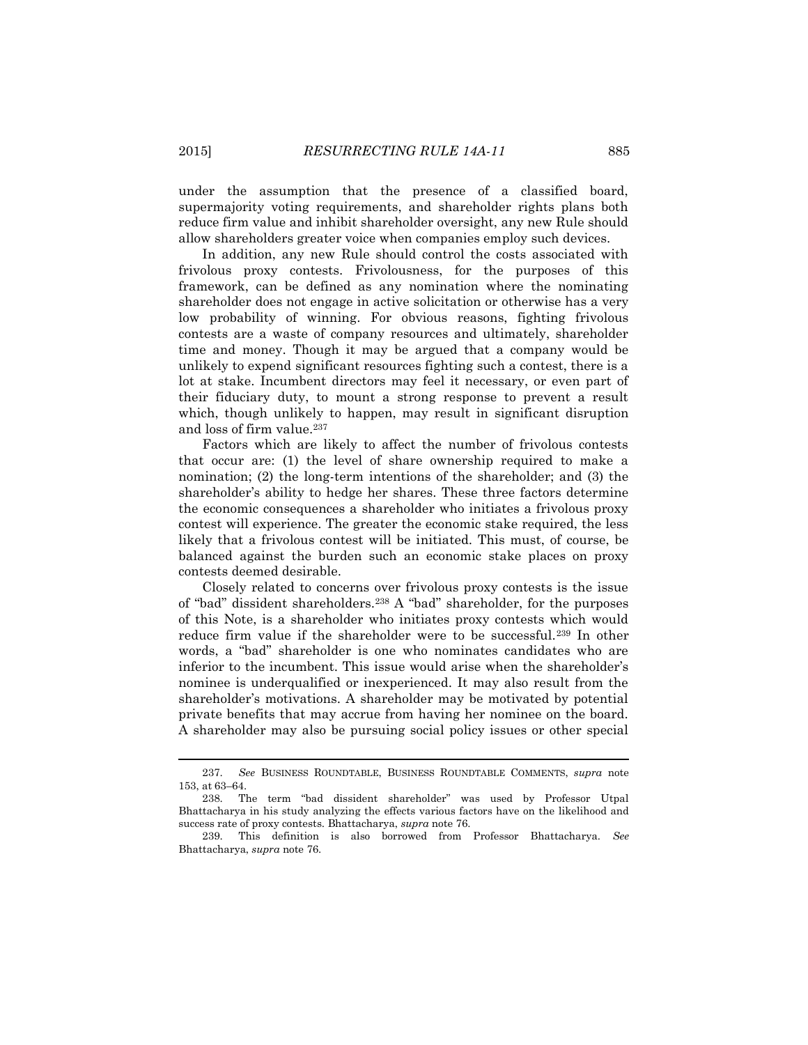under the assumption that the presence of a classified board, supermajority voting requirements, and shareholder rights plans both reduce firm value and inhibit shareholder oversight, any new Rule should allow shareholders greater voice when companies employ such devices.

In addition, any new Rule should control the costs associated with frivolous proxy contests. Frivolousness, for the purposes of this framework, can be defined as any nomination where the nominating shareholder does not engage in active solicitation or otherwise has a very low probability of winning. For obvious reasons, fighting frivolous contests are a waste of company resources and ultimately, shareholder time and money. Though it may be argued that a company would be unlikely to expend significant resources fighting such a contest, there is a lot at stake. Incumbent directors may feel it necessary, or even part of their fiduciary duty, to mount a strong response to prevent a result which, though unlikely to happen, may result in significant disruption and loss of firm value.[237]

Factors which are likely to affect the number of frivolous contests that occur are: (1) the level of share ownership required to make a nomination; (2) the long-term intentions of the shareholder; and (3) the shareholder's ability to hedge her shares. These three factors determine the economic consequences a shareholder who initiates a frivolous proxy contest will experience. The greater the economic stake required, the less likely that a frivolous contest will be initiated. This must, of course, be balanced against the burden such an economic stake places on proxy contests deemed desirable.

Closely related to concerns over frivolous proxy contests is the issue of "bad" dissident shareholders.[238] A "bad" shareholder, for the purposes of this Note, is a shareholder who initiates proxy contests which would reduce firm value if the shareholder were to be successful.[239] In other words, a "bad" shareholder is one who nominates candidates who are inferior to the incumbent. This issue would arise when the shareholder's nominee is underqualified or inexperienced. It may also result from the shareholder's motivations. A shareholder may be motivated by potential private benefits that may accrue from having her nominee on the board. A shareholder may also be pursuing social policy issues or other special

---

237. *See* BUSINESS ROUNDTABLE, BUSINESS ROUNDTABLE COMMENTS, *supra* note 153, at 63–64.

238. The term "bad dissident shareholder" was used by Professor Utpal Bhattacharya in his study analyzing the effects various factors have on the likelihood and success rate of proxy contests. Bhattacharya, *supra* note 76.

239. This definition is also borrowed from Professor Bhattacharya. *See* Bhattacharya, *supra* note 76.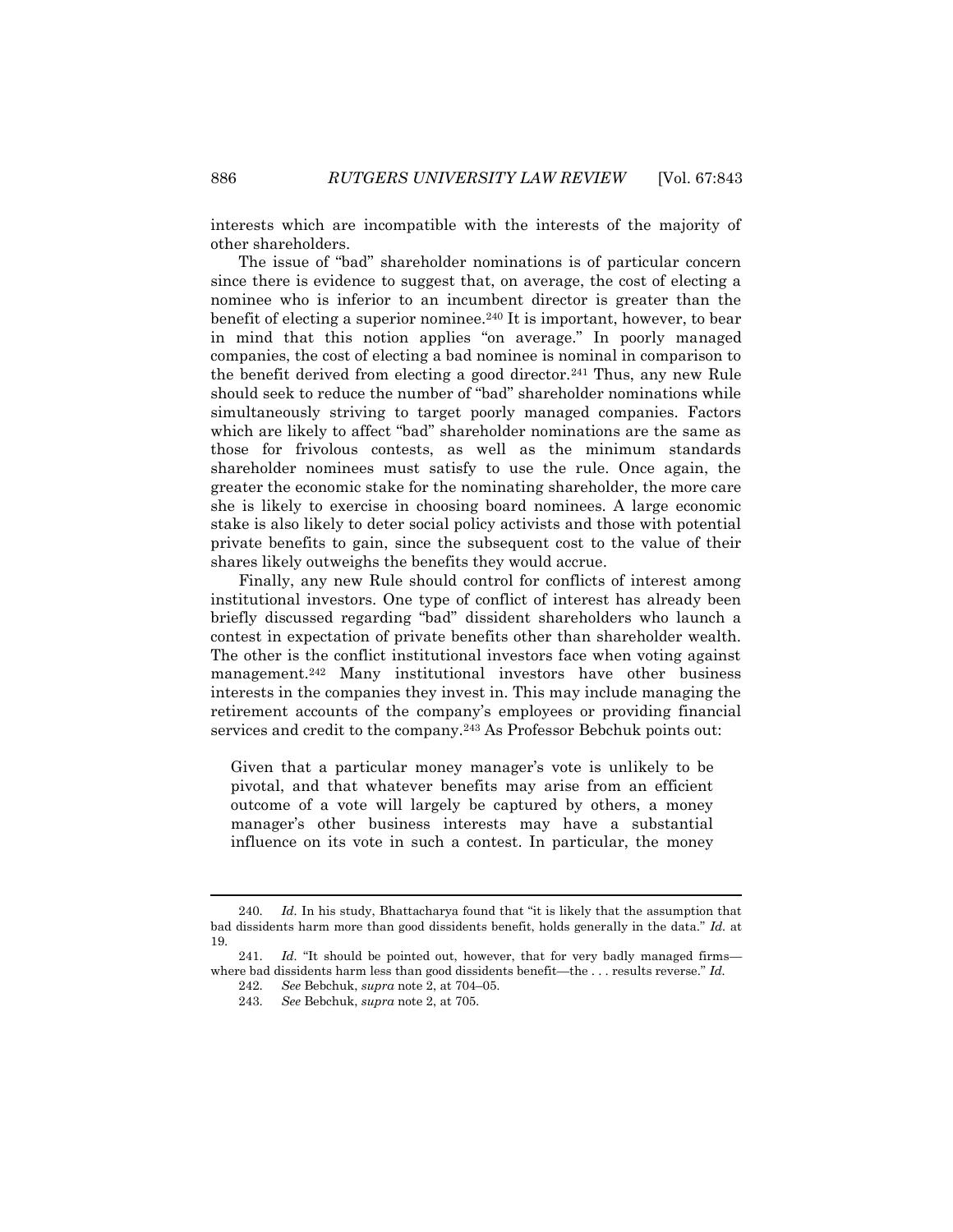interests which are incompatible with the interests of the majority of other shareholders.

The issue of "bad" shareholder nominations is of particular concern since there is evidence to suggest that, on average, the cost of electing a nominee who is inferior to an incumbent director is greater than the benefit of electing a superior nominee.[240] It is important, however, to bear in mind that this notion applies "on average." In poorly managed companies, the cost of electing a bad nominee is nominal in comparison to the benefit derived from electing a good director.[241] Thus, any new Rule should seek to reduce the number of "bad" shareholder nominations while simultaneously striving to target poorly managed companies. Factors which are likely to affect "bad" shareholder nominations are the same as those for frivolous contests, as well as the minimum standards shareholder nominees must satisfy to use the rule. Once again, the greater the economic stake for the nominating shareholder, the more care she is likely to exercise in choosing board nominees. A large economic stake is also likely to deter social policy activists and those with potential private benefits to gain, since the subsequent cost to the value of their shares likely outweighs the benefits they would accrue.

Finally, any new Rule should control for conflicts of interest among institutional investors. One type of conflict of interest has already been briefly discussed regarding "bad" dissident shareholders who launch a contest in expectation of private benefits other than shareholder wealth. The other is the conflict institutional investors face when voting against management.[242] Many institutional investors have other business interests in the companies they invest in. This may include managing the retirement accounts of the company's employees or providing financial services and credit to the company.[243] As Professor Bebchuk points out:

> Given that a particular money manager's vote is unlikely to be pivotal, and that whatever benefits may arise from an efficient outcome of a vote will largely be captured by others, a money manager's other business interests may have a substantial influence on its vote in such a contest. In particular, the money

---

240. *Id.* In his study, Bhattacharya found that "it is likely that the assumption that bad dissidents harm more than good dissidents benefit, holds generally in the data." *Id.* at 19.

241. *Id.* "It should be pointed out, however, that for very badly managed firms—where bad dissidents harm less than good dissidents benefit—the . . . results reverse." *Id.*

242. *See* Bebchuk, *supra* note 2, at 704–05.

243. *See* Bebchuk, *supra* note 2, at 705.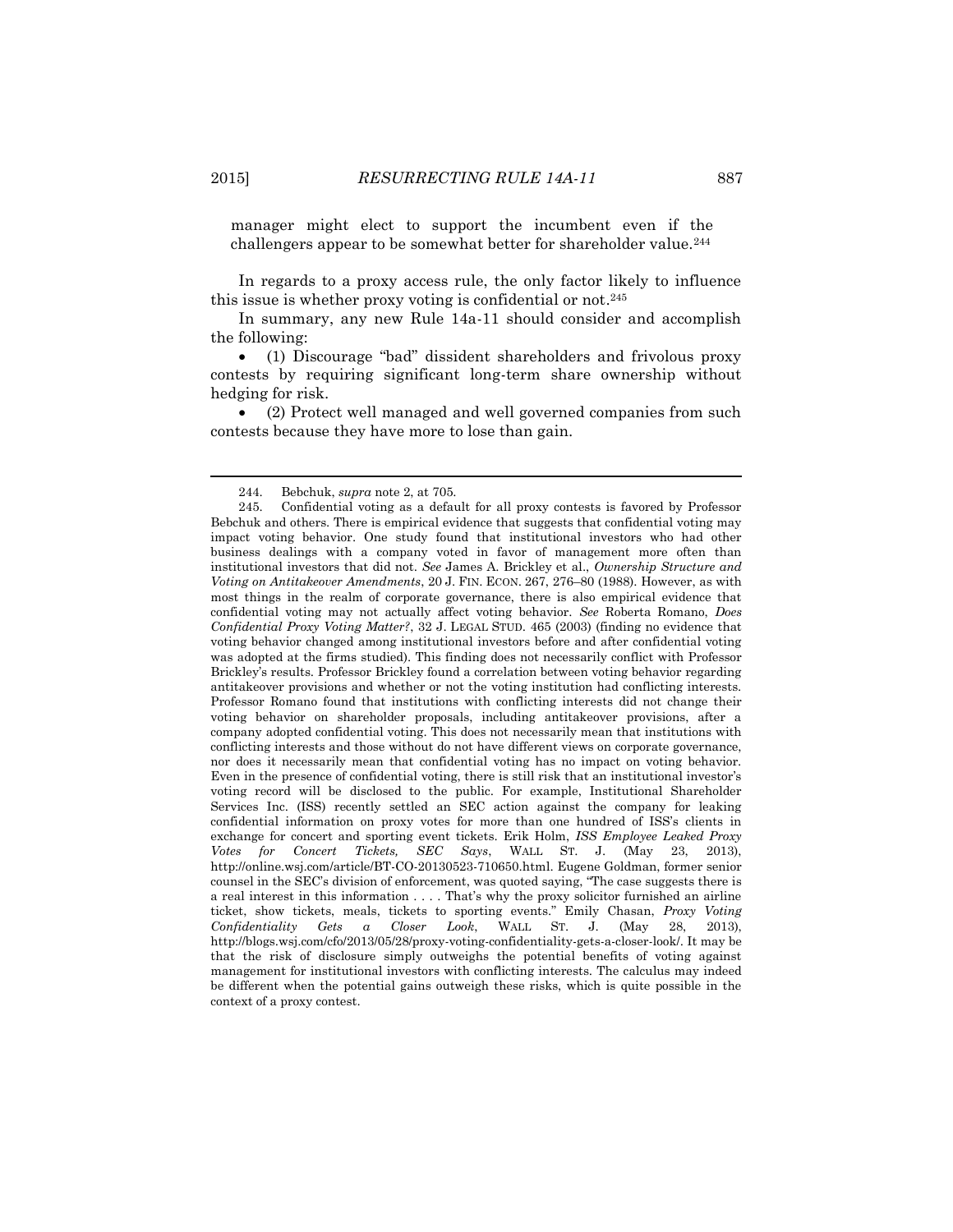manager might elect to support the incumbent even if the challengers appear to be somewhat better for shareholder value.[244]

In regards to a proxy access rule, the only factor likely to influence this issue is whether proxy voting is confidential or not.[245]

In summary, any new Rule 14a-11 should consider and accomplish the following:

- (1) Discourage "bad" dissident shareholders and frivolous proxy contests by requiring significant long-term share ownership without hedging for risk.
- (2) Protect well managed and well governed companies from such contests because they have more to lose than gain.

---

244. Bebchuk, *supra* note 2, at 705.

245. Confidential voting as a default for all proxy contests is favored by Professor Bebchuk and others. There is empirical evidence that suggests that confidential voting may impact voting behavior. One study found that institutional investors who had other business dealings with a company voted in favor of management more often than institutional investors that did not. *See* James A. Brickley et al., *Ownership Structure and Voting on Antitakeover Amendments*, 20 J. FIN. ECON. 267, 276–80 (1988). However, as with most things in the realm of corporate governance, there is also empirical evidence that confidential voting may not actually affect voting behavior. *See* Roberta Romano, *Does Confidential Proxy Voting Matter?*, 32 J. LEGAL STUD. 465 (2003) (finding no evidence that voting behavior changed among institutional investors before and after confidential voting was adopted at the firms studied). This finding does not necessarily conflict with Professor Brickley's results. Professor Brickley found a correlation between voting behavior regarding antitakeover provisions and whether or not the voting institution had conflicting interests. Professor Romano found that institutions with conflicting interests did not change their voting behavior on shareholder proposals, including antitakeover provisions, after a company adopted confidential voting. This does not necessarily mean that institutions with conflicting interests and those without do not have different views on corporate governance, nor does it necessarily mean that confidential voting has no impact on voting behavior. Even in the presence of confidential voting, there is still risk that an institutional investor's voting record will be disclosed to the public. For example, Institutional Shareholder Services Inc. (ISS) recently settled an SEC action against the company for leaking confidential information on proxy votes for more than one hundred of ISS's clients in exchange for concert and sporting event tickets. Erik Holm, *ISS Employee Leaked Proxy Votes for Concert Tickets, SEC Says*, WALL ST. J. (May 23, 2013), http://online.wsj.com/article/BT-CO-20130523-710650.html. Eugene Goldman, former senior counsel in the SEC's division of enforcement, was quoted saying, "The case suggests there is a real interest in this information . . . . That's why the proxy solicitor furnished an airline ticket, show tickets, meals, tickets to sporting events." Emily Chasan, *Proxy Voting Confidentiality Gets a Closer Look*, WALL ST. J. (May 28, 2013), http://blogs.wsj.com/cfo/2013/05/28/proxy-voting-confidentiality-gets-a-closer-look/. It may be that the risk of disclosure simply outweighs the potential benefits of voting against management for institutional investors with conflicting interests. The calculus may indeed be different when the potential gains outweigh these risks, which is quite possible in the context of a proxy contest.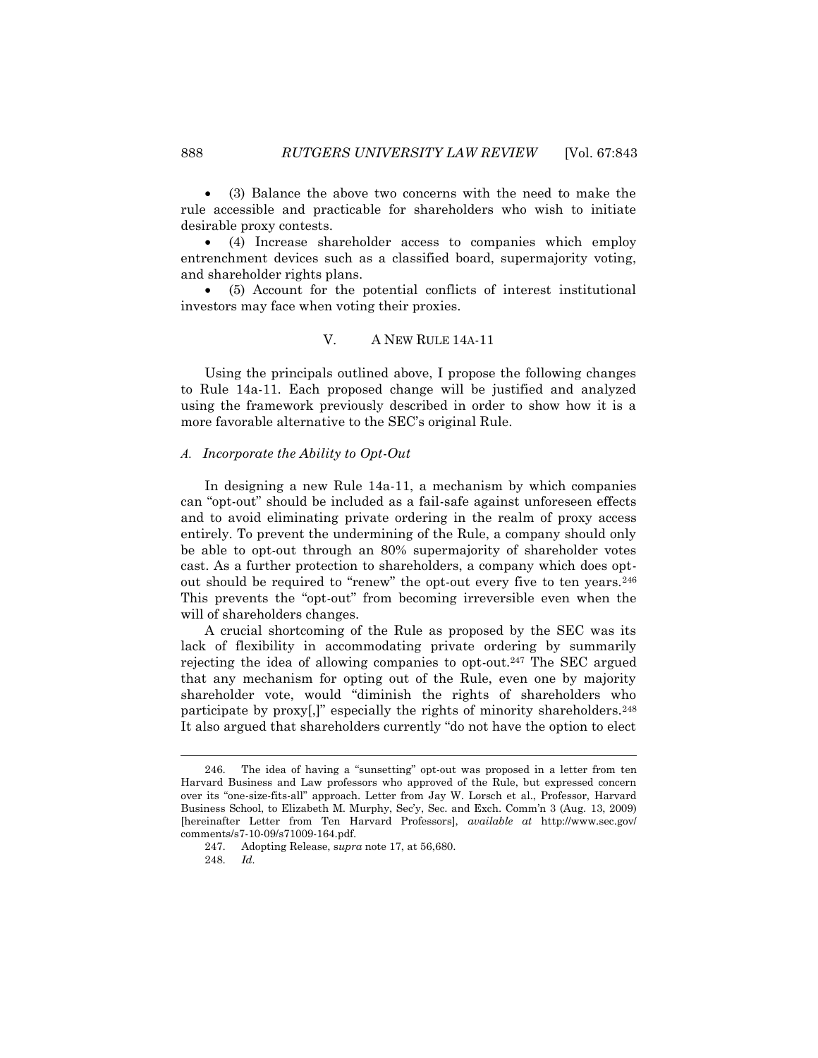- (3) Balance the above two concerns with the need to make the rule accessible and practicable for shareholders who wish to initiate desirable proxy contests.
- (4) Increase shareholder access to companies which employ entrenchment devices such as a classified board, supermajority voting, and shareholder rights plans.
- (5) Account for the potential conflicts of interest institutional investors may face when voting their proxies.

## V. A NEW RULE 14A-11

Using the principals outlined above, I propose the following changes to Rule 14a-11. Each proposed change will be justified and analyzed using the framework previously described in order to show how it is a more favorable alternative to the SEC's original Rule.

### *A. Incorporate the Ability to Opt-Out*

In designing a new Rule 14a-11, a mechanism by which companies can "opt-out" should be included as a fail-safe against unforeseen effects and to avoid eliminating private ordering in the realm of proxy access entirely. To prevent the undermining of the Rule, a company should only be able to opt-out through an 80% supermajority of shareholder votes cast. As a further protection to shareholders, a company which does opt-out should be required to "renew" the opt-out every five to ten years.[246] This prevents the "opt-out" from becoming irreversible even when the will of shareholders changes.

A crucial shortcoming of the Rule as proposed by the SEC was its lack of flexibility in accommodating private ordering by summarily rejecting the idea of allowing companies to opt-out.[247] The SEC argued that any mechanism for opting out of the Rule, even one by majority shareholder vote, would "diminish the rights of shareholders who participate by proxy[,]" especially the rights of minority shareholders.[248] It also argued that shareholders currently "do not have the option to elect

---

246. The idea of having a "sunsetting" opt-out was proposed in a letter from ten Harvard Business and Law professors who approved of the Rule, but expressed concern over its "one-size-fits-all" approach. Letter from Jay W. Lorsch et al., Professor, Harvard Business School, to Elizabeth M. Murphy, Sec'y, Sec. and Exch. Comm'n 3 (Aug. 13, 2009) [hereinafter Letter from Ten Harvard Professors], *available at* http://www.sec.gov/comments/s7-10-09/s71009-164.pdf.

247. Adopting Release, *supra* note 17, at 56,680.

248. *Id.*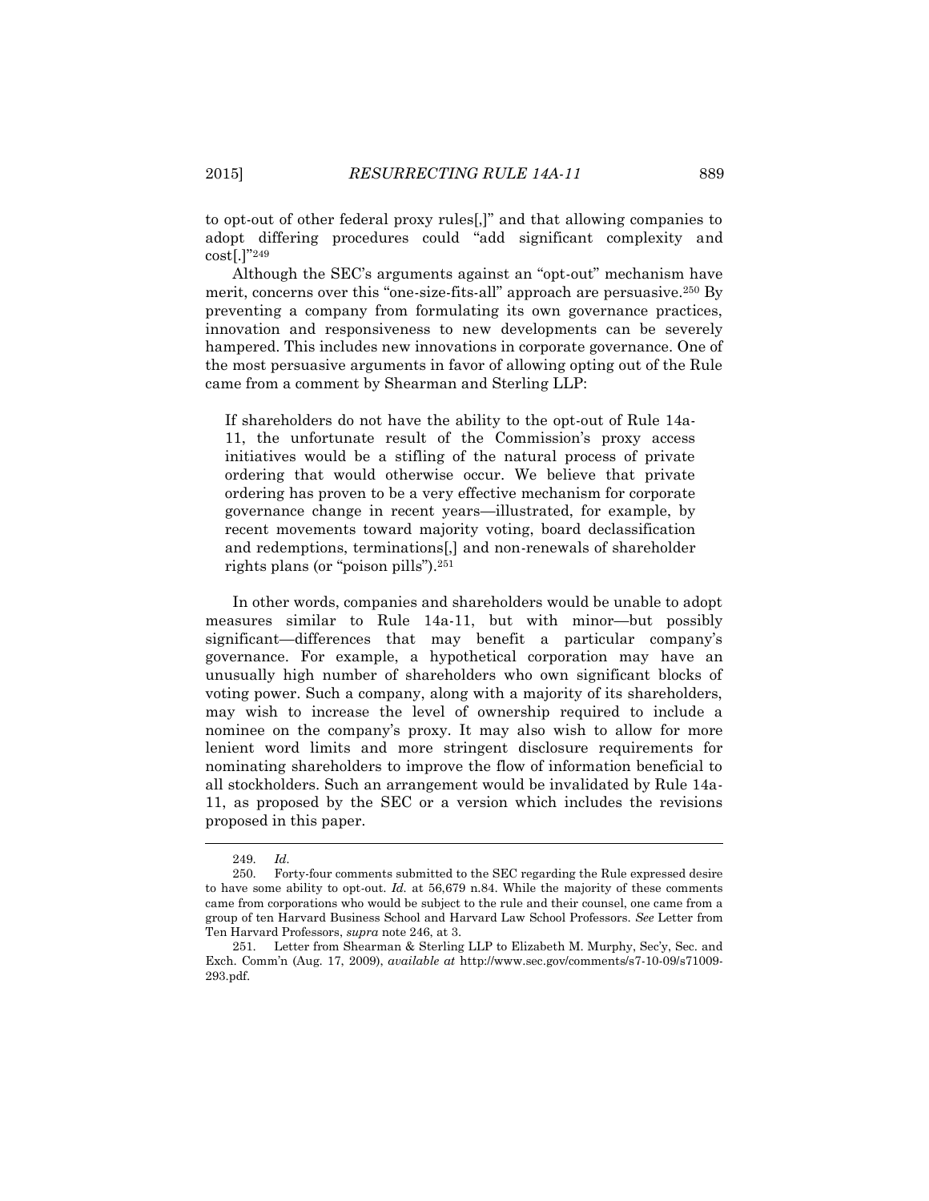to opt-out of other federal proxy rules[,]" and that allowing companies to adopt differing procedures could "add significant complexity and cost[.]"[249]

Although the SEC's arguments against an "opt-out" mechanism have merit, concerns over this "one-size-fits-all" approach are persuasive.[250] By preventing a company from formulating its own governance practices, innovation and responsiveness to new developments can be severely hampered. This includes new innovations in corporate governance. One of the most persuasive arguments in favor of allowing opting out of the Rule came from a comment by Shearman and Sterling LLP:

> If shareholders do not have the ability to the opt-out of Rule 14a-11, the unfortunate result of the Commission's proxy access initiatives would be a stifling of the natural process of private ordering that would otherwise occur. We believe that private ordering has proven to be a very effective mechanism for corporate governance change in recent years—illustrated, for example, by recent movements toward majority voting, board declassification and redemptions, terminations[,] and non-renewals of shareholder rights plans (or "poison pills").[251]

In other words, companies and shareholders would be unable to adopt measures similar to Rule 14a-11, but with minor—but possibly significant—differences that may benefit a particular company's governance. For example, a hypothetical corporation may have an unusually high number of shareholders who own significant blocks of voting power. Such a company, along with a majority of its shareholders, may wish to increase the level of ownership required to include a nominee on the company's proxy. It may also wish to allow for more lenient word limits and more stringent disclosure requirements for nominating shareholders to improve the flow of information beneficial to all stockholders. Such an arrangement would be invalidated by Rule 14a-11, as proposed by the SEC or a version which includes the revisions proposed in this paper.

---

249. *Id.*

250. Forty-four comments submitted to the SEC regarding the Rule expressed desire to have some ability to opt-out. *Id.* at 56,679 n.84. While the majority of these comments came from corporations who would be subject to the rule and their counsel, one came from a group of ten Harvard Business School and Harvard Law School Professors. *See* Letter from Ten Harvard Professors, *supra* note 246, at 3.

251. Letter from Shearman & Sterling LLP to Elizabeth M. Murphy, Sec'y, Sec. and Exch. Comm'n (Aug. 17, 2009), *available at* http://www.sec.gov/comments/s7-10-09/s71009-293.pdf.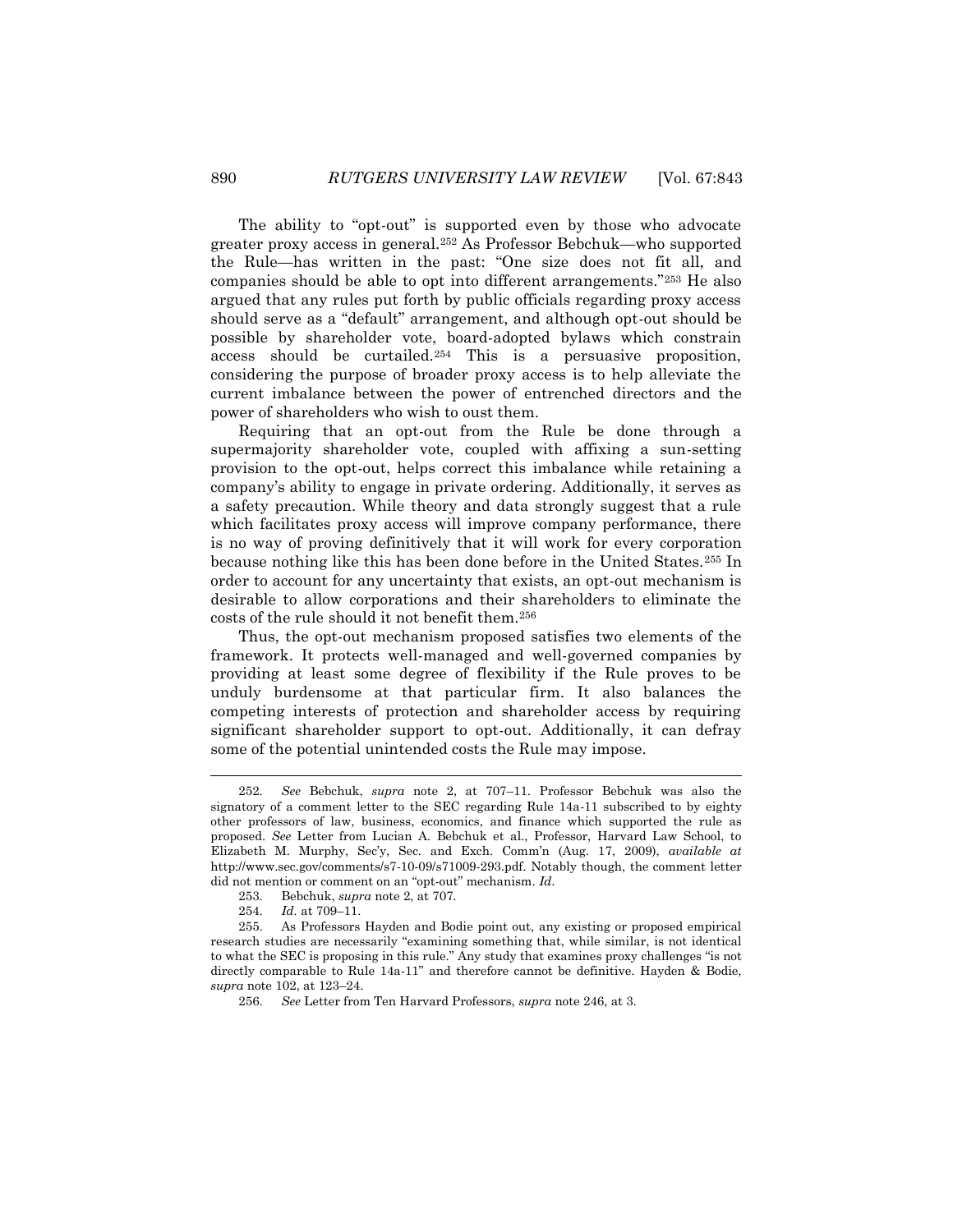The ability to "opt-out" is supported even by those who advocate greater proxy access in general.[252] As Professor Bebchuk—who supported the Rule—has written in the past: "One size does not fit all, and companies should be able to opt into different arrangements."[253] He also argued that any rules put forth by public officials regarding proxy access should serve as a "default" arrangement, and although opt-out should be possible by shareholder vote, board-adopted bylaws which constrain access should be curtailed.[254] This is a persuasive proposition, considering the purpose of broader proxy access is to help alleviate the current imbalance between the power of entrenched directors and the power of shareholders who wish to oust them.

Requiring that an opt-out from the Rule be done through a supermajority shareholder vote, coupled with affixing a sun-setting provision to the opt-out, helps correct this imbalance while retaining a company's ability to engage in private ordering. Additionally, it serves as a safety precaution. While theory and data strongly suggest that a rule which facilitates proxy access will improve company performance, there is no way of proving definitively that it will work for every corporation because nothing like this has been done before in the United States.[255] In order to account for any uncertainty that exists, an opt-out mechanism is desirable to allow corporations and their shareholders to eliminate the costs of the rule should it not benefit them.[256]

Thus, the opt-out mechanism proposed satisfies two elements of the framework. It protects well-managed and well-governed companies by providing at least some degree of flexibility if the Rule proves to be unduly burdensome at that particular firm. It also balances the competing interests of protection and shareholder access by requiring significant shareholder support to opt-out. Additionally, it can defray some of the potential unintended costs the Rule may impose.

---

252. *See* Bebchuk, *supra* note 2, at 707–11. Professor Bebchuk was also the signatory of a comment letter to the SEC regarding Rule 14a-11 subscribed to by eighty other professors of law, business, economics, and finance which supported the rule as proposed. *See* Letter from Lucian A. Bebchuk et al., Professor, Harvard Law School, to Elizabeth M. Murphy, Sec'y, Sec. and Exch. Comm'n (Aug. 17, 2009), *available at* http://www.sec.gov/comments/s7-10-09/s71009-293.pdf. Notably though, the comment letter did not mention or comment on an "opt-out" mechanism. *Id.*

253. Bebchuk, *supra* note 2, at 707.

254. *Id.* at 709–11.

255. As Professors Hayden and Bodie point out, any existing or proposed empirical research studies are necessarily "examining something that, while similar, is not identical to what the SEC is proposing in this rule." Any study that examines proxy challenges "is not directly comparable to Rule 14a-11" and therefore cannot be definitive. Hayden & Bodie, *supra* note 102, at 123–24.

256. *See* Letter from Ten Harvard Professors, *supra* note 246, at 3.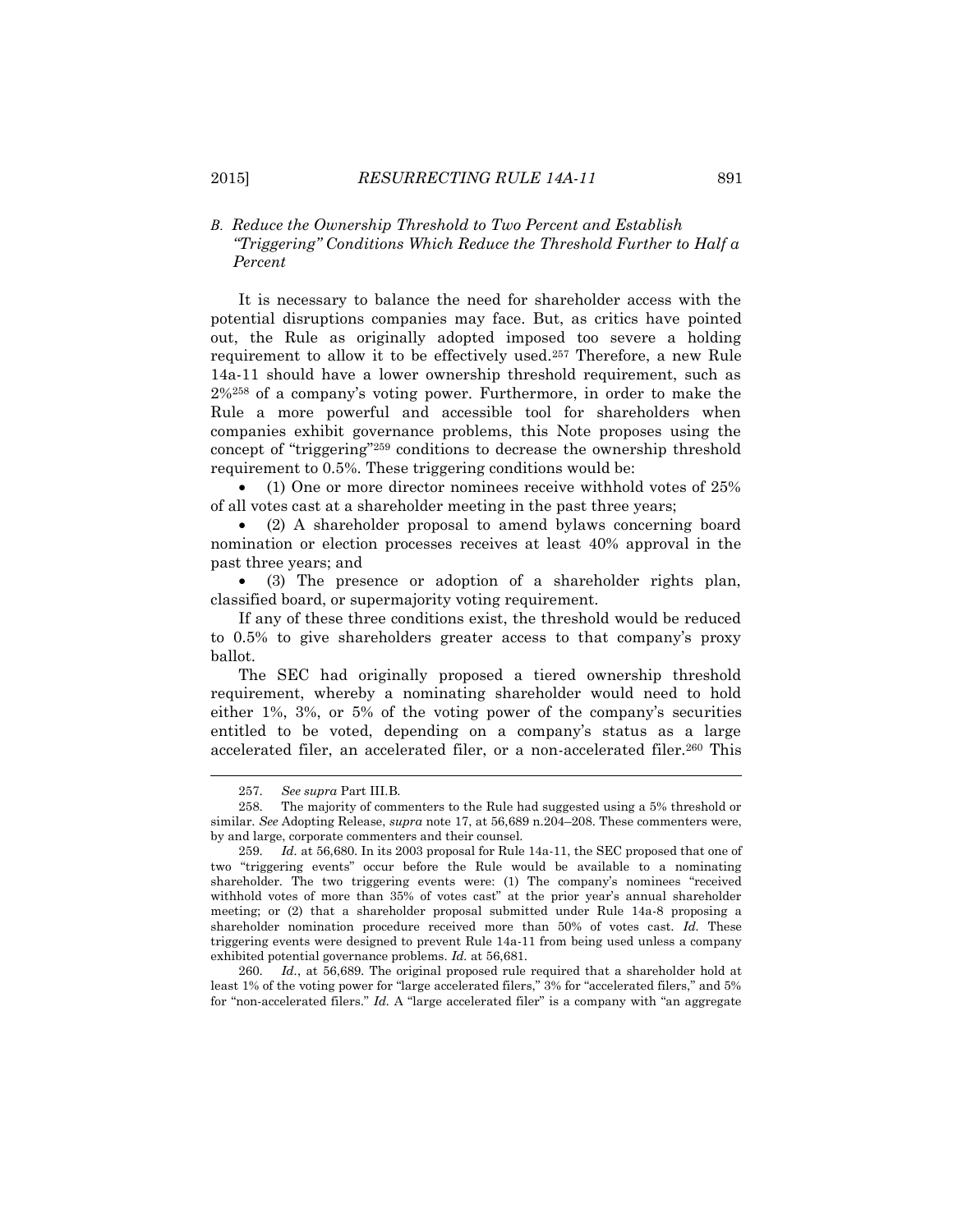### *B. Reduce the Ownership Threshold to Two Percent and Establish "Triggering" Conditions Which Reduce the Threshold Further to Half a Percent*

It is necessary to balance the need for shareholder access with the potential disruptions companies may face. But, as critics have pointed out, the Rule as originally adopted imposed too severe a holding requirement to allow it to be effectively used.[257] Therefore, a new Rule 14a-11 should have a lower ownership threshold requirement, such as 2%[258] of a company's voting power. Furthermore, in order to make the Rule a more powerful and accessible tool for shareholders when companies exhibit governance problems, this Note proposes using the concept of "triggering"[259] conditions to decrease the ownership threshold requirement to 0.5%. These triggering conditions would be:

- (1) One or more director nominees receive withhold votes of 25% of all votes cast at a shareholder meeting in the past three years;
- (2) A shareholder proposal to amend bylaws concerning board nomination or election processes receives at least 40% approval in the past three years; and
- (3) The presence or adoption of a shareholder rights plan, classified board, or supermajority voting requirement.

If any of these three conditions exist, the threshold would be reduced to 0.5% to give shareholders greater access to that company's proxy ballot.

The SEC had originally proposed a tiered ownership threshold requirement, whereby a nominating shareholder would need to hold either 1%, 3%, or 5% of the voting power of the company's securities entitled to be voted, depending on a company's status as a large accelerated filer, an accelerated filer, or a non-accelerated filer.[260] This

---

257. *See supra* Part III.B.

258. The majority of commenters to the Rule had suggested using a 5% threshold or similar. *See* Adopting Release, *supra* note 17, at 56,689 n.204–208. These commenters were, by and large, corporate commenters and their counsel.

259. *Id.* at 56,680. In its 2003 proposal for Rule 14a-11, the SEC proposed that one of two "triggering events" occur before the Rule would be available to a nominating shareholder. The two triggering events were: (1) The company's nominees "received withhold votes of more than 35% of votes cast" at the prior year's annual shareholder meeting; or (2) that a shareholder proposal submitted under Rule 14a-8 proposing a shareholder nomination procedure received more than 50% of votes cast. *Id.* These triggering events were designed to prevent Rule 14a-11 from being used unless a company exhibited potential governance problems. *Id.* at 56,681.

260. *Id.*, at 56,689. The original proposed rule required that a shareholder hold at least 1% of the voting power for "large accelerated filers," 3% for "accelerated filers," and 5% for "non-accelerated filers." *Id.* A "large accelerated filer" is a company with "an aggregate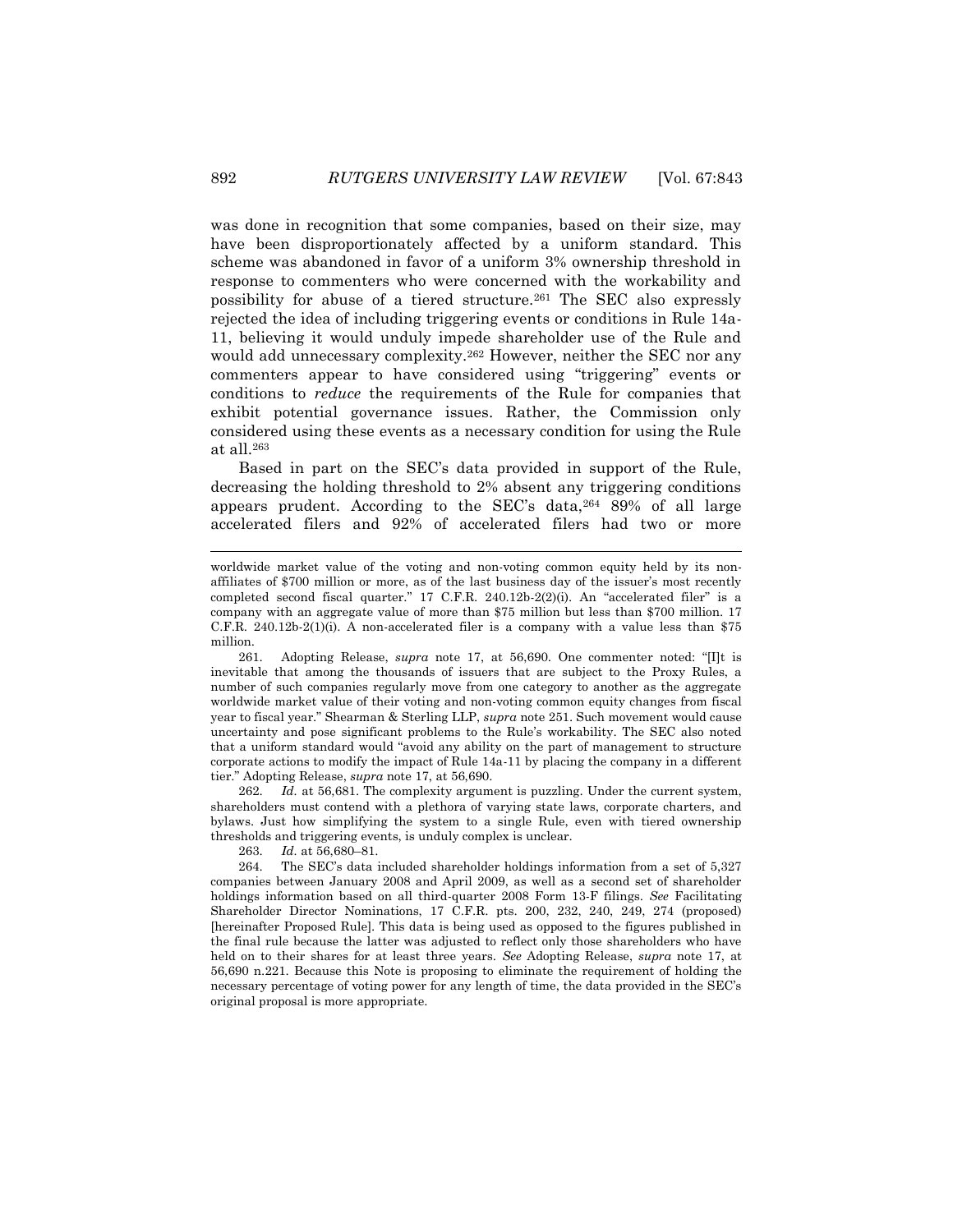was done in recognition that some companies, based on their size, may have been disproportionately affected by a uniform standard. This scheme was abandoned in favor of a uniform 3% ownership threshold in response to commenters who were concerned with the workability and possibility for abuse of a tiered structure.[261] The SEC also expressly rejected the idea of including triggering events or conditions in Rule 14a-11, believing it would unduly impede shareholder use of the Rule and would add unnecessary complexity.[262] However, neither the SEC nor any commenters appear to have considered using "triggering" events or conditions to *reduce* the requirements of the Rule for companies that exhibit potential governance issues. Rather, the Commission only considered using these events as a necessary condition for using the Rule at all.[263]

Based in part on the SEC's data provided in support of the Rule, decreasing the holding threshold to 2% absent any triggering conditions appears prudent. According to the SEC's data,[264] 89% of all large accelerated filers and 92% of accelerated filers had two or more

---

worldwide market value of the voting and non-voting common equity held by its non-affiliates of $700 million or more, as of the last business day of the issuer's most recently completed second fiscal quarter." 17 C.F.R. 240.12b-2(2)(i). An "accelerated filer" is a company with an aggregate value of more than $75 million but less than $700 million. 17 C.F.R. 240.12b-2(1)(i). A non-accelerated filer is a company with a value less than $75 million.

261. Adopting Release, *supra* note 17, at 56,690. One commenter noted: "[I]t is inevitable that among the thousands of issuers that are subject to the Proxy Rules, a number of such companies regularly move from one category to another as the aggregate worldwide market value of their voting and non-voting common equity changes from fiscal year to fiscal year." Shearman & Sterling LLP, *supra* note 251. Such movement would cause uncertainty and pose significant problems to the Rule's workability. The SEC also noted that a uniform standard would "avoid any ability on the part of management to structure corporate actions to modify the impact of Rule 14a-11 by placing the company in a different tier." Adopting Release, *supra* note 17, at 56,690.

262. *Id.* at 56,681. The complexity argument is puzzling. Under the current system, shareholders must contend with a plethora of varying state laws, corporate charters, and bylaws. Just how simplifying the system to a single Rule, even with tiered ownership thresholds and triggering events, is unduly complex is unclear.

263. *Id.* at 56,680–81.

264. The SEC's data included shareholder holdings information from a set of 5,327 companies between January 2008 and April 2009, as well as a second set of shareholder holdings information based on all third-quarter 2008 Form 13-F filings. *See* Facilitating Shareholder Director Nominations, 17 C.F.R. pts. 200, 232, 240, 249, 274 (proposed) [hereinafter Proposed Rule]. This data is being used as opposed to the figures published in the final rule because the latter was adjusted to reflect only those shareholders who have held on to their shares for at least three years. *See* Adopting Release, *supra* note 17, at 56,690 n.221. Because this Note is proposing to eliminate the requirement of holding the necessary percentage of voting power for any length of time, the data provided in the SEC's original proposal is more appropriate.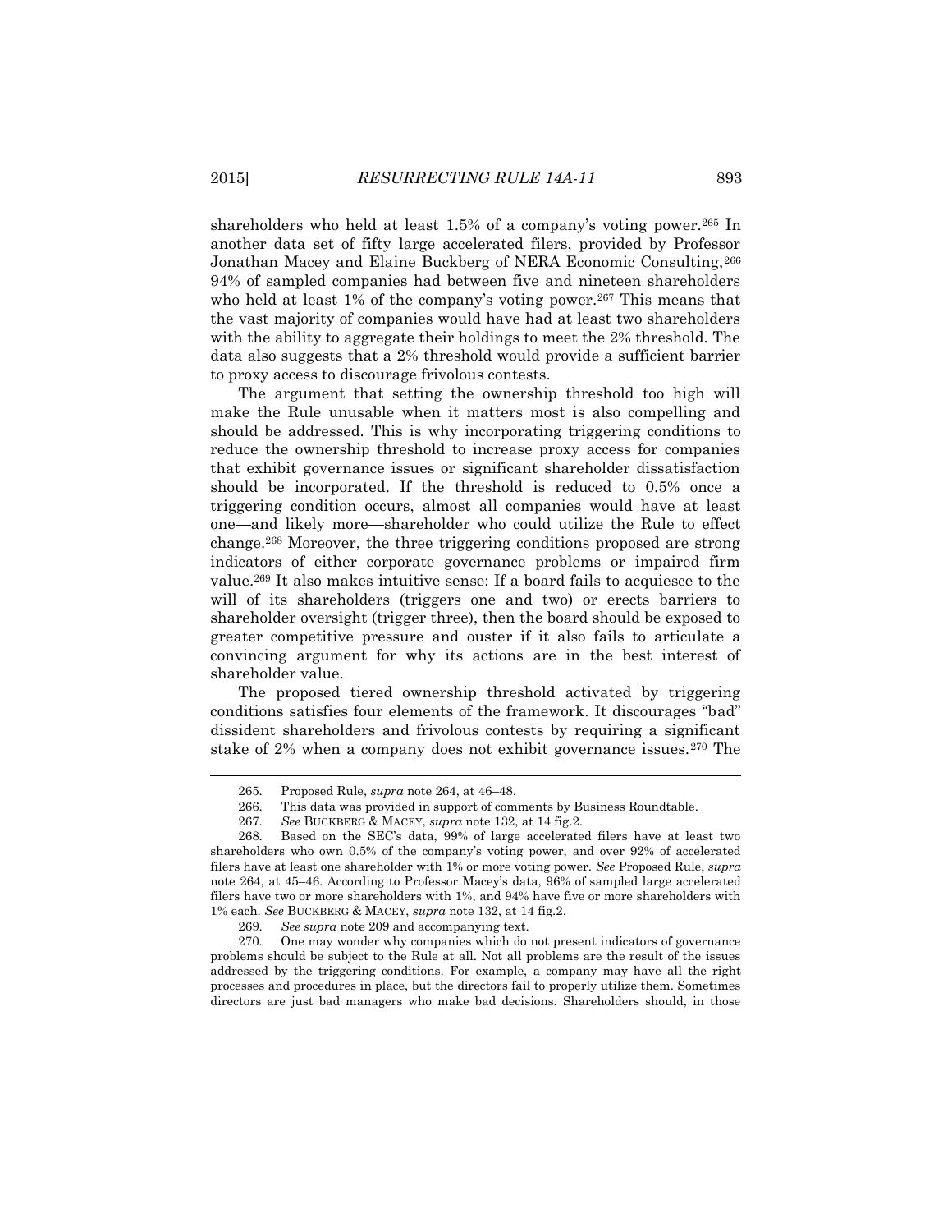shareholders who held at least 1.5% of a company's voting power.[265] In another data set of fifty large accelerated filers, provided by Professor Jonathan Macey and Elaine Buckberg of NERA Economic Consulting,[266] 94% of sampled companies had between five and nineteen shareholders who held at least 1% of the company's voting power.[267] This means that the vast majority of companies would have had at least two shareholders with the ability to aggregate their holdings to meet the 2% threshold. The data also suggests that a 2% threshold would provide a sufficient barrier to proxy access to discourage frivolous contests.

The argument that setting the ownership threshold too high will make the Rule unusable when it matters most is also compelling and should be addressed. This is why incorporating triggering conditions to reduce the ownership threshold to increase proxy access for companies that exhibit governance issues or significant shareholder dissatisfaction should be incorporated. If the threshold is reduced to 0.5% once a triggering condition occurs, almost all companies would have at least one—and likely more—shareholder who could utilize the Rule to effect change.[268] Moreover, the three triggering conditions proposed are strong indicators of either corporate governance problems or impaired firm value.[269] It also makes intuitive sense: If a board fails to acquiesce to the will of its shareholders (triggers one and two) or erects barriers to shareholder oversight (trigger three), then the board should be exposed to greater competitive pressure and ouster if it also fails to articulate a convincing argument for why its actions are in the best interest of shareholder value.

The proposed tiered ownership threshold activated by triggering conditions satisfies four elements of the framework. It discourages "bad" dissident shareholders and frivolous contests by requiring a significant stake of 2% when a company does not exhibit governance issues.[270] The

---

265. Proposed Rule, *supra* note 264, at 46–48.

266. This data was provided in support of comments by Business Roundtable.

267. *See* BUCKBERG & MACEY, *supra* note 132, at 14 fig.2.

268. Based on the SEC's data, 99% of large accelerated filers have at least two shareholders who own 0.5% of the company's voting power, and over 92% of accelerated filers have at least one shareholder with 1% or more voting power. *See* Proposed Rule, *supra* note 264, at 45–46. According to Professor Macey's data, 96% of sampled large accelerated filers have two or more shareholders with 1%, and 94% have five or more shareholders with 1% each. *See* BUCKBERG & MACEY, *supra* note 132, at 14 fig.2.

269. *See supra* note 209 and accompanying text.

270. One may wonder why companies which do not present indicators of governance problems should be subject to the Rule at all. Not all problems are the result of the issues addressed by the triggering conditions. For example, a company may have all the right processes and procedures in place, but the directors fail to properly utilize them. Sometimes directors are just bad managers who make bad decisions. Shareholders should, in those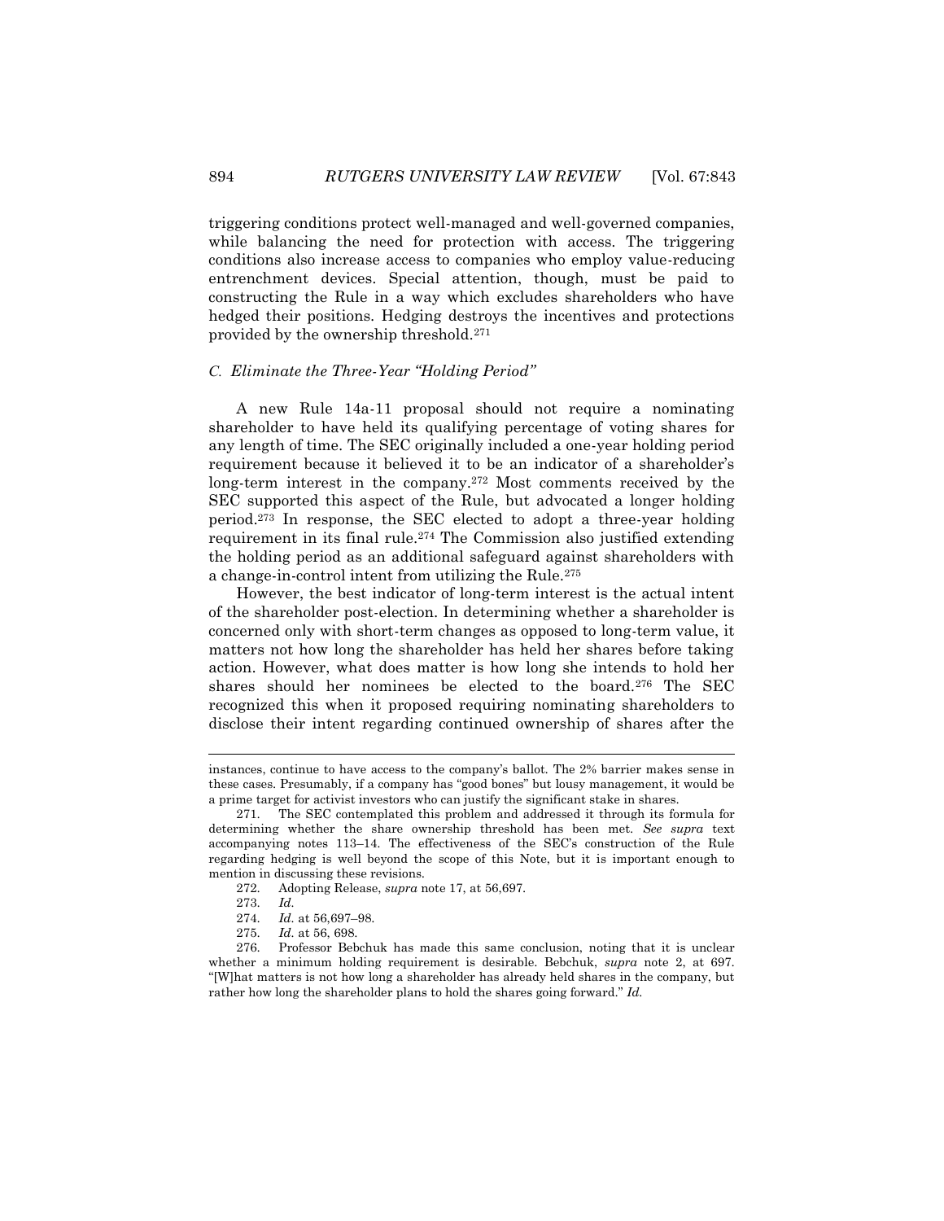triggering conditions protect well-managed and well-governed companies, while balancing the need for protection with access. The triggering conditions also increase access to companies who employ value-reducing entrenchment devices. Special attention, though, must be paid to constructing the Rule in a way which excludes shareholders who have hedged their positions. Hedging destroys the incentives and protections provided by the ownership threshold.[271]

### *C. Eliminate the Three-Year "Holding Period"*

A new Rule 14a-11 proposal should not require a nominating shareholder to have held its qualifying percentage of voting shares for any length of time. The SEC originally included a one-year holding period requirement because it believed it to be an indicator of a shareholder's long-term interest in the company.[272] Most comments received by the SEC supported this aspect of the Rule, but advocated a longer holding period.[273] In response, the SEC elected to adopt a three-year holding requirement in its final rule.[274] The Commission also justified extending the holding period as an additional safeguard against shareholders with a change-in-control intent from utilizing the Rule.[275]

However, the best indicator of long-term interest is the actual intent of the shareholder post-election. In determining whether a shareholder is concerned only with short-term changes as opposed to long-term value, it matters not how long the shareholder has held her shares before taking action. However, what does matter is how long she intends to hold her shares should her nominees be elected to the board.[276] The SEC recognized this when it proposed requiring nominating shareholders to disclose their intent regarding continued ownership of shares after the

---

instances, continue to have access to the company's ballot. The 2% barrier makes sense in these cases. Presumably, if a company has "good bones" but lousy management, it would be a prime target for activist investors who can justify the significant stake in shares.

271. The SEC contemplated this problem and addressed it through its formula for determining whether the share ownership threshold has been met. *See supra* text accompanying notes 113–14. The effectiveness of the SEC's construction of the Rule regarding hedging is well beyond the scope of this Note, but it is important enough to mention in discussing these revisions.

272. Adopting Release, *supra* note 17, at 56,697.

273. *Id.*

274. *Id.* at 56,697–98.

275. *Id.* at 56, 698.

276. Professor Bebchuk has made this same conclusion, noting that it is unclear whether a minimum holding requirement is desirable. Bebchuk, *supra* note 2, at 697. "[W]hat matters is not how long a shareholder has already held shares in the company, but rather how long the shareholder plans to hold the shares going forward." *Id.*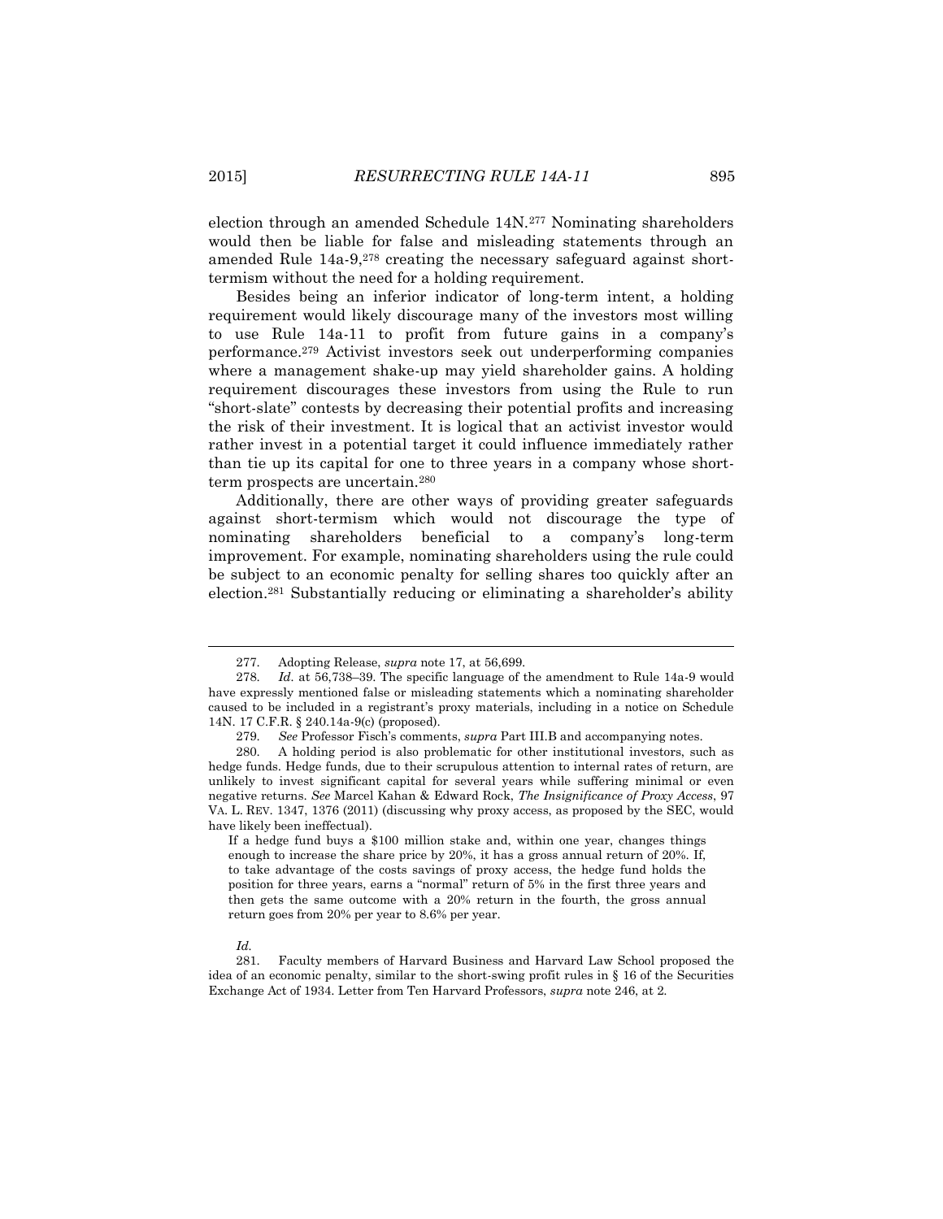election through an amended Schedule 14N.[277] Nominating shareholders would then be liable for false and misleading statements through an amended Rule 14a-9,[278] creating the necessary safeguard against short-termism without the need for a holding requirement.

Besides being an inferior indicator of long-term intent, a holding requirement would likely discourage many of the investors most willing to use Rule 14a-11 to profit from future gains in a company's performance.[279] Activist investors seek out underperforming companies where a management shake-up may yield shareholder gains. A holding requirement discourages these investors from using the Rule to run "short-slate" contests by decreasing their potential profits and increasing the risk of their investment. It is logical that an activist investor would rather invest in a potential target it could influence immediately rather than tie up its capital for one to three years in a company whose short-term prospects are uncertain.[280]

Additionally, there are other ways of providing greater safeguards against short-termism which would not discourage the type of nominating shareholders beneficial to a company's long-term improvement. For example, nominating shareholders using the rule could be subject to an economic penalty for selling shares too quickly after an election.[281] Substantially reducing or eliminating a shareholder's ability

---

277. Adopting Release, *supra* note 17, at 56,699.

278. *Id.* at 56,738–39. The specific language of the amendment to Rule 14a-9 would have expressly mentioned false or misleading statements which a nominating shareholder caused to be included in a registrant's proxy materials, including in a notice on Schedule 14N. 17 C.F.R. § 240.14a-9(c) (proposed).

279. *See* Professor Fisch's comments, *supra* Part III.B and accompanying notes.

280. A holding period is also problematic for other institutional investors, such as hedge funds. Hedge funds, due to their scrupulous attention to internal rates of return, are unlikely to invest significant capital for several years while suffering minimal or even negative returns. *See* Marcel Kahan & Edward Rock, *The Insignificance of Proxy Access*, 97 VA. L. REV. 1347, 1376 (2011) (discussing why proxy access, as proposed by the SEC, would have likely been ineffectual).

> If a hedge fund buys a $100 million stake and, within one year, changes things enough to increase the share price by 20%, it has a gross annual return of 20%. If, to take advantage of the costs savings of proxy access, the hedge fund holds the position for three years, earns a "normal" return of 5% in the first three years and then gets the same outcome with a 20% return in the fourth, the gross annual return goes from 20% per year to 8.6% per year.

*Id.*

281. Faculty members of Harvard Business and Harvard Law School proposed the idea of an economic penalty, similar to the short-swing profit rules in § 16 of the Securities Exchange Act of 1934. Letter from Ten Harvard Professors, *supra* note 246, at 2.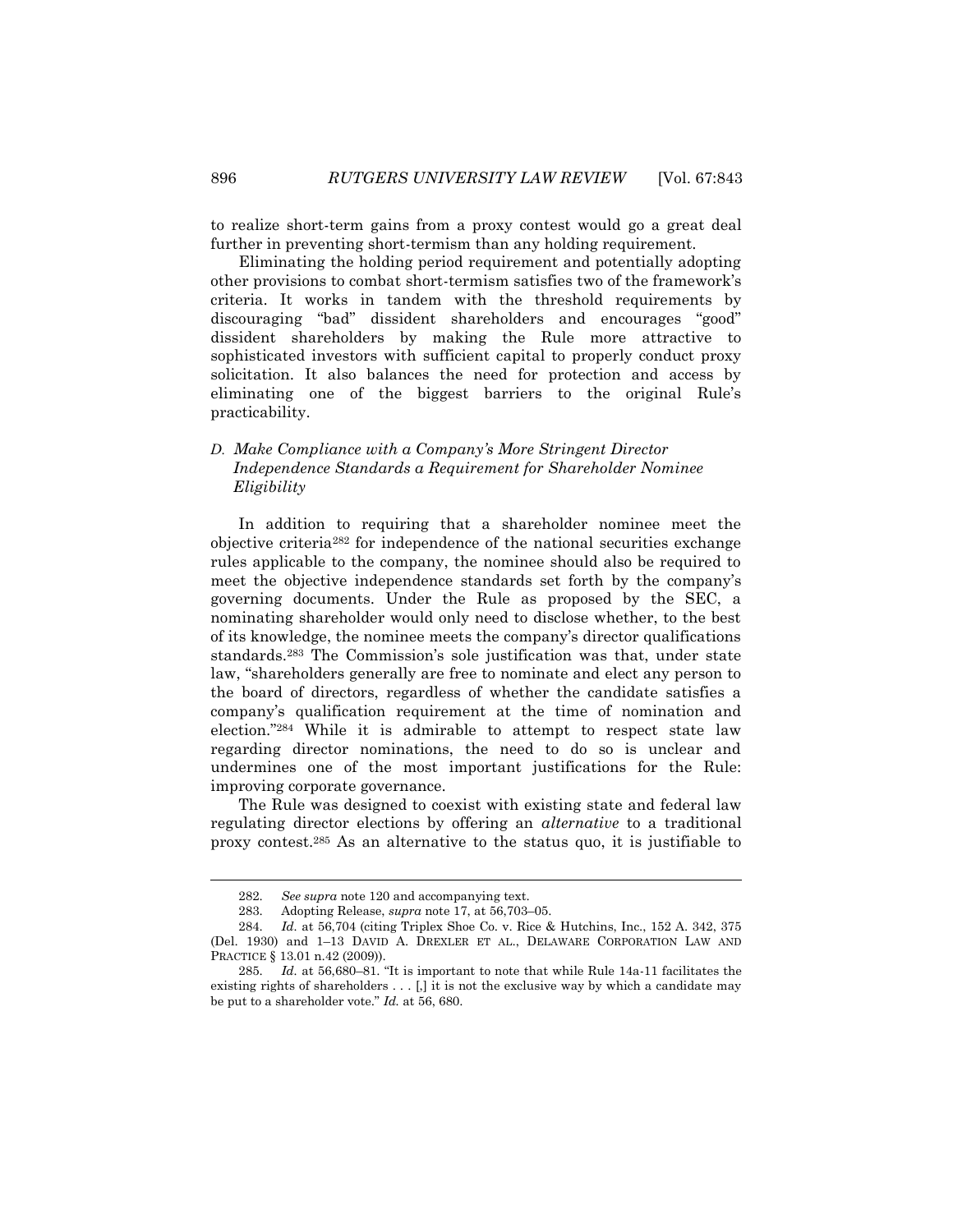to realize short-term gains from a proxy contest would go a great deal further in preventing short-termism than any holding requirement.

Eliminating the holding period requirement and potentially adopting other provisions to combat short-termism satisfies two of the framework's criteria. It works in tandem with the threshold requirements by discouraging "bad" dissident shareholders and encourages "good" dissident shareholders by making the Rule more attractive to sophisticated investors with sufficient capital to properly conduct proxy solicitation. It also balances the need for protection and access by eliminating one of the biggest barriers to the original Rule's practicability.

### *D. Make Compliance with a Company's More Stringent Director Independence Standards a Requirement for Shareholder Nominee Eligibility*

In addition to requiring that a shareholder nominee meet the objective criteria[282] for independence of the national securities exchange rules applicable to the company, the nominee should also be required to meet the objective independence standards set forth by the company's governing documents. Under the Rule as proposed by the SEC, a nominating shareholder would only need to disclose whether, to the best of its knowledge, the nominee meets the company's director qualifications standards.[283] The Commission's sole justification was that, under state law, "shareholders generally are free to nominate and elect any person to the board of directors, regardless of whether the candidate satisfies a company's qualification requirement at the time of nomination and election."[284] While it is admirable to attempt to respect state law regarding director nominations, the need to do so is unclear and undermines one of the most important justifications for the Rule: improving corporate governance.

The Rule was designed to coexist with existing state and federal law regulating director elections by offering an *alternative* to a traditional proxy contest.[285] As an alternative to the status quo, it is justifiable to

---

282. *See supra* note 120 and accompanying text.

283. Adopting Release, *supra* note 17, at 56,703–05.

284. *Id.* at 56,704 (citing Triplex Shoe Co. v. Rice & Hutchins, Inc., 152 A. 342, 375 (Del. 1930) and 1–13 DAVID A. DREXLER ET AL., DELAWARE CORPORATION LAW AND PRACTICE § 13.01 n.42 (2009)).

285. *Id.* at 56,680–81. "It is important to note that while Rule 14a-11 facilitates the existing rights of shareholders . . . [,] it is not the exclusive way by which a candidate may be put to a shareholder vote." *Id.* at 56, 680.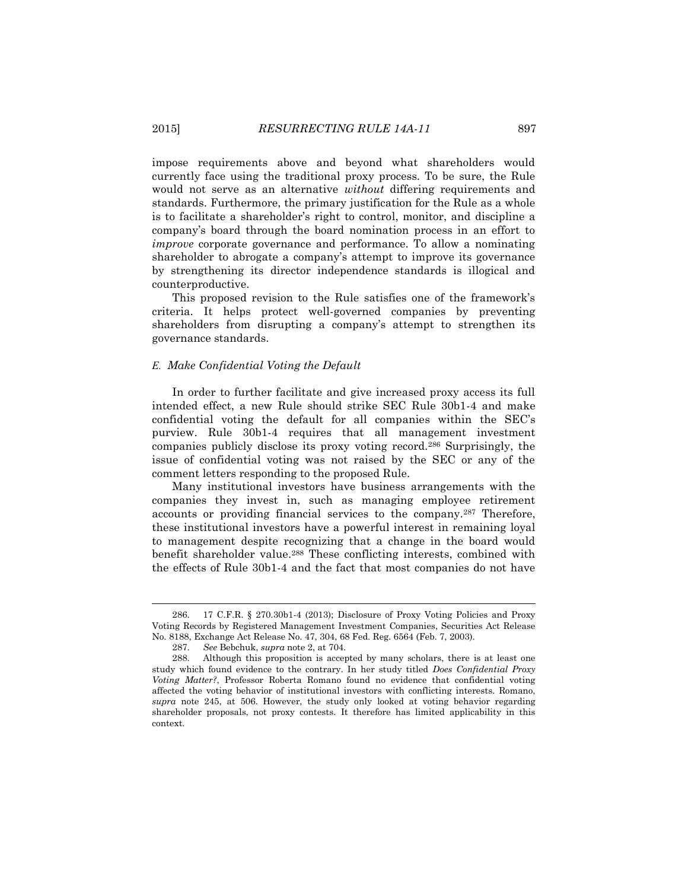impose requirements above and beyond what shareholders would currently face using the traditional proxy process. To be sure, the Rule would not serve as an alternative *without* differing requirements and standards. Furthermore, the primary justification for the Rule as a whole is to facilitate a shareholder's right to control, monitor, and discipline a company's board through the board nomination process in an effort to *improve* corporate governance and performance. To allow a nominating shareholder to abrogate a company's attempt to improve its governance by strengthening its director independence standards is illogical and counterproductive.

This proposed revision to the Rule satisfies one of the framework's criteria. It helps protect well-governed companies by preventing shareholders from disrupting a company's attempt to strengthen its governance standards.

### *E. Make Confidential Voting the Default*

In order to further facilitate and give increased proxy access its full intended effect, a new Rule should strike SEC Rule 30b1-4 and make confidential voting the default for all companies within the SEC's purview. Rule 30b1-4 requires that all management investment companies publicly disclose its proxy voting record.[286] Surprisingly, the issue of confidential voting was not raised by the SEC or any of the comment letters responding to the proposed Rule.

Many institutional investors have business arrangements with the companies they invest in, such as managing employee retirement accounts or providing financial services to the company.[287] Therefore, these institutional investors have a powerful interest in remaining loyal to management despite recognizing that a change in the board would benefit shareholder value.[288] These conflicting interests, combined with the effects of Rule 30b1-4 and the fact that most companies do not have

---

286. 17 C.F.R. § 270.30b1-4 (2013); Disclosure of Proxy Voting Policies and Proxy Voting Records by Registered Management Investment Companies, Securities Act Release No. 8188, Exchange Act Release No. 47, 304, 68 Fed. Reg. 6564 (Feb. 7, 2003).

287. *See* Bebchuk, *supra* note 2, at 704.

288. Although this proposition is accepted by many scholars, there is at least one study which found evidence to the contrary. In her study titled *Does Confidential Proxy Voting Matter?*, Professor Roberta Romano found no evidence that confidential voting affected the voting behavior of institutional investors with conflicting interests. Romano, *supra* note 245, at 506. However, the study only looked at voting behavior regarding shareholder proposals, not proxy contests. It therefore has limited applicability in this context.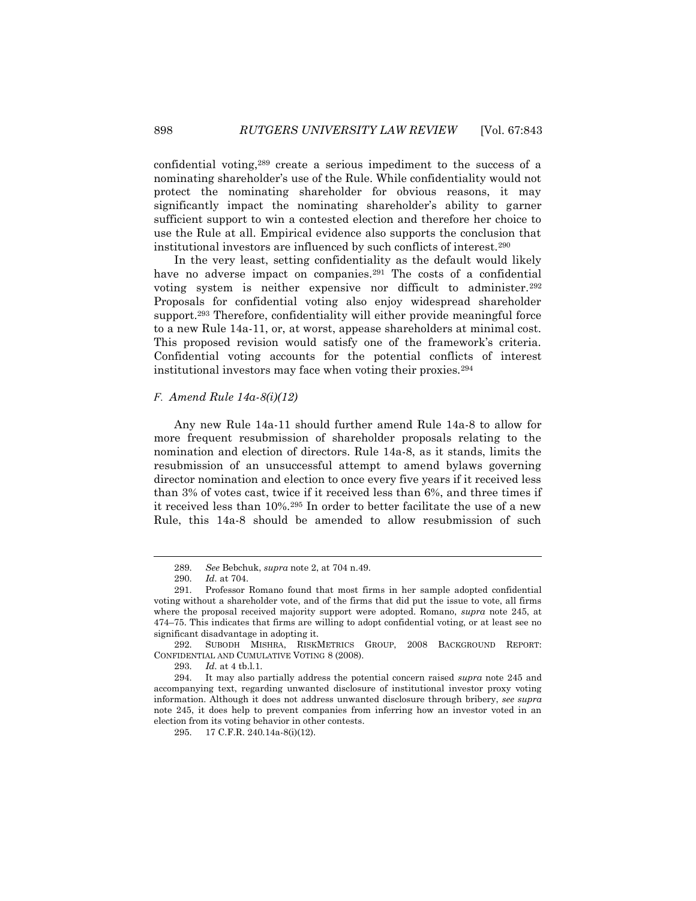confidential voting,[289] create a serious impediment to the success of a nominating shareholder's use of the Rule. While confidentiality would not protect the nominating shareholder for obvious reasons, it may significantly impact the nominating shareholder's ability to garner sufficient support to win a contested election and therefore her choice to use the Rule at all. Empirical evidence also supports the conclusion that institutional investors are influenced by such conflicts of interest.[290]

In the very least, setting confidentiality as the default would likely have no adverse impact on companies.[291] The costs of a confidential voting system is neither expensive nor difficult to administer.[292] Proposals for confidential voting also enjoy widespread shareholder support.[293] Therefore, confidentiality will either provide meaningful force to a new Rule 14a-11, or, at worst, appease shareholders at minimal cost. This proposed revision would satisfy one of the framework's criteria. Confidential voting accounts for the potential conflicts of interest institutional investors may face when voting their proxies.[294]

### *F. Amend Rule 14a-8(i)(12)*

Any new Rule 14a-11 should further amend Rule 14a-8 to allow for more frequent resubmission of shareholder proposals relating to the nomination and election of directors. Rule 14a-8, as it stands, limits the resubmission of an unsuccessful attempt to amend bylaws governing director nomination and election to once every five years if it received less than 3% of votes cast, twice if it received less than 6%, and three times if it received less than 10%.[295] In order to better facilitate the use of a new Rule, this 14a-8 should be amended to allow resubmission of such

---

289. *See* Bebchuk, *supra* note 2, at 704 n.49.

290. *Id.* at 704.

291. Professor Romano found that most firms in her sample adopted confidential voting without a shareholder vote, and of the firms that did put the issue to vote, all firms where the proposal received majority support were adopted. Romano, *supra* note 245, at 474–75. This indicates that firms are willing to adopt confidential voting, or at least see no significant disadvantage in adopting it.

292. SUBODH MISHRA, RISKMETRICS GROUP, 2008 BACKGROUND REPORT: CONFIDENTIAL AND CUMULATIVE VOTING 8 (2008).

293. *Id.* at 4 tb.l.1.

294. It may also partially address the potential concern raised *supra* note 245 and accompanying text, regarding unwanted disclosure of institutional investor proxy voting information. Although it does not address unwanted disclosure through bribery, *see supra* note 245, it does help to prevent companies from inferring how an investor voted in an election from its voting behavior in other contests.

295. 17 C.F.R. 240.14a-8(i)(12).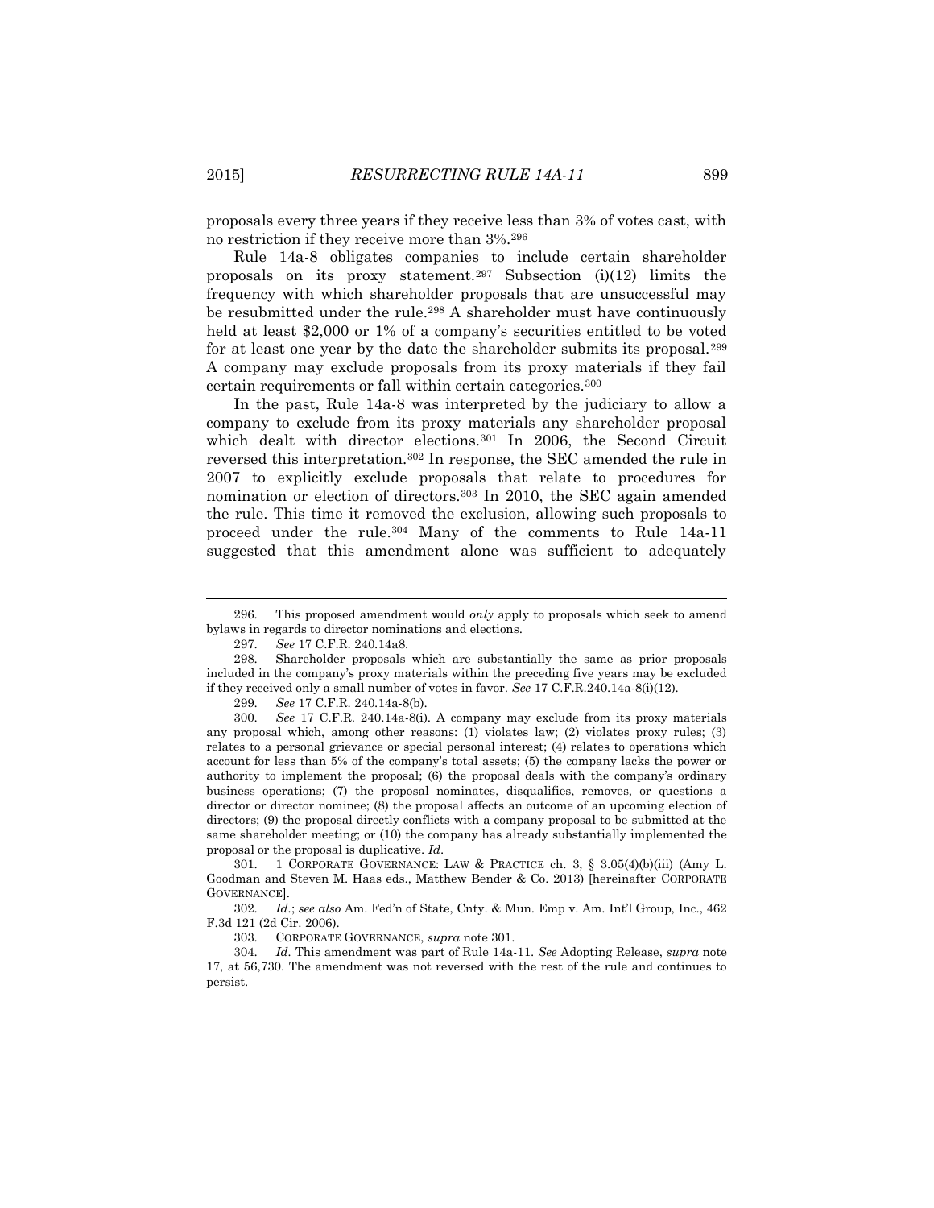proposals every three years if they receive less than 3% of votes cast, with no restriction if they receive more than 3%.[296]

Rule 14a-8 obligates companies to include certain shareholder proposals on its proxy statement.[297] Subsection (i)(12) limits the frequency with which shareholder proposals that are unsuccessful may be resubmitted under the rule.[298] A shareholder must have continuously held at least $2,000 or 1% of a company's securities entitled to be voted for at least one year by the date the shareholder submits its proposal.[299] A company may exclude proposals from its proxy materials if they fail certain requirements or fall within certain categories.[300]

In the past, Rule 14a-8 was interpreted by the judiciary to allow a company to exclude from its proxy materials any shareholder proposal which dealt with director elections.[301] In 2006, the Second Circuit reversed this interpretation.[302] In response, the SEC amended the rule in 2007 to explicitly exclude proposals that relate to procedures for nomination or election of directors.[303] In 2010, the SEC again amended the rule. This time it removed the exclusion, allowing such proposals to proceed under the rule.[304] Many of the comments to Rule 14a-11 suggested that this amendment alone was sufficient to adequately

---

296. This proposed amendment would *only* apply to proposals which seek to amend bylaws in regards to director nominations and elections.

297. *See* 17 C.F.R. 240.14a8.

298. Shareholder proposals which are substantially the same as prior proposals included in the company's proxy materials within the preceding five years may be excluded if they received only a small number of votes in favor. *See* 17 C.F.R.240.14a-8(i)(12).

299. *See* 17 C.F.R. 240.14a-8(b).

300. *See* 17 C.F.R. 240.14a-8(i). A company may exclude from its proxy materials any proposal which, among other reasons: (1) violates law; (2) violates proxy rules; (3) relates to a personal grievance or special personal interest; (4) relates to operations which account for less than 5% of the company's total assets; (5) the company lacks the power or authority to implement the proposal; (6) the proposal deals with the company's ordinary business operations; (7) the proposal nominates, disqualifies, removes, or questions a director or director nominee; (8) the proposal affects an outcome of an upcoming election of directors; (9) the proposal directly conflicts with a company proposal to be submitted at the same shareholder meeting; or (10) the company has already substantially implemented the proposal or the proposal is duplicative. *Id*.

301. 1 CORPORATE GOVERNANCE: LAW & PRACTICE ch. 3, § 3.05(4)(b)(iii) (Amy L. Goodman and Steven M. Haas eds., Matthew Bender & Co. 2013) [hereinafter CORPORATE GOVERNANCE].

302. *Id.*; *see also* Am. Fed'n of State, Cnty. & Mun. Emp v. Am. Int'l Group, Inc., 462 F.3d 121 (2d Cir. 2006).

303. CORPORATE GOVERNANCE, *supra* note 301.

304. *Id*. This amendment was part of Rule 14a-11. *See* Adopting Release, *supra* note 17, at 56,730. The amendment was not reversed with the rest of the rule and continues to persist.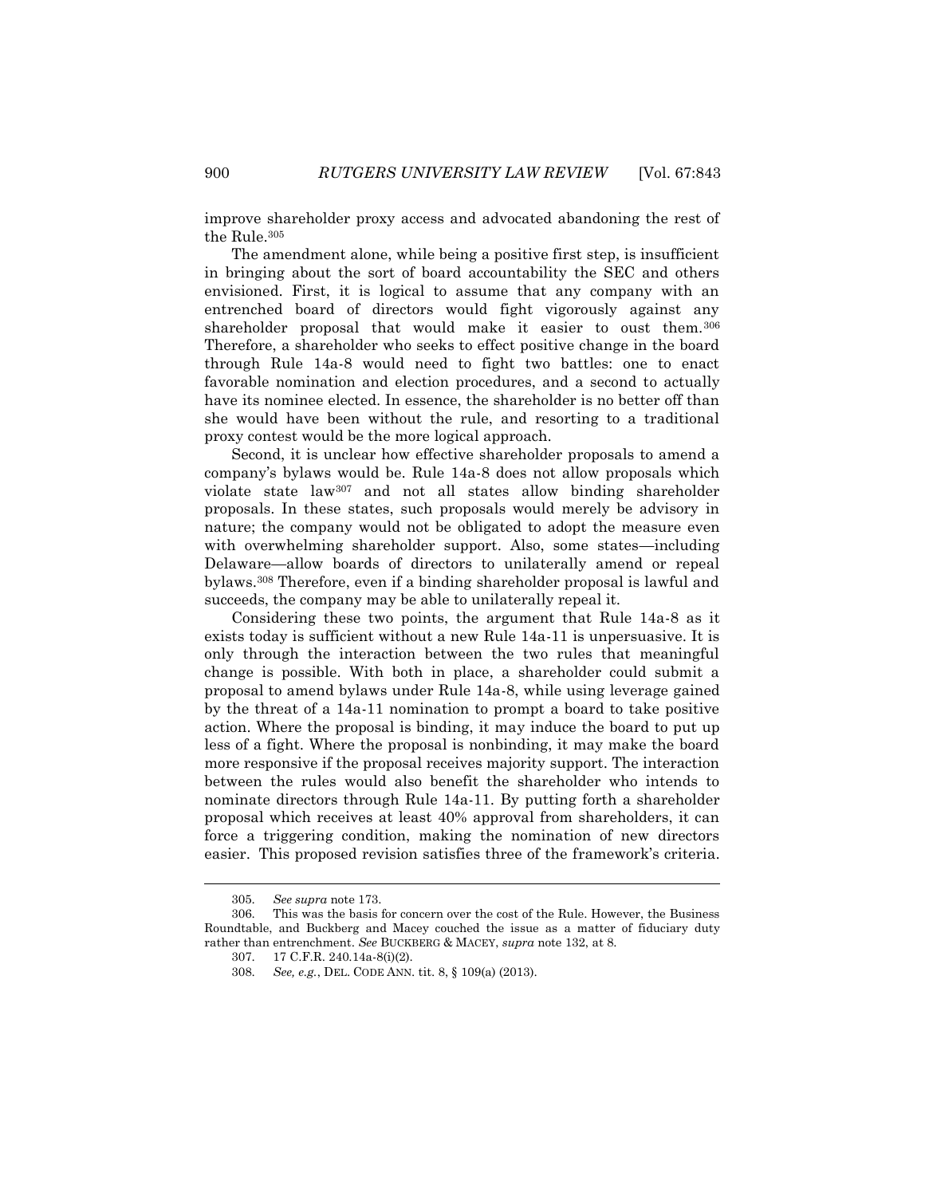improve shareholder proxy access and advocated abandoning the rest of the Rule.[305]

The amendment alone, while being a positive first step, is insufficient in bringing about the sort of board accountability the SEC and others envisioned. First, it is logical to assume that any company with an entrenched board of directors would fight vigorously against any shareholder proposal that would make it easier to oust them.[306] Therefore, a shareholder who seeks to effect positive change in the board through Rule 14a-8 would need to fight two battles: one to enact favorable nomination and election procedures, and a second to actually have its nominee elected. In essence, the shareholder is no better off than she would have been without the rule, and resorting to a traditional proxy contest would be the more logical approach.

Second, it is unclear how effective shareholder proposals to amend a company's bylaws would be. Rule 14a-8 does not allow proposals which violate state law[307] and not all states allow binding shareholder proposals. In these states, such proposals would merely be advisory in nature; the company would not be obligated to adopt the measure even with overwhelming shareholder support. Also, some states—including Delaware—allow boards of directors to unilaterally amend or repeal bylaws.[308] Therefore, even if a binding shareholder proposal is lawful and succeeds, the company may be able to unilaterally repeal it.

Considering these two points, the argument that Rule 14a-8 as it exists today is sufficient without a new Rule 14a-11 is unpersuasive. It is only through the interaction between the two rules that meaningful change is possible. With both in place, a shareholder could submit a proposal to amend bylaws under Rule 14a-8, while using leverage gained by the threat of a 14a-11 nomination to prompt a board to take positive action. Where the proposal is binding, it may induce the board to put up less of a fight. Where the proposal is nonbinding, it may make the board more responsive if the proposal receives majority support. The interaction between the rules would also benefit the shareholder who intends to nominate directors through Rule 14a-11. By putting forth a shareholder proposal which receives at least 40% approval from shareholders, it can force a triggering condition, making the nomination of new directors easier. This proposed revision satisfies three of the framework's criteria.

---

305. *See supra* note 173.

306. This was the basis for concern over the cost of the Rule. However, the Business Roundtable, and Buckberg and Macey couched the issue as a matter of fiduciary duty rather than entrenchment. *See* BUCKBERG & MACEY, *supra* note 132, at 8.

307. 17 C.F.R. 240.14a-8(i)(2).

308. *See, e.g.*, DEL. CODE ANN. tit. 8, § 109(a) (2013).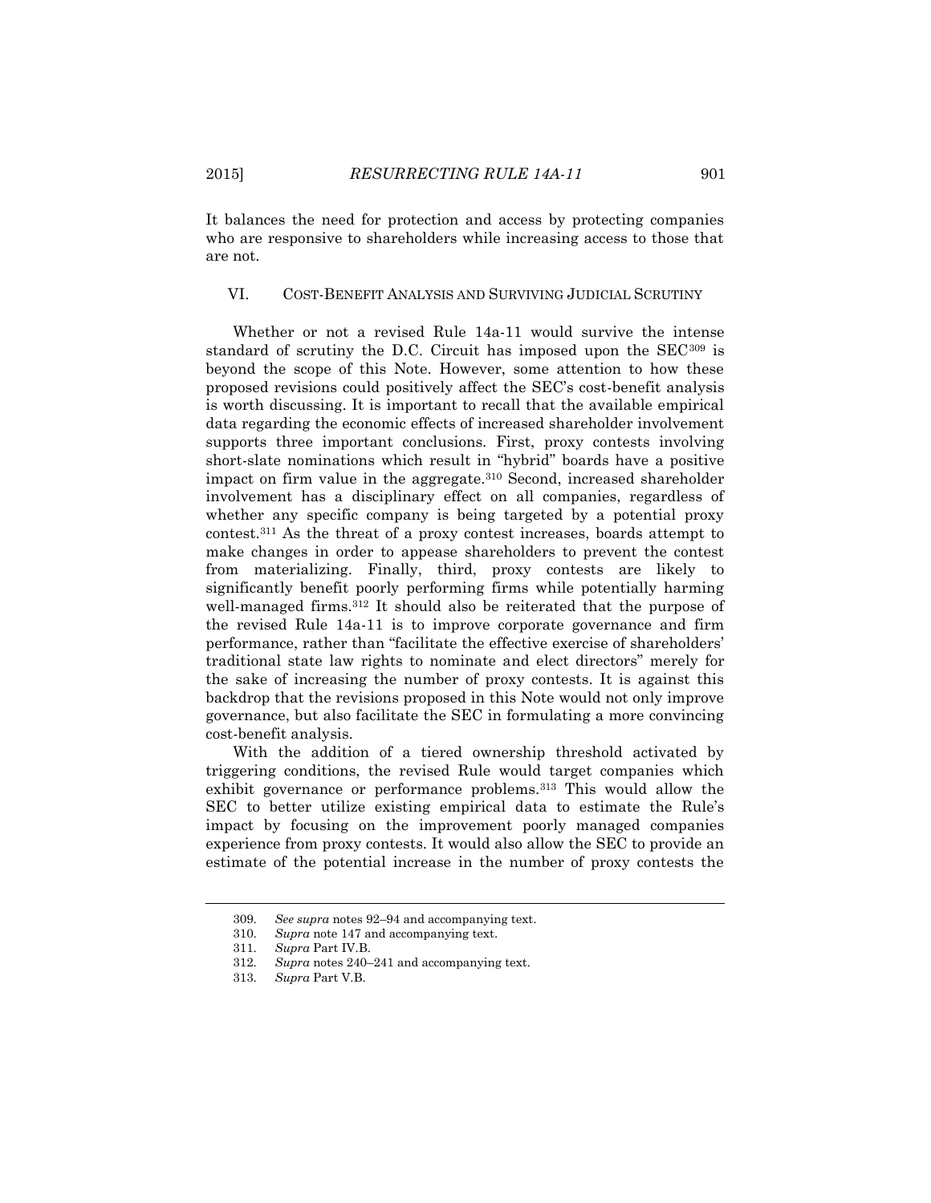It balances the need for protection and access by protecting companies who are responsive to shareholders while increasing access to those that are not.

## VI. COST-BENEFIT ANALYSIS AND SURVIVING JUDICIAL SCRUTINY

Whether or not a revised Rule 14a-11 would survive the intense standard of scrutiny the D.C. Circuit has imposed upon the SEC[309] is beyond the scope of this Note. However, some attention to how these proposed revisions could positively affect the SEC's cost-benefit analysis is worth discussing. It is important to recall that the available empirical data regarding the economic effects of increased shareholder involvement supports three important conclusions. First, proxy contests involving short-slate nominations which result in "hybrid" boards have a positive impact on firm value in the aggregate.[310] Second, increased shareholder involvement has a disciplinary effect on all companies, regardless of whether any specific company is being targeted by a potential proxy contest.[311] As the threat of a proxy contest increases, boards attempt to make changes in order to appease shareholders to prevent the contest from materializing. Finally, third, proxy contests are likely to significantly benefit poorly performing firms while potentially harming well-managed firms.[312] It should also be reiterated that the purpose of the revised Rule 14a-11 is to improve corporate governance and firm performance, rather than "facilitate the effective exercise of shareholders' traditional state law rights to nominate and elect directors" merely for the sake of increasing the number of proxy contests. It is against this backdrop that the revisions proposed in this Note would not only improve governance, but also facilitate the SEC in formulating a more convincing cost-benefit analysis.

With the addition of a tiered ownership threshold activated by triggering conditions, the revised Rule would target companies which exhibit governance or performance problems.[313] This would allow the SEC to better utilize existing empirical data to estimate the Rule's impact by focusing on the improvement poorly managed companies experience from proxy contests. It would also allow the SEC to provide an estimate of the potential increase in the number of proxy contests the

---

309. *See supra* notes 92–94 and accompanying text.

310. *Supra* note 147 and accompanying text.

311. *Supra* Part IV.B.

312. *Supra* notes 240–241 and accompanying text.

313. *Supra* Part V.B.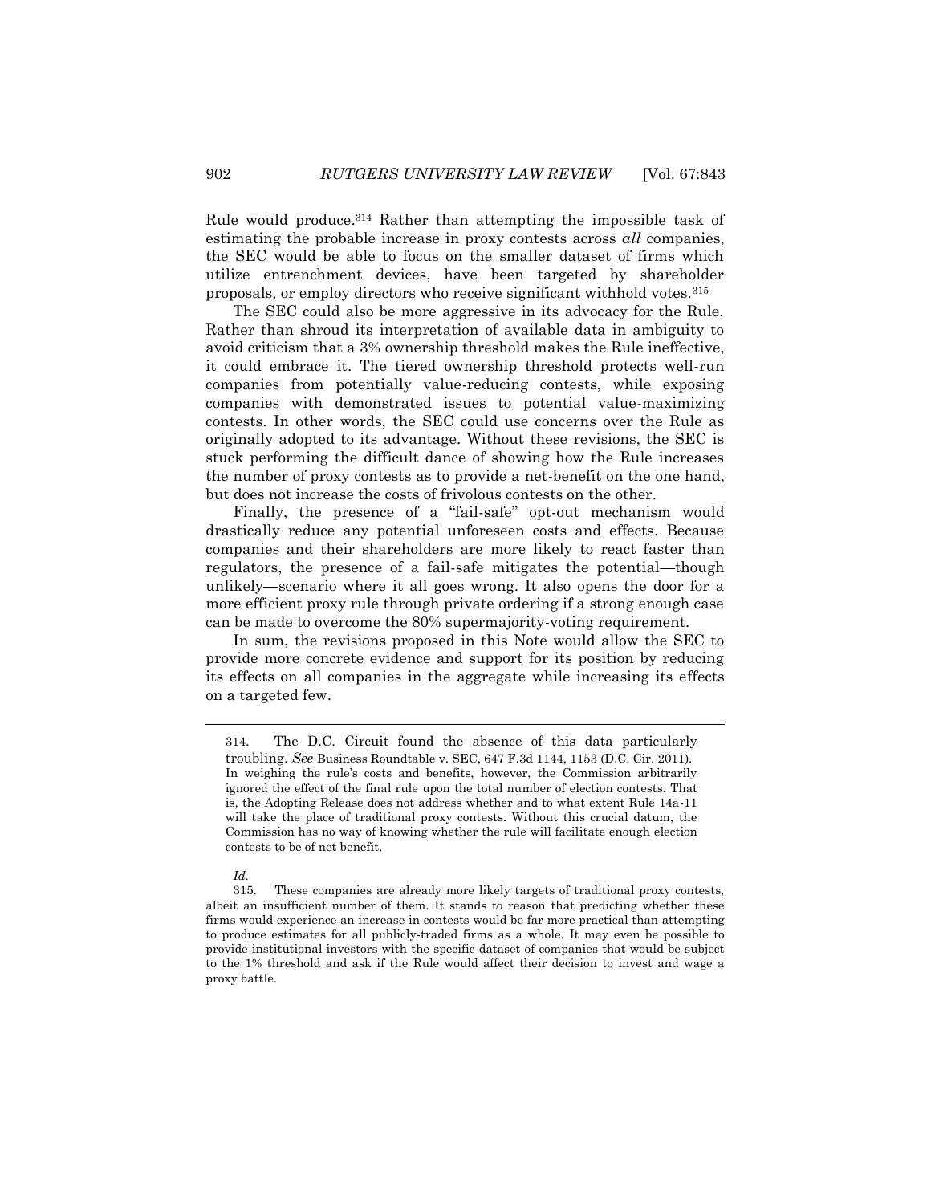Rule would produce.[314] Rather than attempting the impossible task of estimating the probable increase in proxy contests across *all* companies, the SEC would be able to focus on the smaller dataset of firms which utilize entrenchment devices, have been targeted by shareholder proposals, or employ directors who receive significant withhold votes.[315]

The SEC could also be more aggressive in its advocacy for the Rule. Rather than shroud its interpretation of available data in ambiguity to avoid criticism that a 3% ownership threshold makes the Rule ineffective, it could embrace it. The tiered ownership threshold protects well-run companies from potentially value-reducing contests, while exposing companies with demonstrated issues to potential value-maximizing contests. In other words, the SEC could use concerns over the Rule as originally adopted to its advantage. Without these revisions, the SEC is stuck performing the difficult dance of showing how the Rule increases the number of proxy contests as to provide a net-benefit on the one hand, but does not increase the costs of frivolous contests on the other.

Finally, the presence of a "fail-safe" opt-out mechanism would drastically reduce any potential unforeseen costs and effects. Because companies and their shareholders are more likely to react faster than regulators, the presence of a fail-safe mitigates the potential—though unlikely—scenario where it all goes wrong. It also opens the door for a more efficient proxy rule through private ordering if a strong enough case can be made to overcome the 80% supermajority-voting requirement.

In sum, the revisions proposed in this Note would allow the SEC to provide more concrete evidence and support for its position by reducing its effects on all companies in the aggregate while increasing its effects on a targeted few.

---

314. The D.C. Circuit found the absence of this data particularly troubling. *See* Business Roundtable v. SEC, 647 F.3d 1144, 1153 (D.C. Cir. 2011).

> In weighing the rule's costs and benefits, however, the Commission arbitrarily ignored the effect of the final rule upon the total number of election contests. That is, the Adopting Release does not address whether and to what extent Rule 14a-11 will take the place of traditional proxy contests. Without this crucial datum, the Commission has no way of knowing whether the rule will facilitate enough election contests to be of net benefit.

*Id.*

315. These companies are already more likely targets of traditional proxy contests, albeit an insufficient number of them. It stands to reason that predicting whether these firms would experience an increase in contests would be far more practical than attempting to produce estimates for all publicly-traded firms as a whole. It may even be possible to provide institutional investors with the specific dataset of companies that would be subject to the 1% threshold and ask if the Rule would affect their decision to invest and wage a proxy battle.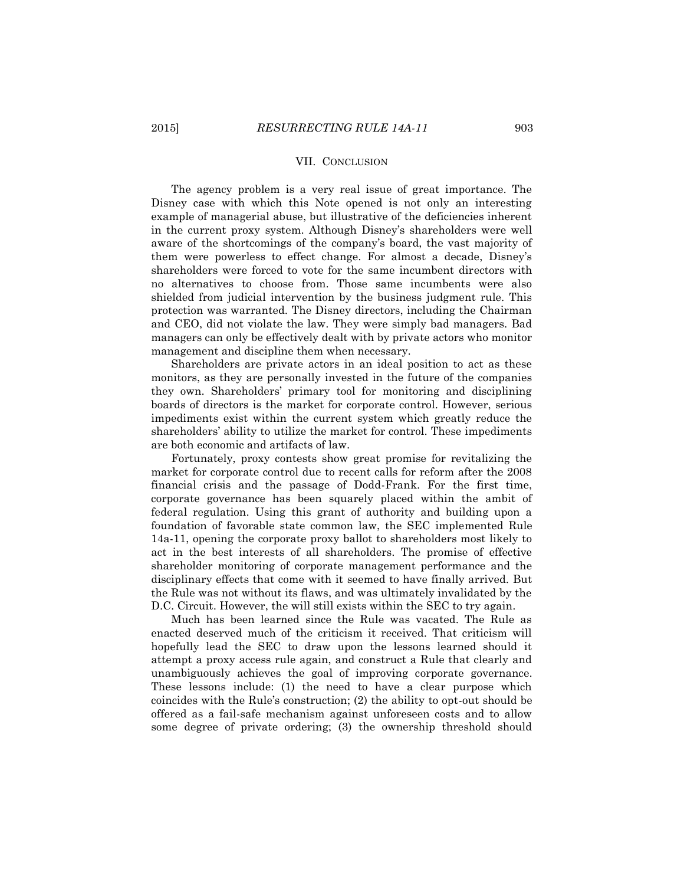## VII. CONCLUSION

The agency problem is a very real issue of great importance. The Disney case with which this Note opened is not only an interesting example of managerial abuse, but illustrative of the deficiencies inherent in the current proxy system. Although Disney's shareholders were well aware of the shortcomings of the company's board, the vast majority of them were powerless to effect change. For almost a decade, Disney's shareholders were forced to vote for the same incumbent directors with no alternatives to choose from. Those same incumbents were also shielded from judicial intervention by the business judgment rule. This protection was warranted. The Disney directors, including the Chairman and CEO, did not violate the law. They were simply bad managers. Bad managers can only be effectively dealt with by private actors who monitor management and discipline them when necessary.

Shareholders are private actors in an ideal position to act as these monitors, as they are personally invested in the future of the companies they own. Shareholders' primary tool for monitoring and disciplining boards of directors is the market for corporate control. However, serious impediments exist within the current system which greatly reduce the shareholders' ability to utilize the market for control. These impediments are both economic and artifacts of law.

Fortunately, proxy contests show great promise for revitalizing the market for corporate control due to recent calls for reform after the 2008 financial crisis and the passage of Dodd-Frank. For the first time, corporate governance has been squarely placed within the ambit of federal regulation. Using this grant of authority and building upon a foundation of favorable state common law, the SEC implemented Rule 14a-11, opening the corporate proxy ballot to shareholders most likely to act in the best interests of all shareholders. The promise of effective shareholder monitoring of corporate management performance and the disciplinary effects that come with it seemed to have finally arrived. But the Rule was not without its flaws, and was ultimately invalidated by the D.C. Circuit. However, the will still exists within the SEC to try again.

Much has been learned since the Rule was vacated. The Rule as enacted deserved much of the criticism it received. That criticism will hopefully lead the SEC to draw upon the lessons learned should it attempt a proxy access rule again, and construct a Rule that clearly and unambiguously achieves the goal of improving corporate governance. These lessons include: (1) the need to have a clear purpose which coincides with the Rule's construction; (2) the ability to opt-out should be offered as a fail-safe mechanism against unforeseen costs and to allow some degree of private ordering; (3) the ownership threshold should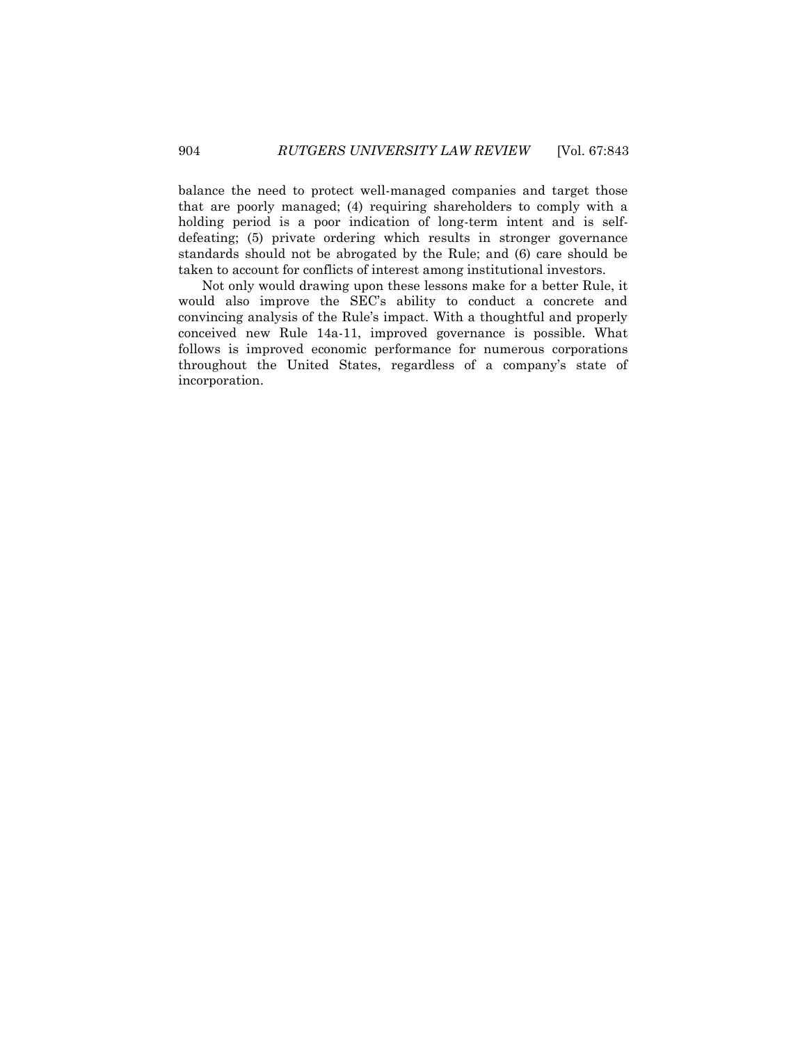balance the need to protect well-managed companies and target those that are poorly managed; (4) requiring shareholders to comply with a holding period is a poor indication of long-term intent and is self-defeating; (5) private ordering which results in stronger governance standards should not be abrogated by the Rule; and (6) care should be taken to account for conflicts of interest among institutional investors.

Not only would drawing upon these lessons make for a better Rule, it would also improve the SEC's ability to conduct a concrete and convincing analysis of the Rule's impact. With a thoughtful and properly conceived new Rule 14a-11, improved governance is possible. What follows is improved economic performance for numerous corporations throughout the United States, regardless of a company's state of incorporation.